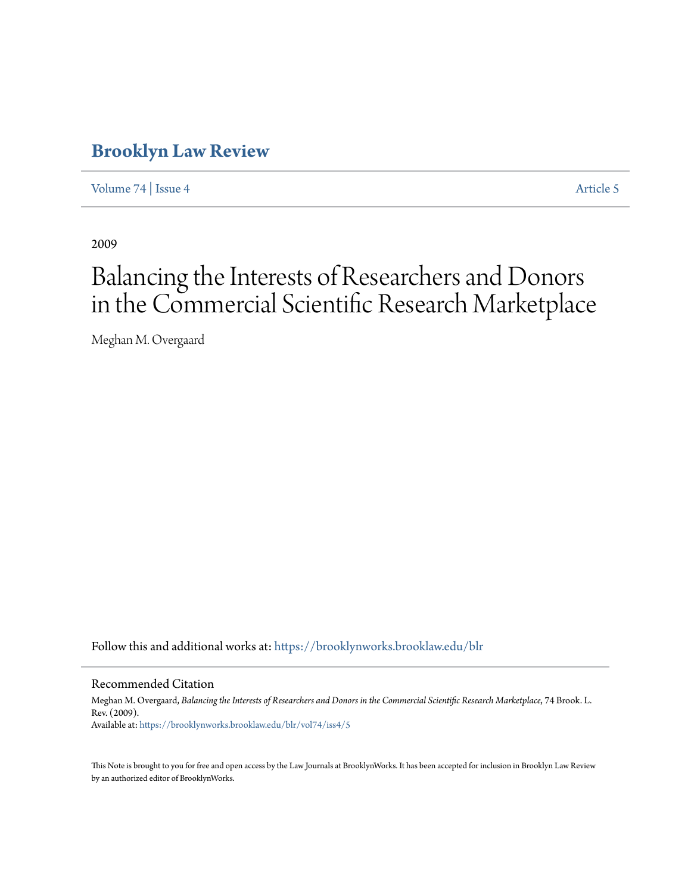# Brooklyn Law Review

Volume 74 | Issue 4 Article 5

2009

# Balancing the Interests of Researchers and Donors in the Commercial Scientific Research Marketplace

Meghan M. Overgaard

Follow this and additional works at: https://brooklynworks.brooklaw.edu/blr

## Recommended Citation

Meghan M. Overgaard, *Balancing the Interests of Researchers and Donors in the Commercial Scientific Research Marketplace*, 74 Brook. L. Rev. (2009).
Available at: https://brooklynworks.brooklaw.edu/blr/vol74/iss4/5

This Note is brought to you for free and open access by the Law Journals at BrooklynWorks. It has been accepted for inclusion in Brooklyn Law Review by an authorized editor of BrooklynWorks.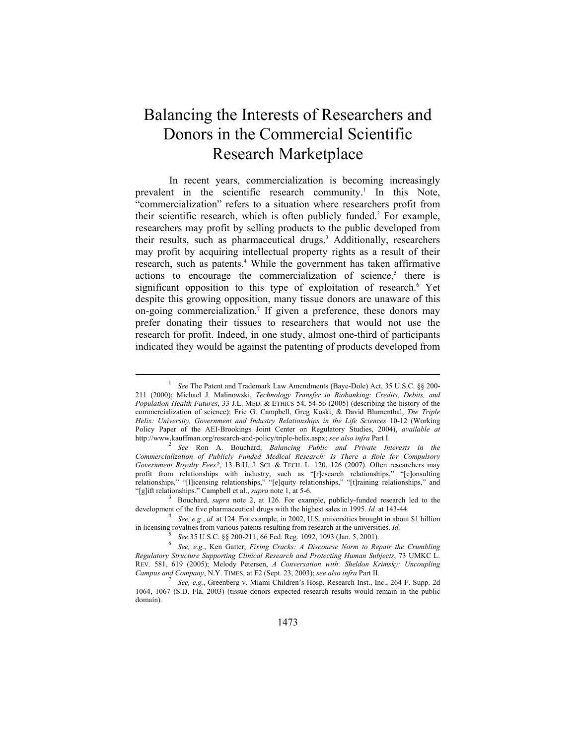# Balancing the Interests of Researchers and Donors in the Commercial Scientific Research Marketplace

In recent years, commercialization is becoming increasingly prevalent in the scientific research community.[1] In this Note, "commercialization" refers to a situation where researchers profit from their scientific research, which is often publicly funded.[2] For example, researchers may profit by selling products to the public developed from their results, such as pharmaceutical drugs.[3] Additionally, researchers may profit by acquiring intellectual property rights as a result of their research, such as patents.[4] While the government has taken affirmative actions to encourage the commercialization of science,[5] there is significant opposition to this type of exploitation of research.[6] Yet despite this growing opposition, many tissue donors are unaware of this on-going commercialization.[7] If given a preference, these donors may prefer donating their tissues to researchers that would not use the research for profit. Indeed, in one study, almost one-third of participants indicated they would be against the patenting of products developed from

---

[1] *See* The Patent and Trademark Law Amendments (Baye-Dole) Act, 35 U.S.C. §§ 200-211 (2000); Michael J. Malinowski, *Technology Transfer in Biobanking: Credits, Debits, and Population Health Futures*, 33 J.L. MED. & ETHICS 54, 54-56 (2005) (describing the history of the commercialization of science); Eric G. Campbell, Greg Koski, & David Blumenthal, *The Triple Helix: University, Government and Industry Relationships in the Life Sciences* 10-12 (Working Policy Paper of the AEI-Brookings Joint Center on Regulatory Studies, 2004), *available at* http://www.kauffman.org/research-and-policy/triple-helix.aspx; *see also infra* Part I.

[2] *See* Ron A. Bouchard, *Balancing Public and Private Interests in the Commercialization of Publicly Funded Medical Research: Is There a Role for Compulsory Government Royalty Fees?*, 13 B.U. J. SCI. & TECH. L. 120, 126 (2007). Often researchers may profit from relationships with industry, such as "[r]esearch relationships," "[c]onsulting relationships," "[l]icensing relationships," "[e]quity relationships," "[t]raining relationships," and "[g]ift relationships." Campbell et al., *supra* note 1, at 5-6.

[3] Bouchard, *supra* note 2, at 126. For example, publicly-funded research led to the development of the five pharmaceutical drugs with the highest sales in 1995. *Id.* at 143-44.

[4] *See, e.g.*, *id.* at 124. For example, in 2002, U.S. universities brought in about $1 billion in licensing royalties from various patents resulting from research at the universities. *Id.*

[5] *See* 35 U.S.C. §§ 200-211; 66 Fed. Reg. 1092, 1093 (Jan. 5, 2001).

[6] *See, e.g.*, Ken Gatter, *Fixing Cracks: A Discourse Norm to Repair the Crumbling Regulatory Structure Supporting Clinical Research and Protecting Human Subjects*, 73 UMKC L. REV. 581, 619 (2005); Melody Petersen, *A Conversation with: Sheldon Krimsky; Uncoupling Campus and Company*, N.Y. TIMES, at F2 (Sept. 23, 2003); *see also infra* Part II.

[7] *See, e.g.*, Greenberg v. Miami Children's Hosp. Research Inst., Inc., 264 F. Supp. 2d 1064, 1067 (S.D. Fla. 2003) (tissue donors expected research results would remain in the public domain).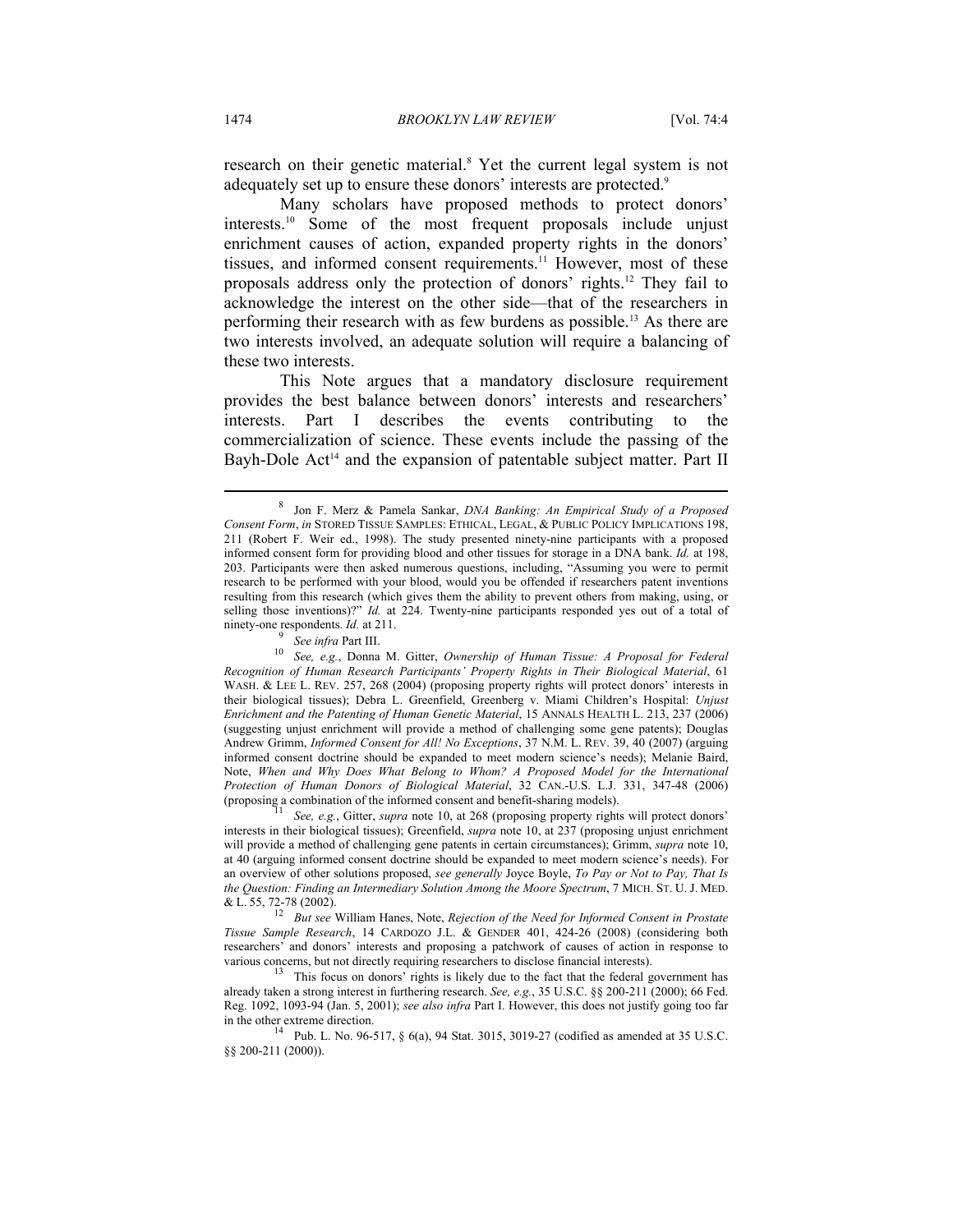research on their genetic material.[8] Yet the current legal system is not adequately set up to ensure these donors' interests are protected.[9]

Many scholars have proposed methods to protect donors' interests.[10] Some of the most frequent proposals include unjust enrichment causes of action, expanded property rights in the donors' tissues, and informed consent requirements.[11] However, most of these proposals address only the protection of donors' rights.[12] They fail to acknowledge the interest on the other side—that of the researchers in performing their research with as few burdens as possible.[13] As there are two interests involved, an adequate solution will require a balancing of these two interests.

This Note argues that a mandatory disclosure requirement provides the best balance between donors' interests and researchers' interests. Part I describes the events contributing to the commercialization of science. These events include the passing of the Bayh-Dole Act[14] and the expansion of patentable subject matter. Part II

---

[8] Jon F. Merz & Pamela Sankar, *DNA Banking: An Empirical Study of a Proposed Consent Form*, *in* STORED TISSUE SAMPLES: ETHICAL, LEGAL, & PUBLIC POLICY IMPLICATIONS 198, 211 (Robert F. Weir ed., 1998). The study presented ninety-nine participants with a proposed informed consent form for providing blood and other tissues for storage in a DNA bank. *Id.* at 198, 203. Participants were then asked numerous questions, including, "Assuming you were to permit research to be performed with your blood, would you be offended if researchers patent inventions resulting from this research (which gives them the ability to prevent others from making, using, or selling those inventions)?" *Id.* at 224. Twenty-nine participants responded yes out of a total of ninety-one respondents. *Id.* at 211.

[9] *See infra* Part III.

[10] *See, e.g.*, Donna M. Gitter, *Ownership of Human Tissue: A Proposal for Federal Recognition of Human Research Participants' Property Rights in Their Biological Material*, 61 WASH. & LEE L. REV. 257, 268 (2004) (proposing property rights will protect donors' interests in their biological tissues); Debra L. Greenfield, Greenberg v. Miami Children's Hospital: *Unjust Enrichment and the Patenting of Human Genetic Material*, 15 ANNALS HEALTH L. 213, 237 (2006) (suggesting unjust enrichment will provide a method of challenging some gene patents); Douglas Andrew Grimm, *Informed Consent for All! No Exceptions*, 37 N.M. L. REV. 39, 40 (2007) (arguing informed consent doctrine should be expanded to meet modern science's needs); Melanie Baird, Note, *When and Why Does What Belong to Whom? A Proposed Model for the International Protection of Human Donors of Biological Material*, 32 CAN.-U.S. L.J. 331, 347-48 (2006) (proposing a combination of the informed consent and benefit-sharing models).

[11] *See, e.g.*, Gitter, *supra* note 10, at 268 (proposing property rights will protect donors' interests in their biological tissues); Greenfield, *supra* note 10, at 237 (proposing unjust enrichment will provide a method of challenging gene patents in certain circumstances); Grimm, *supra* note 10, at 40 (arguing informed consent doctrine should be expanded to meet modern science's needs). For an overview of other solutions proposed, *see generally* Joyce Boyle, *To Pay or Not to Pay, That Is the Question: Finding an Intermediary Solution Among the Moore Spectrum*, 7 MICH. ST. U. J. MED. & L. 55, 72-78 (2002).

[12] *But see* William Hanes, Note, *Rejection of the Need for Informed Consent in Prostate Tissue Sample Research*, 14 CARDOZO J.L. & GENDER 401, 424-26 (2008) (considering both researchers' and donors' interests and proposing a patchwork of causes of action in response to various concerns, but not directly requiring researchers to disclose financial interests).

[13] This focus on donors' rights is likely due to the fact that the federal government has already taken a strong interest in furthering research. *See, e.g.*, 35 U.S.C. §§ 200-211 (2000); 66 Fed. Reg. 1092, 1093-94 (Jan. 5, 2001); *see also infra* Part I. However, this does not justify going too far in the other extreme direction.

[14] Pub. L. No. 96-517, § 6(a), 94 Stat. 3015, 3019-27 (codified as amended at 35 U.S.C. §§ 200-211 (2000)).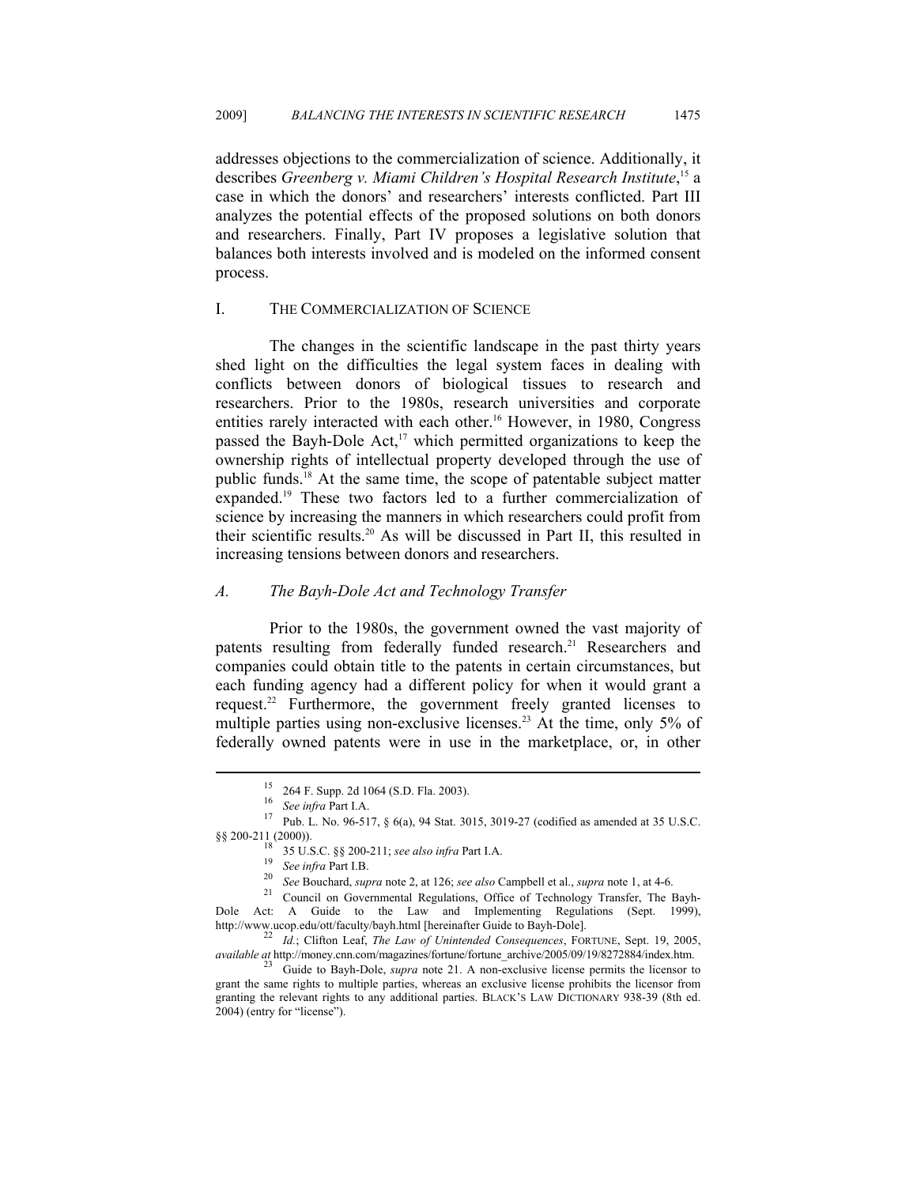addresses objections to the commercialization of science. Additionally, it describes *Greenberg v. Miami Children's Hospital Research Institute*,[15] a case in which the donors' and researchers' interests conflicted. Part III analyzes the potential effects of the proposed solutions on both donors and researchers. Finally, Part IV proposes a legislative solution that balances both interests involved and is modeled on the informed consent process.

## I. THE COMMERCIALIZATION OF SCIENCE

The changes in the scientific landscape in the past thirty years shed light on the difficulties the legal system faces in dealing with conflicts between donors of biological tissues to research and researchers. Prior to the 1980s, research universities and corporate entities rarely interacted with each other.[16] However, in 1980, Congress passed the Bayh-Dole Act,[17] which permitted organizations to keep the ownership rights of intellectual property developed through the use of public funds.[18] At the same time, the scope of patentable subject matter expanded.[19] These two factors led to a further commercialization of science by increasing the manners in which researchers could profit from their scientific results.[20] As will be discussed in Part II, this resulted in increasing tensions between donors and researchers.

### *A. The Bayh-Dole Act and Technology Transfer*

Prior to the 1980s, the government owned the vast majority of patents resulting from federally funded research.[21] Researchers and companies could obtain title to the patents in certain circumstances, but each funding agency had a different policy for when it would grant a request.[22] Furthermore, the government freely granted licenses to multiple parties using non-exclusive licenses.[23] At the time, only 5% of federally owned patents were in use in the marketplace, or, in other

---

[15] 264 F. Supp. 2d 1064 (S.D. Fla. 2003).

[16] *See infra* Part I.A.

[17] Pub. L. No. 96-517, § 6(a), 94 Stat. 3015, 3019-27 (codified as amended at 35 U.S.C. §§ 200-211 (2000)).

[18] 35 U.S.C. §§ 200-211; *see also infra* Part I.A.

[19] *See infra* Part I.B.

[20] *See* Bouchard, *supra* note 2, at 126; *see also* Campbell et al., *supra* note 1, at 4-6.

[21] Council on Governmental Regulations, Office of Technology Transfer, The Bayh-Dole Act: A Guide to the Law and Implementing Regulations (Sept. 1999), http://www.ucop.edu/ott/faculty/bayh.html [hereinafter Guide to Bayh-Dole].

[22] *Id.*; Clifton Leaf, *The Law of Unintended Consequences*, FORTUNE, Sept. 19, 2005, *available at* http://money.cnn.com/magazines/fortune/fortune_archive/2005/09/19/8272884/index.htm.

[23] Guide to Bayh-Dole, *supra* note 21. A non-exclusive license permits the licensor to grant the same rights to multiple parties, whereas an exclusive license prohibits the licensor from granting the relevant rights to any additional parties. BLACK'S LAW DICTIONARY 938-39 (8th ed. 2004) (entry for "license").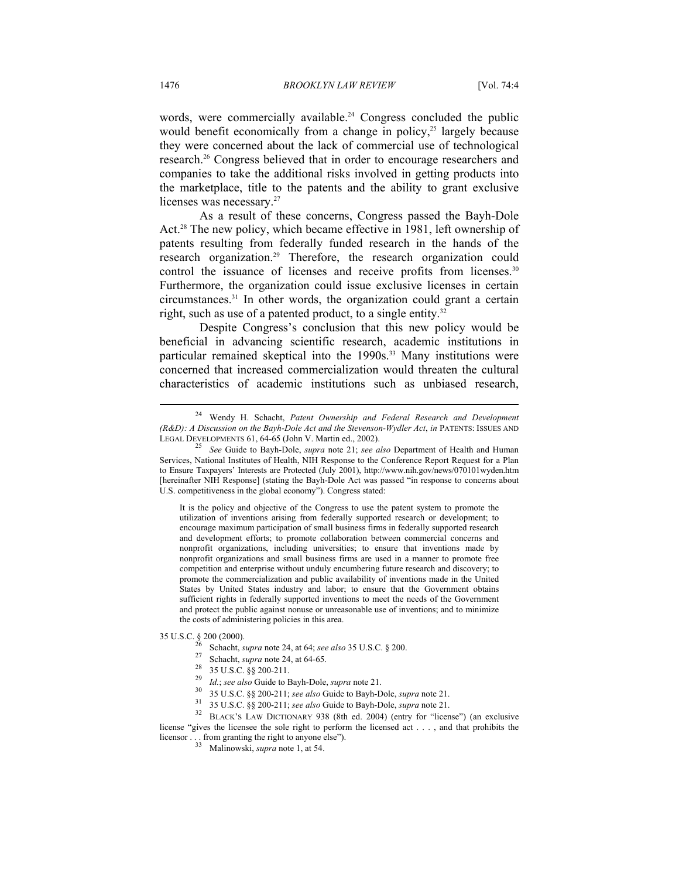words, were commercially available.[24] Congress concluded the public would benefit economically from a change in policy,[25] largely because they were concerned about the lack of commercial use of technological research.[26] Congress believed that in order to encourage researchers and companies to take the additional risks involved in getting products into the marketplace, title to the patents and the ability to grant exclusive licenses was necessary.[27]

As a result of these concerns, Congress passed the Bayh-Dole Act.[28] The new policy, which became effective in 1981, left ownership of patents resulting from federally funded research in the hands of the research organization.[29] Therefore, the research organization could control the issuance of licenses and receive profits from licenses.[30] Furthermore, the organization could issue exclusive licenses in certain circumstances.[31] In other words, the organization could grant a certain right, such as use of a patented product, to a single entity.[32]

Despite Congress's conclusion that this new policy would be beneficial in advancing scientific research, academic institutions in particular remained skeptical into the 1990s.[33] Many institutions were concerned that increased commercialization would threaten the cultural characteristics of academic institutions such as unbiased research,

---

[24] Wendy H. Schacht, *Patent Ownership and Federal Research and Development (R&D): A Discussion on the Bayh-Dole Act and the Stevenson-Wydler Act*, *in* PATENTS: ISSUES AND LEGAL DEVELOPMENTS 61, 64-65 (John V. Martin ed., 2002).

[25] *See* Guide to Bayh-Dole, *supra* note 21; *see also* Department of Health and Human Services, National Institutes of Health, NIH Response to the Conference Report Request for a Plan to Ensure Taxpayers' Interests are Protected (July 2001), http://www.nih.gov/news/070101wyden.htm [hereinafter NIH Response] (stating the Bayh-Dole Act was passed "in response to concerns about U.S. competitiveness in the global economy"). Congress stated:

> It is the policy and objective of the Congress to use the patent system to promote the utilization of inventions arising from federally supported research or development; to encourage maximum participation of small business firms in federally supported research and development efforts; to promote collaboration between commercial concerns and nonprofit organizations, including universities; to ensure that inventions made by nonprofit organizations and small business firms are used in a manner to promote free competition and enterprise without unduly encumbering future research and discovery; to promote the commercialization and public availability of inventions made in the United States by United States industry and labor; to ensure that the Government obtains sufficient rights in federally supported inventions to meet the needs of the Government and protect the public against nonuse or unreasonable use of inventions; and to minimize the costs of administering policies in this area.

35 U.S.C. § 200 (2000).

[26] Schacht, *supra* note 24, at 64; *see also* 35 U.S.C. § 200.

[27] Schacht, *supra* note 24, at 64-65.

[28] 35 U.S.C. §§ 200-211.

[29] *Id.*; *see also* Guide to Bayh-Dole, *supra* note 21.

[30] 35 U.S.C. §§ 200-211; *see also* Guide to Bayh-Dole, *supra* note 21.

[31] 35 U.S.C. §§ 200-211; *see also* Guide to Bayh-Dole, *supra* note 21.

[32] BLACK'S LAW DICTIONARY 938 (8th ed. 2004) (entry for "license") (an exclusive license "gives the licensee the sole right to perform the licensed act . . . , and that prohibits the licensor . . . from granting the right to anyone else").

[33] Malinowski, *supra* note 1, at 54.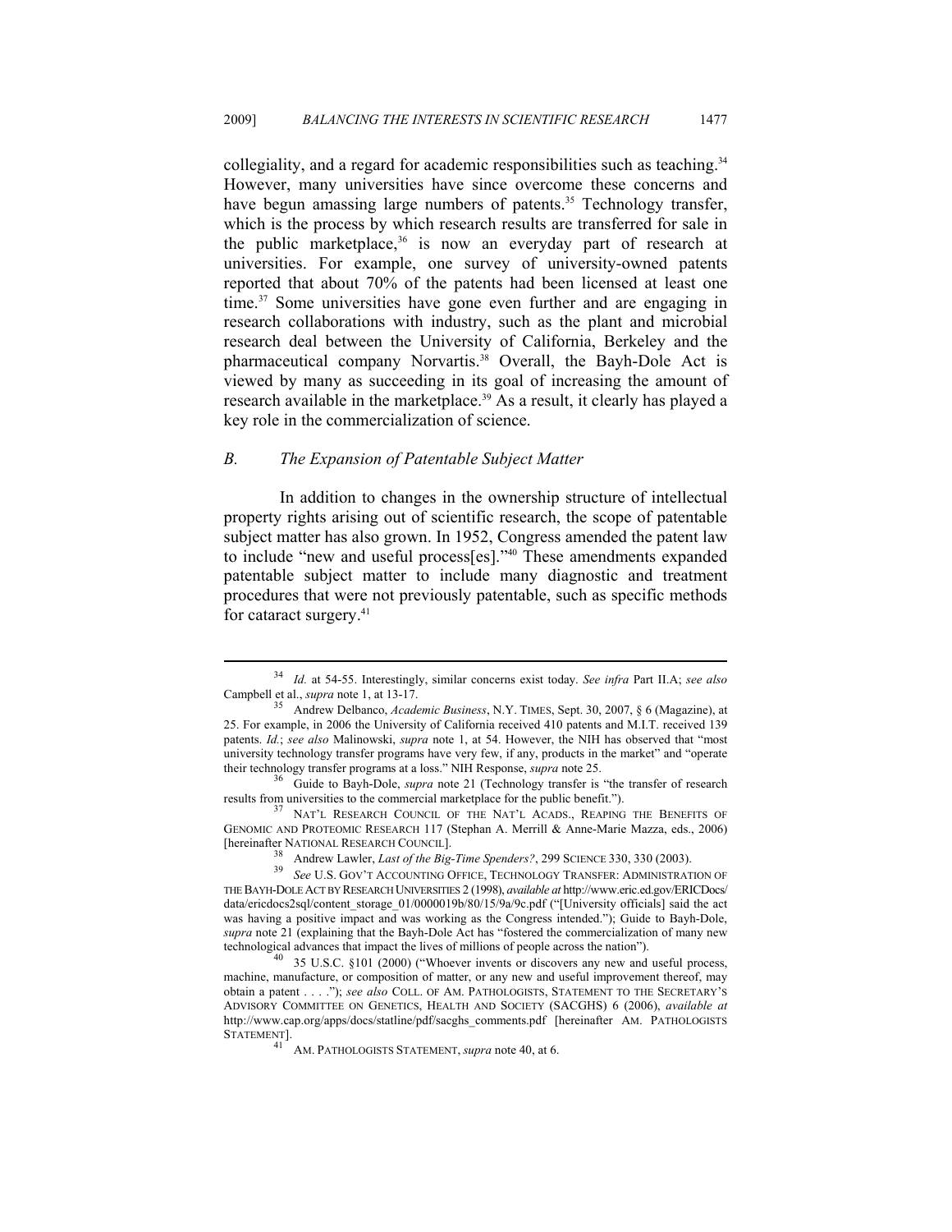collegiality, and a regard for academic responsibilities such as teaching.[34] However, many universities have since overcome these concerns and have begun amassing large numbers of patents.[35] Technology transfer, which is the process by which research results are transferred for sale in the public marketplace,[36] is now an everyday part of research at universities. For example, one survey of university-owned patents reported that about 70% of the patents had been licensed at least one time.[37] Some universities have gone even further and are engaging in research collaborations with industry, such as the plant and microbial research deal between the University of California, Berkeley and the pharmaceutical company Norvartis.[38] Overall, the Bayh-Dole Act is viewed by many as succeeding in its goal of increasing the amount of research available in the marketplace.[39] As a result, it clearly has played a key role in the commercialization of science.

### *B. The Expansion of Patentable Subject Matter*

In addition to changes in the ownership structure of intellectual property rights arising out of scientific research, the scope of patentable subject matter has also grown. In 1952, Congress amended the patent law to include "new and useful process[es]."[40] These amendments expanded patentable subject matter to include many diagnostic and treatment procedures that were not previously patentable, such as specific methods for cataract surgery.[41]

---

[34] *Id.* at 54-55. Interestingly, similar concerns exist today. *See infra* Part II.A; *see also* Campbell et al., *supra* note 1, at 13-17.

[35] Andrew Delbanco, *Academic Business*, N.Y. TIMES, Sept. 30, 2007, § 6 (Magazine), at 25. For example, in 2006 the University of California received 410 patents and M.I.T. received 139 patents. *Id.*; *see also* Malinowski, *supra* note 1, at 54. However, the NIH has observed that "most university technology transfer programs have very few, if any, products in the market" and "operate their technology transfer programs at a loss." NIH Response, *supra* note 25.

[36] Guide to Bayh-Dole, *supra* note 21 (Technology transfer is "the transfer of research results from universities to the commercial marketplace for the public benefit.").

[37] NAT'L RESEARCH COUNCIL OF THE NAT'L ACADS., REAPING THE BENEFITS OF GENOMIC AND PROTEOMIC RESEARCH 117 (Stephan A. Merrill & Anne-Marie Mazza, eds., 2006) [hereinafter NATIONAL RESEARCH COUNCIL].

[38] Andrew Lawler, *Last of the Big-Time Spenders?*, 299 SCIENCE 330, 330 (2003).

[39] *See* U.S. GOV'T ACCOUNTING OFFICE, TECHNOLOGY TRANSFER: ADMINISTRATION OF THE BAYH-DOLE ACT BY RESEARCH UNIVERSITIES 2 (1998), *available at* http://www.eric.ed.gov/ERICDocs/data/ericdocs2sql/content_storage_01/0000019b/80/15/9a/9c.pdf ("[University officials] said the act was having a positive impact and was working as the Congress intended."); Guide to Bayh-Dole, *supra* note 21 (explaining that the Bayh-Dole Act has "fostered the commercialization of many new technological advances that impact the lives of millions of people across the nation").

[40] 35 U.S.C. §101 (2000) ("Whoever invents or discovers any new and useful process, machine, manufacture, or composition of matter, or any new and useful improvement thereof, may obtain a patent . . . ."); *see also* COLL. OF AM. PATHOLOGISTS, STATEMENT TO THE SECRETARY'S ADVISORY COMMITTEE ON GENETICS, HEALTH AND SOCIETY (SACGHS) 6 (2006), *available at* http://www.cap.org/apps/docs/statline/pdf/sacghs_comments.pdf [hereinafter AM. PATHOLOGISTS STATEMENT].

[41] AM. PATHOLOGISTS STATEMENT, *supra* note 40, at 6.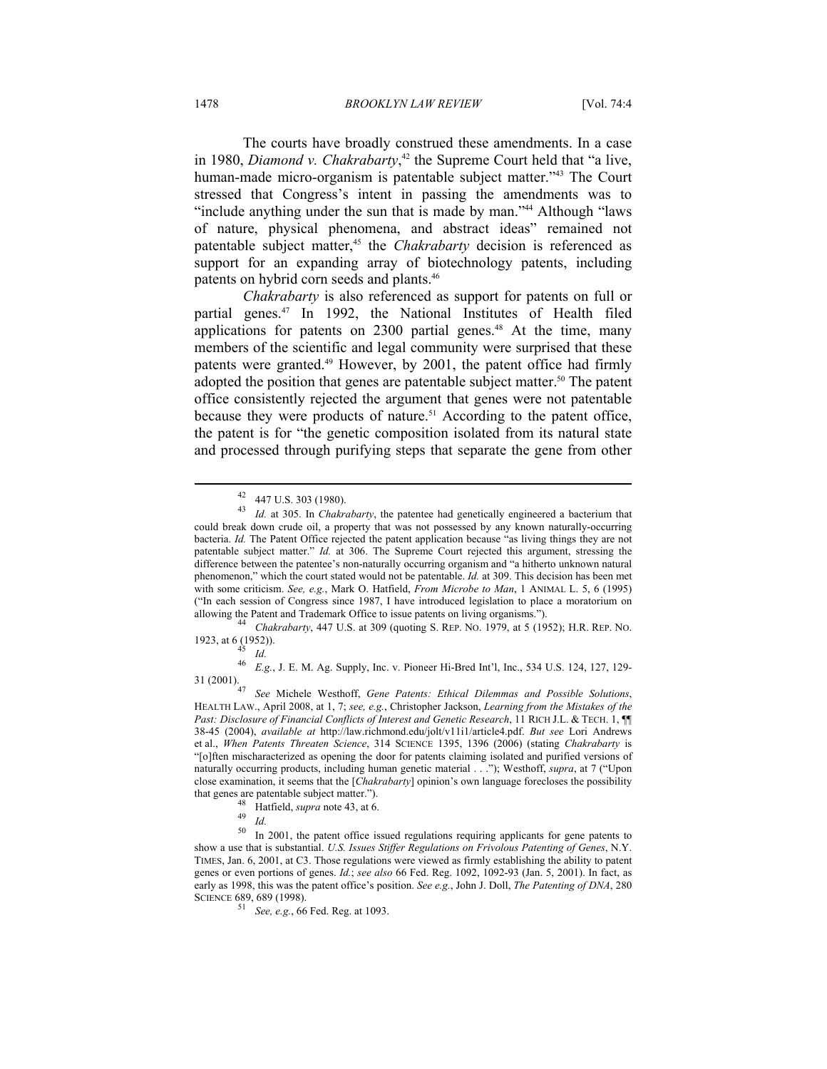The courts have broadly construed these amendments. In a case in 1980, *Diamond v. Chakrabarty*,[42] the Supreme Court held that "a live, human-made micro-organism is patentable subject matter."[43] The Court stressed that Congress's intent in passing the amendments was to "include anything under the sun that is made by man."[44] Although "laws of nature, physical phenomena, and abstract ideas" remained not patentable subject matter,[45] the *Chakrabarty* decision is referenced as support for an expanding array of biotechnology patents, including patents on hybrid corn seeds and plants.[46]

*Chakrabarty* is also referenced as support for patents on full or partial genes.[47] In 1992, the National Institutes of Health filed applications for patents on 2300 partial genes.[48] At the time, many members of the scientific and legal community were surprised that these patents were granted.[49] However, by 2001, the patent office had firmly adopted the position that genes are patentable subject matter.[50] The patent office consistently rejected the argument that genes were not patentable because they were products of nature.[51] According to the patent office, the patent is for "the genetic composition isolated from its natural state and processed through purifying steps that separate the gene from other

---

[42] 447 U.S. 303 (1980).

[43] *Id.* at 305. In *Chakrabarty*, the patentee had genetically engineered a bacterium that could break down crude oil, a property that was not possessed by any known naturally-occurring bacteria. *Id.* The Patent Office rejected the patent application because "as living things they are not patentable subject matter." *Id.* at 306. The Supreme Court rejected this argument, stressing the difference between the patentee's non-naturally occurring organism and "a hitherto unknown natural phenomenon," which the court stated would not be patentable. *Id.* at 309. This decision has been met with some criticism. *See, e.g.*, Mark O. Hatfield, *From Microbe to Man*, 1 ANIMAL L. 5, 6 (1995) ("In each session of Congress since 1987, I have introduced legislation to place a moratorium on allowing the Patent and Trademark Office to issue patents on living organisms.").

[44] *Chakrabarty*, 447 U.S. at 309 (quoting S. REP. NO. 1979, at 5 (1952); H.R. REP. NO. 1923, at 6 (1952)).

[45] *Id.*

[46] *E.g.*, J. E. M. Ag. Supply, Inc. v. Pioneer Hi-Bred Int'l, Inc., 534 U.S. 124, 127, 129-31 (2001).

[47] *See* Michele Westhoff, *Gene Patents: Ethical Dilemmas and Possible Solutions*, HEALTH LAW., April 2008, at 1, 7; *see, e.g.*, Christopher Jackson, *Learning from the Mistakes of the Past: Disclosure of Financial Conflicts of Interest and Genetic Research*, 11 RICH J.L. & TECH. 1, ¶¶ 38-45 (2004), *available at* http://law.richmond.edu/jolt/v11i1/article4.pdf. *But see* Lori Andrews et al., *When Patents Threaten Science*, 314 SCIENCE 1395, 1396 (2006) (stating *Chakrabarty* is "[o]ften mischaracterized as opening the door for patents claiming isolated and purified versions of naturally occurring products, including human genetic material . . ."); Westhoff, *supra*, at 7 ("Upon close examination, it seems that the [*Chakrabarty*] opinion's own language forecloses the possibility that genes are patentable subject matter.").

[48] Hatfield, *supra* note 43, at 6.

[49] *Id.*

[50] In 2001, the patent office issued regulations requiring applicants for gene patents to show a use that is substantial. *U.S. Issues Stiffer Regulations on Frivolous Patenting of Genes*, N.Y. TIMES, Jan. 6, 2001, at C3. Those regulations were viewed as firmly establishing the ability to patent genes or even portions of genes. *Id.*; *see also* 66 Fed. Reg. 1092, 1092-93 (Jan. 5, 2001). In fact, as early as 1998, this was the patent office's position. *See e.g.*, John J. Doll, *The Patenting of DNA*, 280 SCIENCE 689, 689 (1998).

[51] *See, e.g.*, 66 Fed. Reg. at 1093.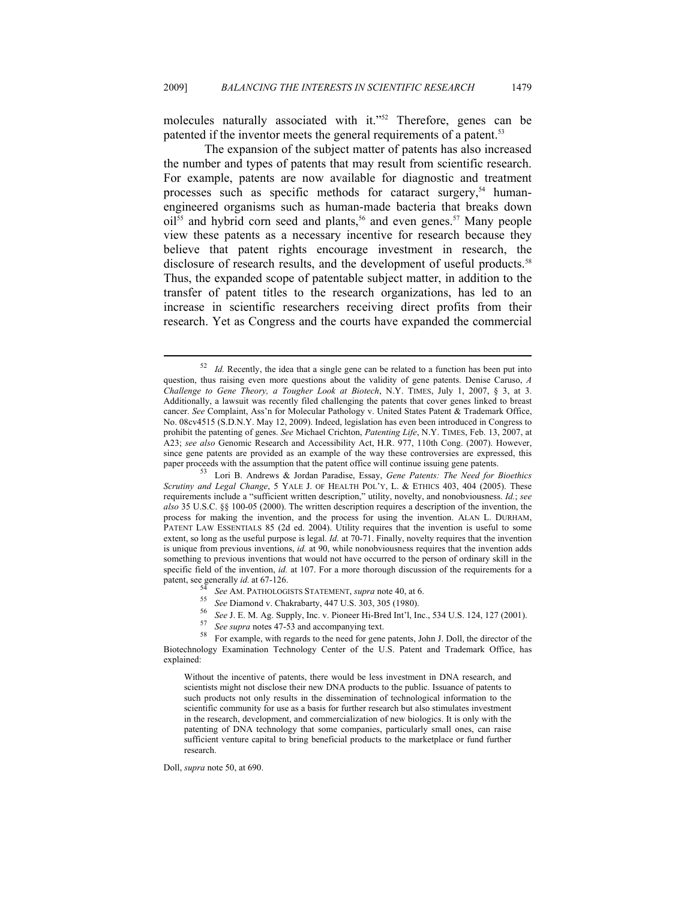molecules naturally associated with it."[52] Therefore, genes can be patented if the inventor meets the general requirements of a patent.[53]

The expansion of the subject matter of patents has also increased the number and types of patents that may result from scientific research. For example, patents are now available for diagnostic and treatment processes such as specific methods for cataract surgery,[54] human-engineered organisms such as human-made bacteria that breaks down oil[55] and hybrid corn seed and plants,[56] and even genes.[57] Many people view these patents as a necessary incentive for research because they believe that patent rights encourage investment in research, the disclosure of research results, and the development of useful products.[58] Thus, the expanded scope of patentable subject matter, in addition to the transfer of patent titles to the research organizations, has led to an increase in scientific researchers receiving direct profits from their research. Yet as Congress and the courts have expanded the commercial

---

[52] *Id.* Recently, the idea that a single gene can be related to a function has been put into question, thus raising even more questions about the validity of gene patents. Denise Caruso, *A Challenge to Gene Theory, a Tougher Look at Biotech*, N.Y. TIMES, July 1, 2007, § 3, at 3. Additionally, a lawsuit was recently filed challenging the patents that cover genes linked to breast cancer. *See* Complaint, Ass'n for Molecular Pathology v. United States Patent & Trademark Office, No. 08cv4515 (S.D.N.Y. May 12, 2009). Indeed, legislation has even been introduced in Congress to prohibit the patenting of genes. *See* Michael Crichton, *Patenting Life*, N.Y. TIMES, Feb. 13, 2007, at A23; *see also* Genomic Research and Accessibility Act, H.R. 977, 110th Cong. (2007). However, since gene patents are provided as an example of the way these controversies are expressed, this paper proceeds with the assumption that the patent office will continue issuing gene patents.

[53] Lori B. Andrews & Jordan Paradise, Essay, *Gene Patents: The Need for Bioethics Scrutiny and Legal Change*, 5 YALE J. OF HEALTH POL'Y, L. & ETHICS 403, 404 (2005). These requirements include a "sufficient written description," utility, novelty, and nonobviousness. *Id.*; *see also* 35 U.S.C. §§ 100-05 (2000). The written description requires a description of the invention, the process for making the invention, and the process for using the invention. ALAN L. DURHAM, PATENT LAW ESSENTIALS 85 (2d ed. 2004). Utility requires that the invention is useful to some extent, so long as the useful purpose is legal. *Id.* at 70-71. Finally, novelty requires that the invention is unique from previous inventions, *id.* at 90, while nonobviousness requires that the invention adds something to previous inventions that would not have occurred to the person of ordinary skill in the specific field of the invention, *id.* at 107. For a more thorough discussion of the requirements for a patent, see generally *id.* at 67-126.

[54] *See* AM. PATHOLOGISTS STATEMENT, *supra* note 40, at 6.

[55] *See* Diamond v. Chakrabarty, 447 U.S. 303, 305 (1980).

[56] *See* J. E. M. Ag. Supply, Inc. v. Pioneer Hi-Bred Int'l, Inc., 534 U.S. 124, 127 (2001).

[57] *See supra* notes 47-53 and accompanying text.

[58] For example, with regards to the need for gene patents, John J. Doll, the director of the Biotechnology Examination Technology Center of the U.S. Patent and Trademark Office, has explained:

> Without the incentive of patents, there would be less investment in DNA research, and scientists might not disclose their new DNA products to the public. Issuance of patents to such products not only results in the dissemination of technological information to the scientific community for use as a basis for further research but also stimulates investment in the research, development, and commercialization of new biologics. It is only with the patenting of DNA technology that some companies, particularly small ones, can raise sufficient venture capital to bring beneficial products to the marketplace or fund further research.

Doll, *supra* note 50, at 690.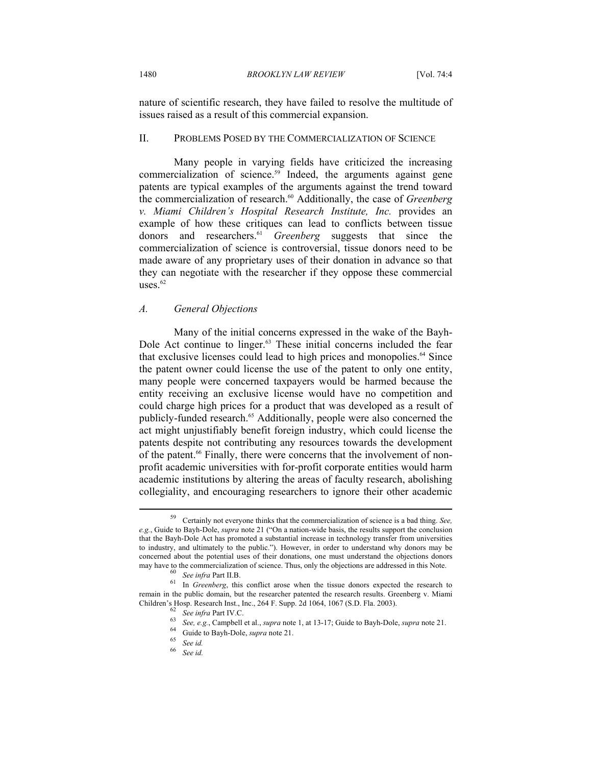nature of scientific research, they have failed to resolve the multitude of issues raised as a result of this commercial expansion.

## II. Problems Posed by the Commercialization of Science

Many people in varying fields have criticized the increasing commercialization of science.[59] Indeed, the arguments against gene patents are typical examples of the arguments against the trend toward the commercialization of research.[60] Additionally, the case of *Greenberg v. Miami Children's Hospital Research Institute, Inc.* provides an example of how these critiques can lead to conflicts between tissue donors and researchers.[61] *Greenberg* suggests that since the commercialization of science is controversial, tissue donors need to be made aware of any proprietary uses of their donation in advance so that they can negotiate with the researcher if they oppose these commercial uses.[62]

### *A. General Objections*

Many of the initial concerns expressed in the wake of the Bayh-Dole Act continue to linger.[63] These initial concerns included the fear that exclusive licenses could lead to high prices and monopolies.[64] Since the patent owner could license the use of the patent to only one entity, many people were concerned taxpayers would be harmed because the entity receiving an exclusive license would have no competition and could charge high prices for a product that was developed as a result of publicly-funded research.[65] Additionally, people were also concerned the act might unjustifiably benefit foreign industry, which could license the patents despite not contributing any resources towards the development of the patent.[66] Finally, there were concerns that the involvement of non-profit academic universities with for-profit corporate entities would harm academic institutions by altering the areas of faculty research, abolishing collegiality, and encouraging researchers to ignore their other academic

---

[59] Certainly not everyone thinks that the commercialization of science is a bad thing. *See, e.g.*, Guide to Bayh-Dole, *supra* note 21 ("On a nation-wide basis, the results support the conclusion that the Bayh-Dole Act has promoted a substantial increase in technology transfer from universities to industry, and ultimately to the public."). However, in order to understand why donors may be concerned about the potential uses of their donations, one must understand the objections donors may have to the commercialization of science. Thus, only the objections are addressed in this Note.

[60] *See infra* Part II.B.

[61] In *Greenberg*, this conflict arose when the tissue donors expected the research to remain in the public domain, but the researcher patented the research results. Greenberg v. Miami Children's Hosp. Research Inst., Inc., 264 F. Supp. 2d 1064, 1067 (S.D. Fla. 2003).

[62] *See infra* Part IV.C.

[63] *See, e.g.*, Campbell et al., *supra* note 1, at 13-17; Guide to Bayh-Dole, *supra* note 21.

[64] Guide to Bayh-Dole, *supra* note 21.

[65] *See id.*

[66] *See id.*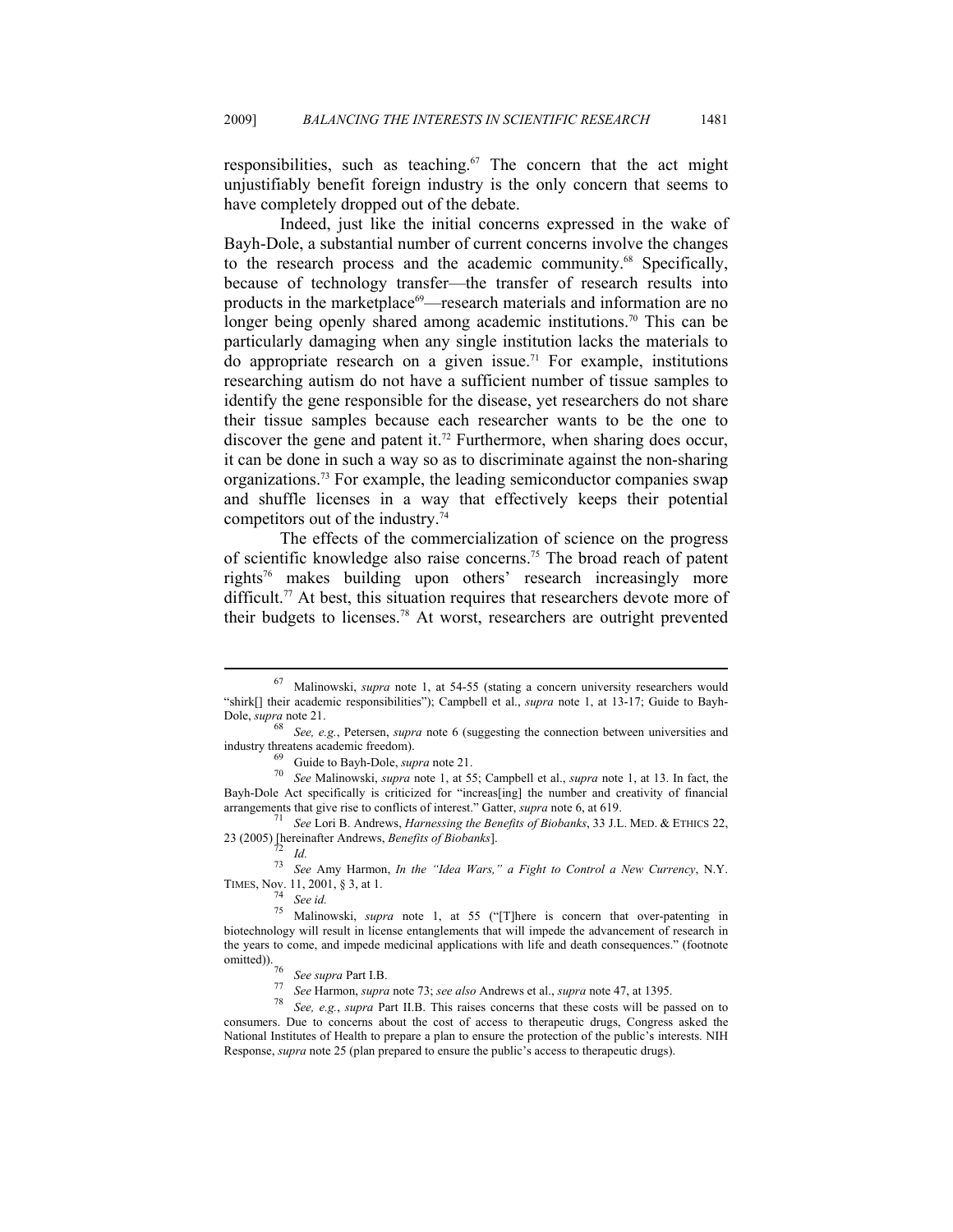responsibilities, such as teaching.[67] The concern that the act might unjustifiably benefit foreign industry is the only concern that seems to have completely dropped out of the debate.

Indeed, just like the initial concerns expressed in the wake of Bayh-Dole, a substantial number of current concerns involve the changes to the research process and the academic community.[68] Specifically, because of technology transfer—the transfer of research results into products in the marketplace[69]—research materials and information are no longer being openly shared among academic institutions.[70] This can be particularly damaging when any single institution lacks the materials to do appropriate research on a given issue.[71] For example, institutions researching autism do not have a sufficient number of tissue samples to identify the gene responsible for the disease, yet researchers do not share their tissue samples because each researcher wants to be the one to discover the gene and patent it.[72] Furthermore, when sharing does occur, it can be done in such a way so as to discriminate against the non-sharing organizations.[73] For example, the leading semiconductor companies swap and shuffle licenses in a way that effectively keeps their potential competitors out of the industry.[74]

The effects of the commercialization of science on the progress of scientific knowledge also raise concerns.[75] The broad reach of patent rights[76] makes building upon others' research increasingly more difficult.[77] At best, this situation requires that researchers devote more of their budgets to licenses.[78] At worst, researchers are outright prevented

---

[67] Malinowski, *supra* note 1, at 54-55 (stating a concern university researchers would "shirk[] their academic responsibilities"); Campbell et al., *supra* note 1, at 13-17; Guide to Bayh-Dole, *supra* note 21.

[68] *See, e.g.*, Petersen, *supra* note 6 (suggesting the connection between universities and industry threatens academic freedom).

[69] Guide to Bayh-Dole, *supra* note 21.

[70] *See* Malinowski, *supra* note 1, at 55; Campbell et al., *supra* note 1, at 13. In fact, the Bayh-Dole Act specifically is criticized for "increas[ing] the number and creativity of financial arrangements that give rise to conflicts of interest." Gatter, *supra* note 6, at 619.

[71] *See* Lori B. Andrews, *Harnessing the Benefits of Biobanks*, 33 J.L. MED. & ETHICS 22, 23 (2005) [hereinafter Andrews, *Benefits of Biobanks*].

[72] *Id.*

[73] *See* Amy Harmon, *In the "Idea Wars," a Fight to Control a New Currency*, N.Y. TIMES, Nov. 11, 2001, § 3, at 1.

[74] *See id.*

[75] Malinowski, *supra* note 1, at 55 ("[T]here is concern that over-patenting in biotechnology will result in license entanglements that will impede the advancement of research in the years to come, and impede medicinal applications with life and death consequences." (footnote omitted)).

[76] *See supra* Part I.B.

[77] *See* Harmon, *supra* note 73; *see also* Andrews et al., *supra* note 47, at 1395.

[78] *See, e.g.*, *supra* Part II.B. This raises concerns that these costs will be passed on to consumers. Due to concerns about the cost of access to therapeutic drugs, Congress asked the National Institutes of Health to prepare a plan to ensure the protection of the public's interests. NIH Response, *supra* note 25 (plan prepared to ensure the public's access to therapeutic drugs).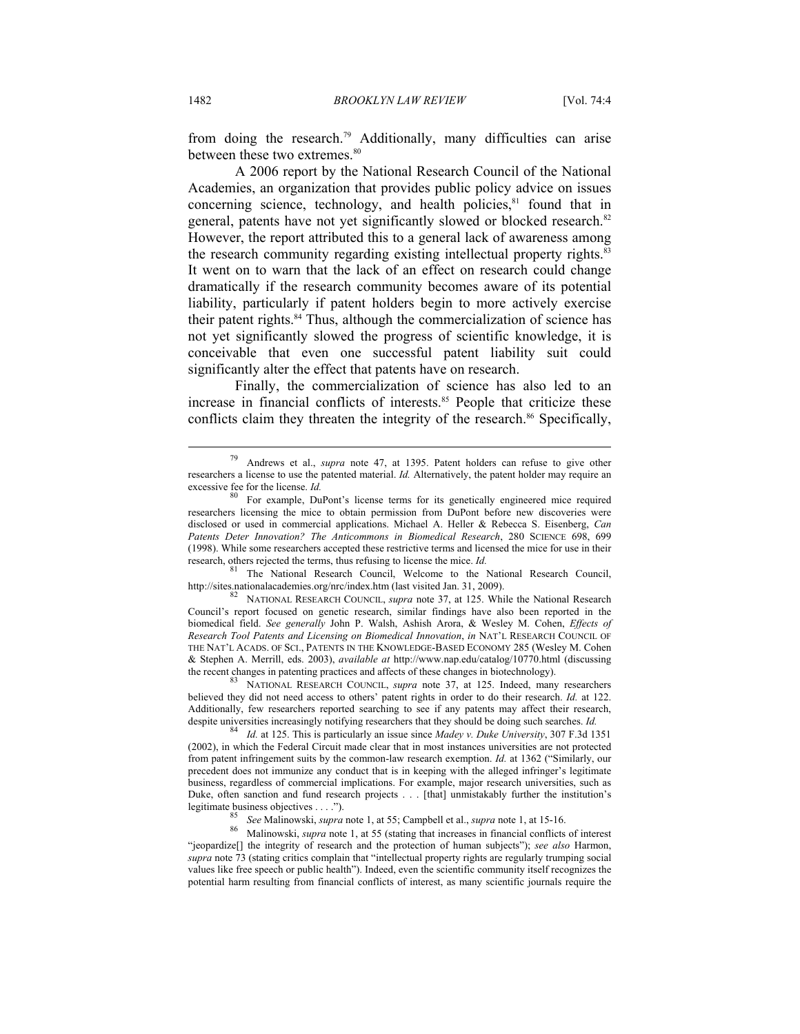from doing the research.[79] Additionally, many difficulties can arise between these two extremes.[80]

A 2006 report by the National Research Council of the National Academies, an organization that provides public policy advice on issues concerning science, technology, and health policies,[81] found that in general, patents have not yet significantly slowed or blocked research.[82] However, the report attributed this to a general lack of awareness among the research community regarding existing intellectual property rights.[83] It went on to warn that the lack of an effect on research could change dramatically if the research community becomes aware of its potential liability, particularly if patent holders begin to more actively exercise their patent rights.[84] Thus, although the commercialization of science has not yet significantly slowed the progress of scientific knowledge, it is conceivable that even one successful patent liability suit could significantly alter the effect that patents have on research.

Finally, the commercialization of science has also led to an increase in financial conflicts of interests.[85] People that criticize these conflicts claim they threaten the integrity of the research.[86] Specifically,

---

[79] Andrews et al., *supra* note 47, at 1395. Patent holders can refuse to give other researchers a license to use the patented material. *Id.* Alternatively, the patent holder may require an excessive fee for the license. *Id.*

[80] For example, DuPont's license terms for its genetically engineered mice required researchers licensing the mice to obtain permission from DuPont before new discoveries were disclosed or used in commercial applications. Michael A. Heller & Rebecca S. Eisenberg, *Can Patents Deter Innovation? The Anticommons in Biomedical Research*, 280 SCIENCE 698, 699 (1998). While some researchers accepted these restrictive terms and licensed the mice for use in their research, others rejected the terms, thus refusing to license the mice. *Id.*

[81] The National Research Council, Welcome to the National Research Council, http://sites.nationalacademies.org/nrc/index.htm (last visited Jan. 31, 2009).

[82] NATIONAL RESEARCH COUNCIL, *supra* note 37, at 125. While the National Research Council's report focused on genetic research, similar findings have also been reported in the biomedical field. *See generally* John P. Walsh, Ashish Arora, & Wesley M. Cohen, *Effects of Research Tool Patents and Licensing on Biomedical Innovation*, *in* NAT'L RESEARCH COUNCIL OF THE NAT'L ACADS. OF SCI., PATENTS IN THE KNOWLEDGE-BASED ECONOMY 285 (Wesley M. Cohen & Stephen A. Merrill, eds. 2003), *available at* http://www.nap.edu/catalog/10770.html (discussing the recent changes in patenting practices and affects of these changes in biotechnology).

[83] NATIONAL RESEARCH COUNCIL, *supra* note 37, at 125. Indeed, many researchers believed they did not need access to others' patent rights in order to do their research. *Id.* at 122. Additionally, few researchers reported searching to see if any patents may affect their research, despite universities increasingly notifying researchers that they should be doing such searches. *Id.*

[84] *Id.* at 125. This is particularly an issue since *Madey v. Duke University*, 307 F.3d 1351 (2002), in which the Federal Circuit made clear that in most instances universities are not protected from patent infringement suits by the common-law research exemption. *Id.* at 1362 ("Similarly, our precedent does not immunize any conduct that is in keeping with the alleged infringer's legitimate business, regardless of commercial implications. For example, major research universities, such as Duke, often sanction and fund research projects . . . [that] unmistakably further the institution's legitimate business objectives . . . .").

[85] *See* Malinowski, *supra* note 1, at 55; Campbell et al., *supra* note 1, at 15-16.

[86] Malinowski, *supra* note 1, at 55 (stating that increases in financial conflicts of interest "jeopardize[] the integrity of research and the protection of human subjects"); *see also* Harmon, *supra* note 73 (stating critics complain that "intellectual property rights are regularly trumping social values like free speech or public health"). Indeed, even the scientific community itself recognizes the potential harm resulting from financial conflicts of interest, as many scientific journals require the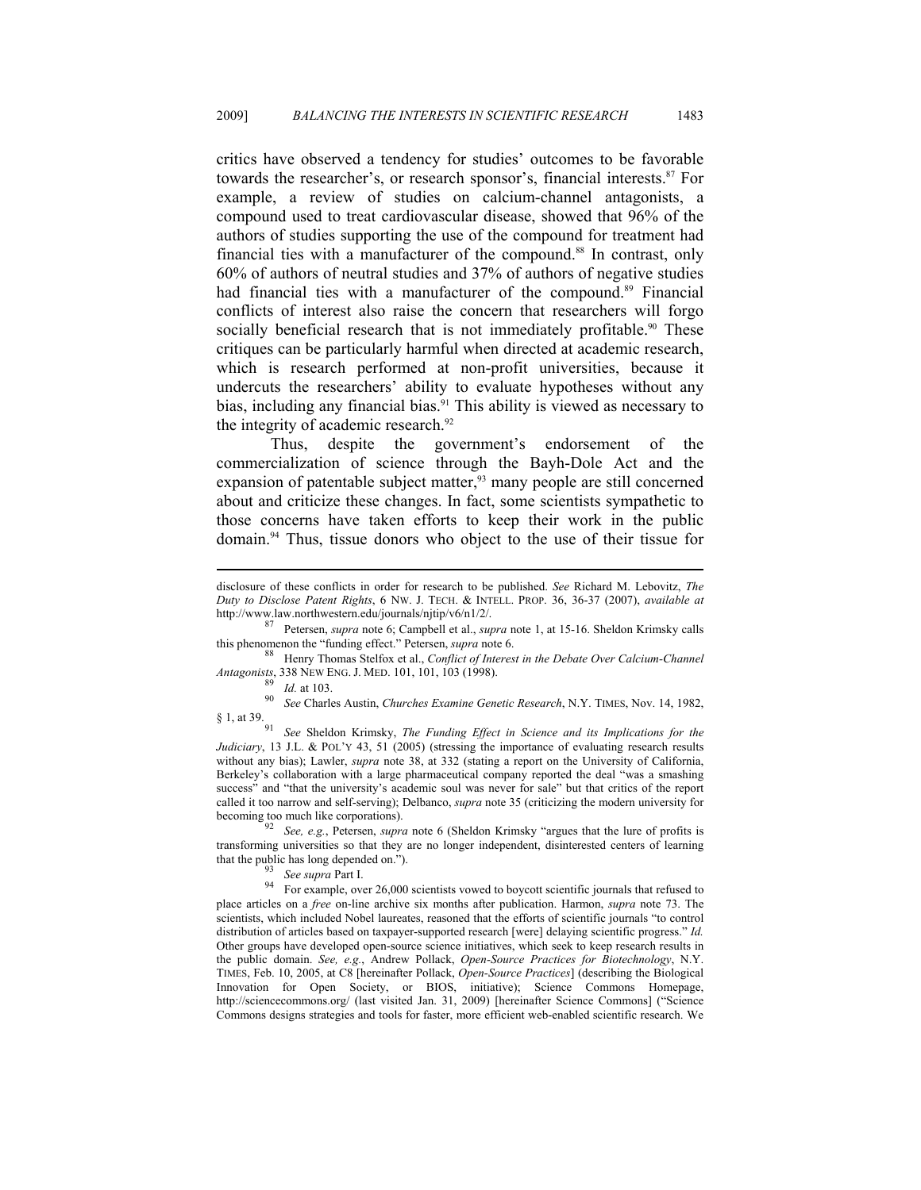critics have observed a tendency for studies' outcomes to be favorable towards the researcher's, or research sponsor's, financial interests.[87] For example, a review of studies on calcium-channel antagonists, a compound used to treat cardiovascular disease, showed that 96% of the authors of studies supporting the use of the compound for treatment had financial ties with a manufacturer of the compound.[88] In contrast, only 60% of authors of neutral studies and 37% of authors of negative studies had financial ties with a manufacturer of the compound.[89] Financial conflicts of interest also raise the concern that researchers will forgo socially beneficial research that is not immediately profitable.[90] These critiques can be particularly harmful when directed at academic research, which is research performed at non-profit universities, because it undercuts the researchers' ability to evaluate hypotheses without any bias, including any financial bias.[91] This ability is viewed as necessary to the integrity of academic research.[92]

Thus, despite the government's endorsement of the commercialization of science through the Bayh-Dole Act and the expansion of patentable subject matter,[93] many people are still concerned about and criticize these changes. In fact, some scientists sympathetic to those concerns have taken efforts to keep their work in the public domain.[94] Thus, tissue donors who object to the use of their tissue for

---

disclosure of these conflicts in order for research to be published. *See* Richard M. Lebovitz, *The Duty to Disclose Patent Rights*, 6 NW. J. TECH. & INTELL. PROP. 36, 36-37 (2007), *available at* http://www.law.northwestern.edu/journals/njtip/v6/n1/2/.

[87] Petersen, *supra* note 6; Campbell et al., *supra* note 1, at 15-16. Sheldon Krimsky calls this phenomenon the "funding effect." Petersen, *supra* note 6.

[88] Henry Thomas Stelfox et al., *Conflict of Interest in the Debate Over Calcium-Channel Antagonists*, 338 NEW ENG. J. MED. 101, 101, 103 (1998).

[89] *Id.* at 103.

[90] *See* Charles Austin, *Churches Examine Genetic Research*, N.Y. TIMES, Nov. 14, 1982, § 1, at 39.

[91] *See* Sheldon Krimsky, *The Funding Effect in Science and its Implications for the Judiciary*, 13 J.L. & POL'Y 43, 51 (2005) (stressing the importance of evaluating research results without any bias); Lawler, *supra* note 38, at 332 (stating a report on the University of California, Berkeley's collaboration with a large pharmaceutical company reported the deal "was a smashing success" and "that the university's academic soul was never for sale" but that critics of the report called it too narrow and self-serving); Delbanco, *supra* note 35 (criticizing the modern university for becoming too much like corporations).

[92] *See, e.g.*, Petersen, *supra* note 6 (Sheldon Krimsky "argues that the lure of profits is transforming universities so that they are no longer independent, disinterested centers of learning that the public has long depended on.").

[93] *See supra* Part I.

[94] For example, over 26,000 scientists vowed to boycott scientific journals that refused to place articles on a *free* on-line archive six months after publication. Harmon, *supra* note 73. The scientists, which included Nobel laureates, reasoned that the efforts of scientific journals "to control distribution of articles based on taxpayer-supported research [were] delaying scientific progress." *Id.* Other groups have developed open-source science initiatives, which seek to keep research results in the public domain. *See, e.g.*, Andrew Pollack, *Open-Source Practices for Biotechnology*, N.Y. TIMES, Feb. 10, 2005, at C8 [hereinafter Pollack, *Open-Source Practices*] (describing the Biological Innovation for Open Society, or BIOS, initiative); Science Commons Homepage, http://sciencecommons.org/ (last visited Jan. 31, 2009) [hereinafter Science Commons] ("Science Commons designs strategies and tools for faster, more efficient web-enabled scientific research. We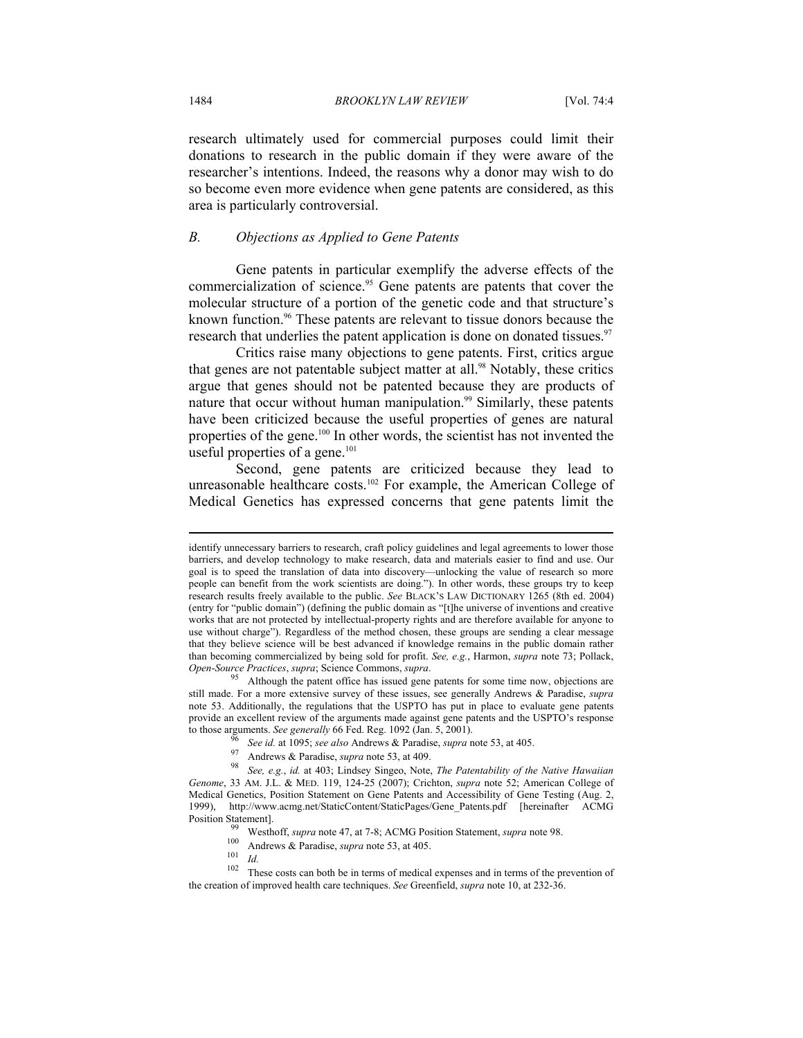research ultimately used for commercial purposes could limit their donations to research in the public domain if they were aware of the researcher's intentions. Indeed, the reasons why a donor may wish to do so become even more evidence when gene patents are considered, as this area is particularly controversial.

### *B. Objections as Applied to Gene Patents*

Gene patents in particular exemplify the adverse effects of the commercialization of science.[95] Gene patents are patents that cover the molecular structure of a portion of the genetic code and that structure's known function.[96] These patents are relevant to tissue donors because the research that underlies the patent application is done on donated tissues.[97]

Critics raise many objections to gene patents. First, critics argue that genes are not patentable subject matter at all.[98] Notably, these critics argue that genes should not be patented because they are products of nature that occur without human manipulation.[99] Similarly, these patents have been criticized because the useful properties of genes are natural properties of the gene.[100] In other words, the scientist has not invented the useful properties of a gene.[101]

Second, gene patents are criticized because they lead to unreasonable healthcare costs.[102] For example, the American College of Medical Genetics has expressed concerns that gene patents limit the

---

identify unnecessary barriers to research, craft policy guidelines and legal agreements to lower those barriers, and develop technology to make research, data and materials easier to find and use. Our goal is to speed the translation of data into discovery—unlocking the value of research so more people can benefit from the work scientists are doing."). In other words, these groups try to keep research results freely available to the public. *See* BLACK'S LAW DICTIONARY 1265 (8th ed. 2004) (entry for "public domain") (defining the public domain as "[t]he universe of inventions and creative works that are not protected by intellectual-property rights and are therefore available for anyone to use without charge"). Regardless of the method chosen, these groups are sending a clear message that they believe science will be best advanced if knowledge remains in the public domain rather than becoming commercialized by being sold for profit. *See, e.g.*, Harmon, *supra* note 73; Pollack, *Open-Source Practices*, *supra*; Science Commons, *supra*.

[95] Although the patent office has issued gene patents for some time now, objections are still made. For a more extensive survey of these issues, see generally Andrews & Paradise, *supra* note 53. Additionally, the regulations that the USPTO has put in place to evaluate gene patents provide an excellent review of the arguments made against gene patents and the USPTO's response to those arguments. *See generally* 66 Fed. Reg. 1092 (Jan. 5, 2001).

[96] *See id.* at 1095; *see also* Andrews & Paradise, *supra* note 53, at 405.

[97] Andrews & Paradise, *supra* note 53, at 409.

[98] *See, e.g.*, *id.* at 403; Lindsey Singeo, Note, *The Patentability of the Native Hawaiian Genome*, 33 AM. J.L. & MED. 119, 124-25 (2007); Crichton, *supra* note 52; American College of Medical Genetics, Position Statement on Gene Patents and Accessibility of Gene Testing (Aug. 2, 1999), http://www.acmg.net/StaticContent/StaticPages/Gene_Patents.pdf [hereinafter ACMG Position Statement].

[99] Westhoff, *supra* note 47, at 7-8; ACMG Position Statement, *supra* note 98.

[100] Andrews & Paradise, *supra* note 53, at 405.

[101] *Id.*

[102] These costs can both be in terms of medical expenses and in terms of the prevention of the creation of improved health care techniques. *See* Greenfield, *supra* note 10, at 232-36.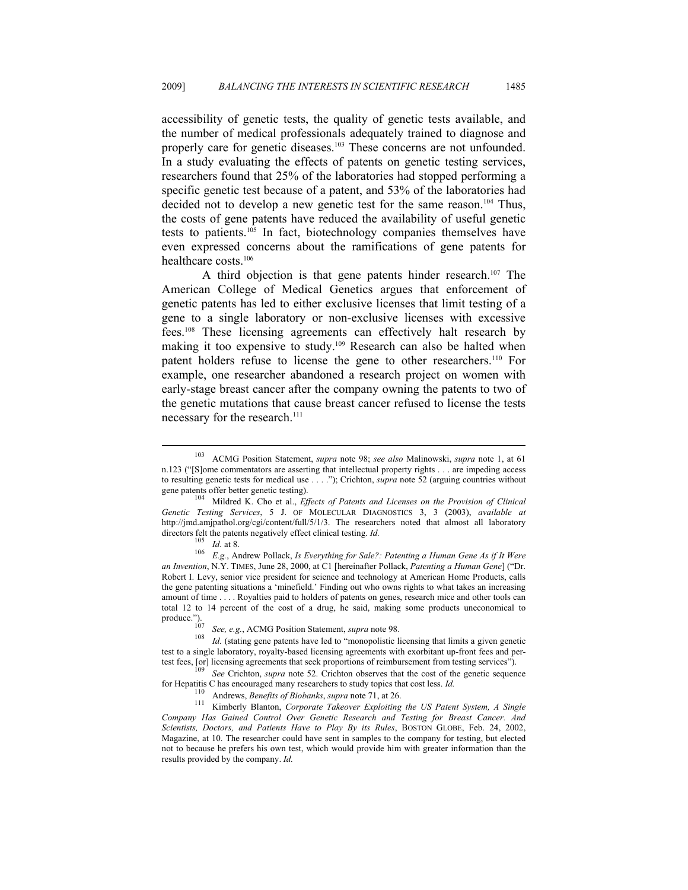accessibility of genetic tests, the quality of genetic tests available, and the number of medical professionals adequately trained to diagnose and properly care for genetic diseases.[103] These concerns are not unfounded. In a study evaluating the effects of patents on genetic testing services, researchers found that 25% of the laboratories had stopped performing a specific genetic test because of a patent, and 53% of the laboratories had decided not to develop a new genetic test for the same reason.[104] Thus, the costs of gene patents have reduced the availability of useful genetic tests to patients.[105] In fact, biotechnology companies themselves have even expressed concerns about the ramifications of gene patents for healthcare costs.[106]

A third objection is that gene patents hinder research.[107] The American College of Medical Genetics argues that enforcement of genetic patents has led to either exclusive licenses that limit testing of a gene to a single laboratory or non-exclusive licenses with excessive fees.[108] These licensing agreements can effectively halt research by making it too expensive to study.[109] Research can also be halted when patent holders refuse to license the gene to other researchers.[110] For example, one researcher abandoned a research project on women with early-stage breast cancer after the company owning the patents to two of the genetic mutations that cause breast cancer refused to license the tests necessary for the research.[111]

---

[103] ACMG Position Statement, *supra* note 98; *see also* Malinowski, *supra* note 1, at 61 n.123 ("[S]ome commentators are asserting that intellectual property rights . . . are impeding access to resulting genetic tests for medical use . . . ."); Crichton, *supra* note 52 (arguing countries without gene patents offer better genetic testing).

[104] Mildred K. Cho et al., *Effects of Patents and Licenses on the Provision of Clinical Genetic Testing Services*, 5 J. OF MOLECULAR DIAGNOSTICS 3, 3 (2003), *available at* http://jmd.amjpathol.org/cgi/content/full/5/1/3. The researchers noted that almost all laboratory directors felt the patents negatively effect clinical testing. *Id.*

[105] *Id.* at 8.

[106] *E.g.*, Andrew Pollack, *Is Everything for Sale?: Patenting a Human Gene As if It Were an Invention*, N.Y. TIMES, June 28, 2000, at C1 [hereinafter Pollack, *Patenting a Human Gene*] ("Dr. Robert I. Levy, senior vice president for science and technology at American Home Products, calls the gene patenting situations a 'minefield.' Finding out who owns rights to what takes an increasing amount of time . . . . Royalties paid to holders of patents on genes, research mice and other tools can total 12 to 14 percent of the cost of a drug, he said, making some products uneconomical to produce.").

[107] *See, e.g.*, ACMG Position Statement, *supra* note 98.

[108] *Id.* (stating gene patents have led to "monopolistic licensing that limits a given genetic test to a single laboratory, royalty-based licensing agreements with exorbitant up-front fees and per-test fees, [or] licensing agreements that seek proportions of reimbursement from testing services").

[109] *See* Crichton, *supra* note 52. Crichton observes that the cost of the genetic sequence for Hepatitis C has encouraged many researchers to study topics that cost less. *Id.*

[110] Andrews, *Benefits of Biobanks*, *supra* note 71, at 26.

[111] Kimberly Blanton, *Corporate Takeover Exploiting the US Patent System, A Single Company Has Gained Control Over Genetic Research and Testing for Breast Cancer. And Scientists, Doctors, and Patients Have to Play By its Rules*, BOSTON GLOBE, Feb. 24, 2002, Magazine, at 10. The researcher could have sent in samples to the company for testing, but elected not to because he prefers his own test, which would provide him with greater information than the results provided by the company. *Id.*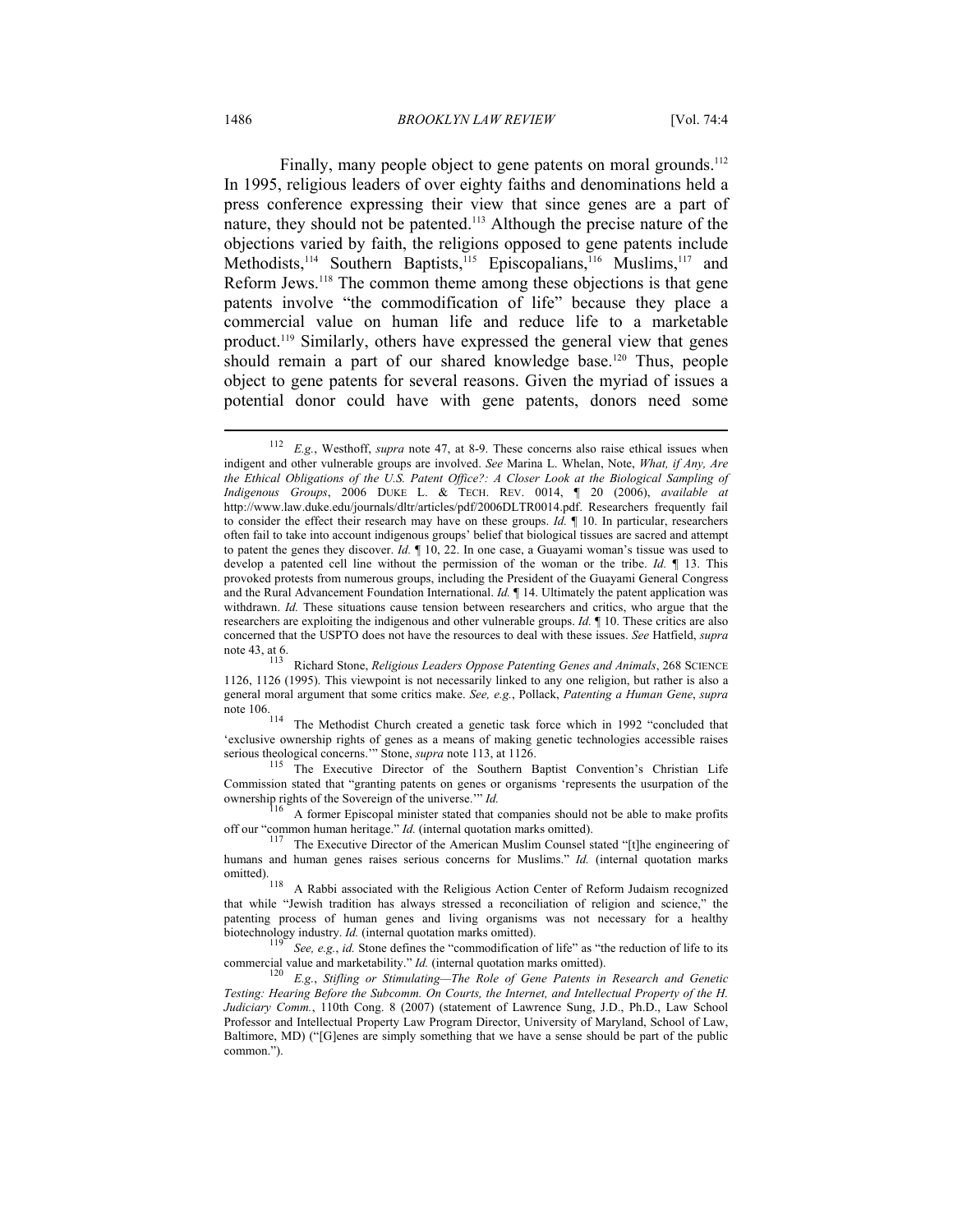Finally, many people object to gene patents on moral grounds.[112] In 1995, religious leaders of over eighty faiths and denominations held a press conference expressing their view that since genes are a part of nature, they should not be patented.[113] Although the precise nature of the objections varied by faith, the religions opposed to gene patents include Methodists,[114] Southern Baptists,[115] Episcopalians,[116] Muslims,[117] and Reform Jews.[118] The common theme among these objections is that gene patents involve "the commodification of life" because they place a commercial value on human life and reduce life to a marketable product.[119] Similarly, others have expressed the general view that genes should remain a part of our shared knowledge base.[120] Thus, people object to gene patents for several reasons. Given the myriad of issues a potential donor could have with gene patents, donors need some

---

[112] *E.g.*, Westhoff, *supra* note 47, at 8-9. These concerns also raise ethical issues when indigent and other vulnerable groups are involved. *See* Marina L. Whelan, Note, *What, if Any, Are the Ethical Obligations of the U.S. Patent Office?: A Closer Look at the Biological Sampling of Indigenous Groups*, 2006 DUKE L. & TECH. REV. 0014, ¶ 20 (2006), *available at* http://www.law.duke.edu/journals/dltr/articles/pdf/2006DLTR0014.pdf. Researchers frequently fail to consider the effect their research may have on these groups. *Id.* ¶ 10. In particular, researchers often fail to take into account indigenous groups' belief that biological tissues are sacred and attempt to patent the genes they discover. *Id.* ¶ 10, 22. In one case, a Guayami woman's tissue was used to develop a patented cell line without the permission of the woman or the tribe. *Id.* ¶ 13. This provoked protests from numerous groups, including the President of the Guayami General Congress and the Rural Advancement Foundation International. *Id.* ¶ 14. Ultimately the patent application was withdrawn. *Id.* These situations cause tension between researchers and critics, who argue that the researchers are exploiting the indigenous and other vulnerable groups. *Id.* ¶ 10. These critics are also concerned that the USPTO does not have the resources to deal with these issues. *See* Hatfield, *supra* note 43, at 6.

[113] Richard Stone, *Religious Leaders Oppose Patenting Genes and Animals*, 268 SCIENCE 1126, 1126 (1995). This viewpoint is not necessarily linked to any one religion, but rather is also a general moral argument that some critics make. *See, e.g.*, Pollack, *Patenting a Human Gene*, *supra* note 106.

[114] The Methodist Church created a genetic task force which in 1992 "concluded that 'exclusive ownership rights of genes as a means of making genetic technologies accessible raises serious theological concerns.'" Stone, *supra* note 113, at 1126.

[115] The Executive Director of the Southern Baptist Convention's Christian Life Commission stated that "granting patents on genes or organisms 'represents the usurpation of the ownership rights of the Sovereign of the universe.'" *Id.*

[116] A former Episcopal minister stated that companies should not be able to make profits off our "common human heritage." *Id.* (internal quotation marks omitted).

[117] The Executive Director of the American Muslim Counsel stated "[t]he engineering of humans and human genes raises serious concerns for Muslims." *Id.* (internal quotation marks omitted).

[118] A Rabbi associated with the Religious Action Center of Reform Judaism recognized that while "Jewish tradition has always stressed a reconciliation of religion and science," the patenting process of human genes and living organisms was not necessary for a healthy biotechnology industry. *Id.* (internal quotation marks omitted).

[119] *See, e.g.*, *id.* Stone defines the "commodification of life" as "the reduction of life to its commercial value and marketability." *Id.* (internal quotation marks omitted).

[120] *E.g.*, *Stifling or Stimulating—The Role of Gene Patents in Research and Genetic Testing: Hearing Before the Subcomm. On Courts, the Internet, and Intellectual Property of the H. Judiciary Comm.*, 110th Cong. 8 (2007) (statement of Lawrence Sung, J.D., Ph.D., Law School Professor and Intellectual Property Law Program Director, University of Maryland, School of Law, Baltimore, MD) ("[G]enes are simply something that we have a sense should be part of the public common.").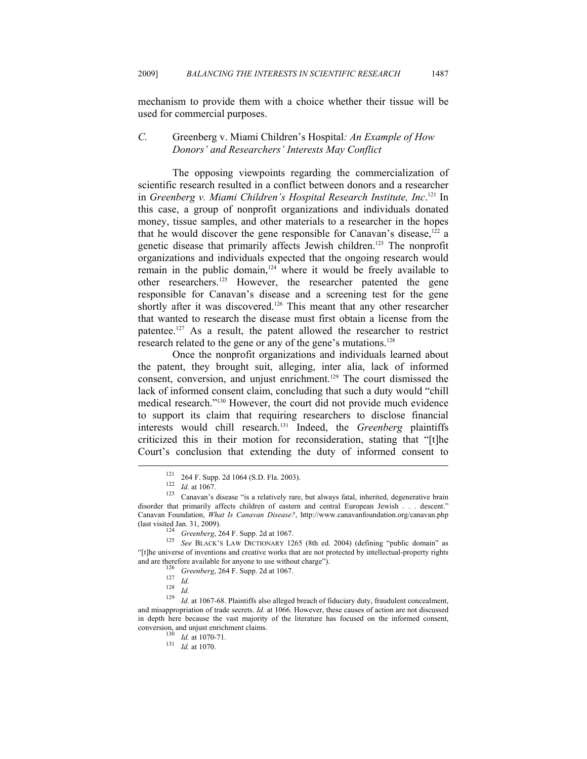mechanism to provide them with a choice whether their tissue will be used for commercial purposes.

### *C.* Greenberg v. Miami Children's Hospital*: An Example of How Donors' and Researchers' Interests May Conflict*

The opposing viewpoints regarding the commercialization of scientific research resulted in a conflict between donors and a researcher in *Greenberg v. Miami Children's Hospital Research Institute, Inc*.[121] In this case, a group of nonprofit organizations and individuals donated money, tissue samples, and other materials to a researcher in the hopes that he would discover the gene responsible for Canavan's disease,[122] a genetic disease that primarily affects Jewish children.[123] The nonprofit organizations and individuals expected that the ongoing research would remain in the public domain,[124] where it would be freely available to other researchers.[125] However, the researcher patented the gene responsible for Canavan's disease and a screening test for the gene shortly after it was discovered.[126] This meant that any other researcher that wanted to research the disease must first obtain a license from the patentee.[127] As a result, the patent allowed the researcher to restrict research related to the gene or any of the gene's mutations.[128]

Once the nonprofit organizations and individuals learned about the patent, they brought suit, alleging, inter alia, lack of informed consent, conversion, and unjust enrichment.[129] The court dismissed the lack of informed consent claim, concluding that such a duty would "chill medical research."[130] However, the court did not provide much evidence to support its claim that requiring researchers to disclose financial interests would chill research.[131] Indeed, the *Greenberg* plaintiffs criticized this in their motion for reconsideration, stating that "[t]he Court's conclusion that extending the duty of informed consent to

---

[121] 264 F. Supp. 2d 1064 (S.D. Fla. 2003).

[122] *Id.* at 1067.

[123] Canavan's disease "is a relatively rare, but always fatal, inherited, degenerative brain disorder that primarily affects children of eastern and central European Jewish . . . descent." Canavan Foundation, *What Is Canavan Disease?*, http://www.canavanfoundation.org/canavan.php (last visited Jan. 31, 2009).

[124] *Greenberg*, 264 F. Supp. 2d at 1067.

[125] *See* BLACK'S LAW DICTIONARY 1265 (8th ed. 2004) (defining "public domain" as "[t]he universe of inventions and creative works that are not protected by intellectual-property rights and are therefore available for anyone to use without charge").

[126] *Greenberg*, 264 F. Supp. 2d at 1067.

[127] *Id.*

[128] *Id.*

[129] *Id.* at 1067-68. Plaintiffs also alleged breach of fiduciary duty, fraudulent concealment, and misappropriation of trade secrets. *Id.* at 1066. However, these causes of action are not discussed in depth here because the vast majority of the literature has focused on the informed consent, conversion, and unjust enrichment claims.

[130] *Id.* at 1070-71.

[131] *Id.* at 1070.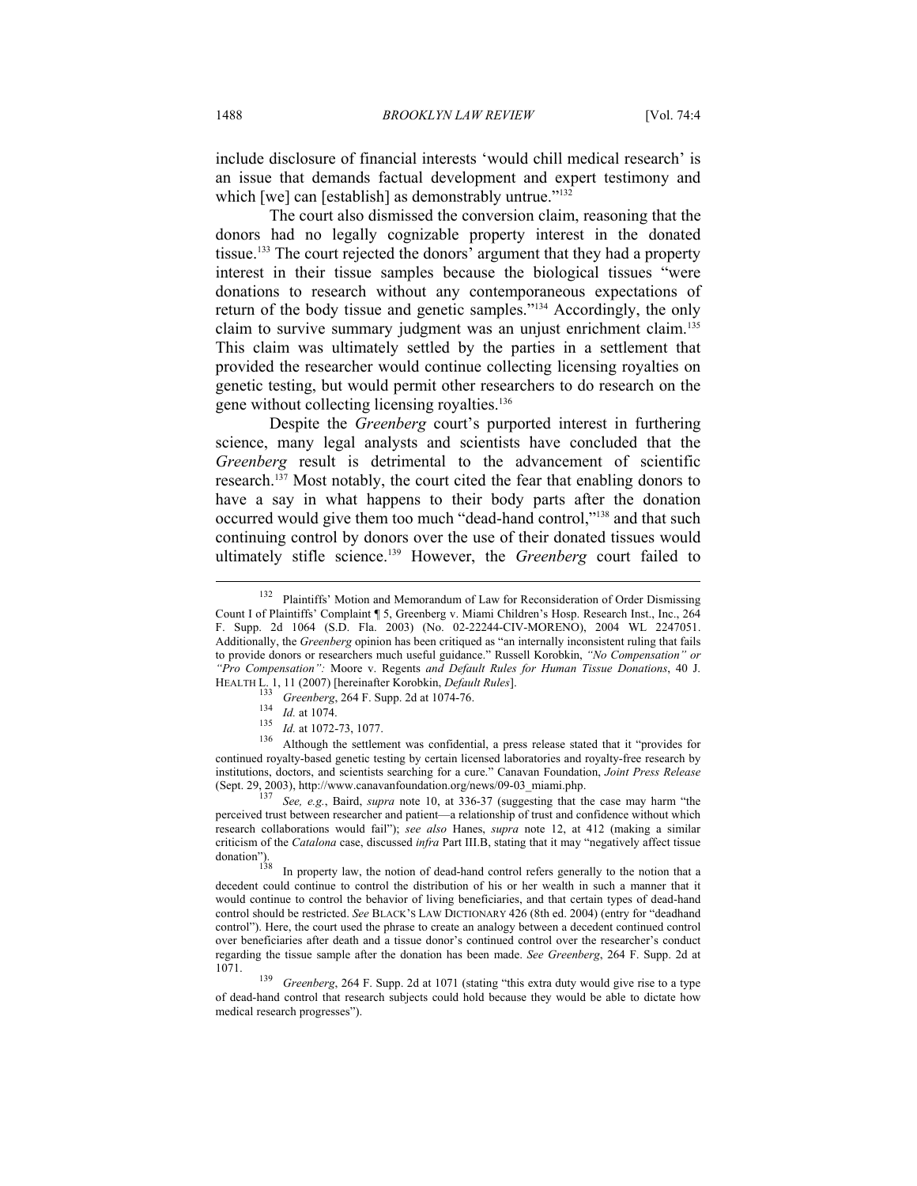include disclosure of financial interests 'would chill medical research' is an issue that demands factual development and expert testimony and which [we] can [establish] as demonstrably untrue."[132]

The court also dismissed the conversion claim, reasoning that the donors had no legally cognizable property interest in the donated tissue.[133] The court rejected the donors' argument that they had a property interest in their tissue samples because the biological tissues "were donations to research without any contemporaneous expectations of return of the body tissue and genetic samples."[134] Accordingly, the only claim to survive summary judgment was an unjust enrichment claim.[135] This claim was ultimately settled by the parties in a settlement that provided the researcher would continue collecting licensing royalties on genetic testing, but would permit other researchers to do research on the gene without collecting licensing royalties.[136]

Despite the *Greenberg* court's purported interest in furthering science, many legal analysts and scientists have concluded that the *Greenberg* result is detrimental to the advancement of scientific research.[137] Most notably, the court cited the fear that enabling donors to have a say in what happens to their body parts after the donation occurred would give them too much "dead-hand control,"[138] and that such continuing control by donors over the use of their donated tissues would ultimately stifle science.[139] However, the *Greenberg* court failed to

---

[132] Plaintiffs' Motion and Memorandum of Law for Reconsideration of Order Dismissing Count I of Plaintiffs' Complaint ¶ 5, Greenberg v. Miami Children's Hosp. Research Inst., Inc., 264 F. Supp. 2d 1064 (S.D. Fla. 2003) (No. 02-22244-CIV-MORENO), 2004 WL 2247051. Additionally, the *Greenberg* opinion has been critiqued as "an internally inconsistent ruling that fails to provide donors or researchers much useful guidance." Russell Korobkin, *"No Compensation" or "Pro Compensation":* Moore v. Regents *and Default Rules for Human Tissue Donations*, 40 J. HEALTH L. 1, 11 (2007) [hereinafter Korobkin, *Default Rules*].

[133] *Greenberg*, 264 F. Supp. 2d at 1074-76.

[134] *Id.* at 1074.

[135] *Id.* at 1072-73, 1077.

[136] Although the settlement was confidential, a press release stated that it "provides for continued royalty-based genetic testing by certain licensed laboratories and royalty-free research by institutions, doctors, and scientists searching for a cure." Canavan Foundation, *Joint Press Release* (Sept. 29, 2003), http://www.canavanfoundation.org/news/09-03_miami.php.

[137] *See, e.g.*, Baird, *supra* note 10, at 336-37 (suggesting that the case may harm "the perceived trust between researcher and patient—a relationship of trust and confidence without which research collaborations would fail"); *see also* Hanes, *supra* note 12, at 412 (making a similar criticism of the *Catalona* case, discussed *infra* Part III.B, stating that it may "negatively affect tissue donation").

[138] In property law, the notion of dead-hand control refers generally to the notion that a decedent could continue to control the distribution of his or her wealth in such a manner that it would continue to control the behavior of living beneficiaries, and that certain types of dead-hand control should be restricted. *See* BLACK'S LAW DICTIONARY 426 (8th ed. 2004) (entry for "deadhand control"). Here, the court used the phrase to create an analogy between a decedent continued control over beneficiaries after death and a tissue donor's continued control over the researcher's conduct regarding the tissue sample after the donation has been made. *See Greenberg*, 264 F. Supp. 2d at 1071.

[139] *Greenberg*, 264 F. Supp. 2d at 1071 (stating "this extra duty would give rise to a type of dead-hand control that research subjects could hold because they would be able to dictate how medical research progresses").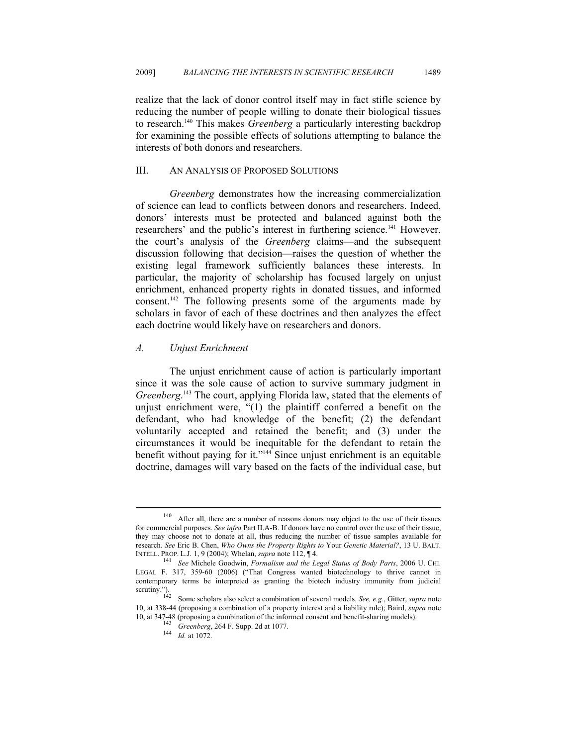realize that the lack of donor control itself may in fact stifle science by reducing the number of people willing to donate their biological tissues to research.[140] This makes *Greenberg* a particularly interesting backdrop for examining the possible effects of solutions attempting to balance the interests of both donors and researchers.

## III. An Analysis of Proposed Solutions

*Greenberg* demonstrates how the increasing commercialization of science can lead to conflicts between donors and researchers. Indeed, donors' interests must be protected and balanced against both the researchers' and the public's interest in furthering science.[141] However, the court's analysis of the *Greenberg* claims—and the subsequent discussion following that decision—raises the question of whether the existing legal framework sufficiently balances these interests. In particular, the majority of scholarship has focused largely on unjust enrichment, enhanced property rights in donated tissues, and informed consent.[142] The following presents some of the arguments made by scholars in favor of each of these doctrines and then analyzes the effect each doctrine would likely have on researchers and donors.

### *A. Unjust Enrichment*

The unjust enrichment cause of action is particularly important since it was the sole cause of action to survive summary judgment in *Greenberg*.[143] The court, applying Florida law, stated that the elements of unjust enrichment were, "(1) the plaintiff conferred a benefit on the defendant, who had knowledge of the benefit; (2) the defendant voluntarily accepted and retained the benefit; and (3) under the circumstances it would be inequitable for the defendant to retain the benefit without paying for it."[144] Since unjust enrichment is an equitable doctrine, damages will vary based on the facts of the individual case, but

---

[140] After all, there are a number of reasons donors may object to the use of their tissues for commercial purposes. *See infra* Part II.A-B. If donors have no control over the use of their tissue, they may choose not to donate at all, thus reducing the number of tissue samples available for research. *See* Eric B. Chen, *Who Owns the Property Rights to* Your *Genetic Material?*, 13 U. BALT. INTELL. PROP. L.J. 1, 9 (2004); Whelan, *supra* note 112, ¶ 4.

[141] *See* Michele Goodwin, *Formalism and the Legal Status of Body Parts*, 2006 U. CHI. LEGAL F. 317, 359-60 (2006) ("That Congress wanted biotechnology to thrive cannot in contemporary terms be interpreted as granting the biotech industry immunity from judicial scrutiny.").

[142] Some scholars also select a combination of several models. *See, e.g.*, Gitter, *supra* note 10, at 338-44 (proposing a combination of a property interest and a liability rule); Baird, *supra* note 10, at 347-48 (proposing a combination of the informed consent and benefit-sharing models).

[143] *Greenberg*, 264 F. Supp. 2d at 1077.

[144] *Id.* at 1072.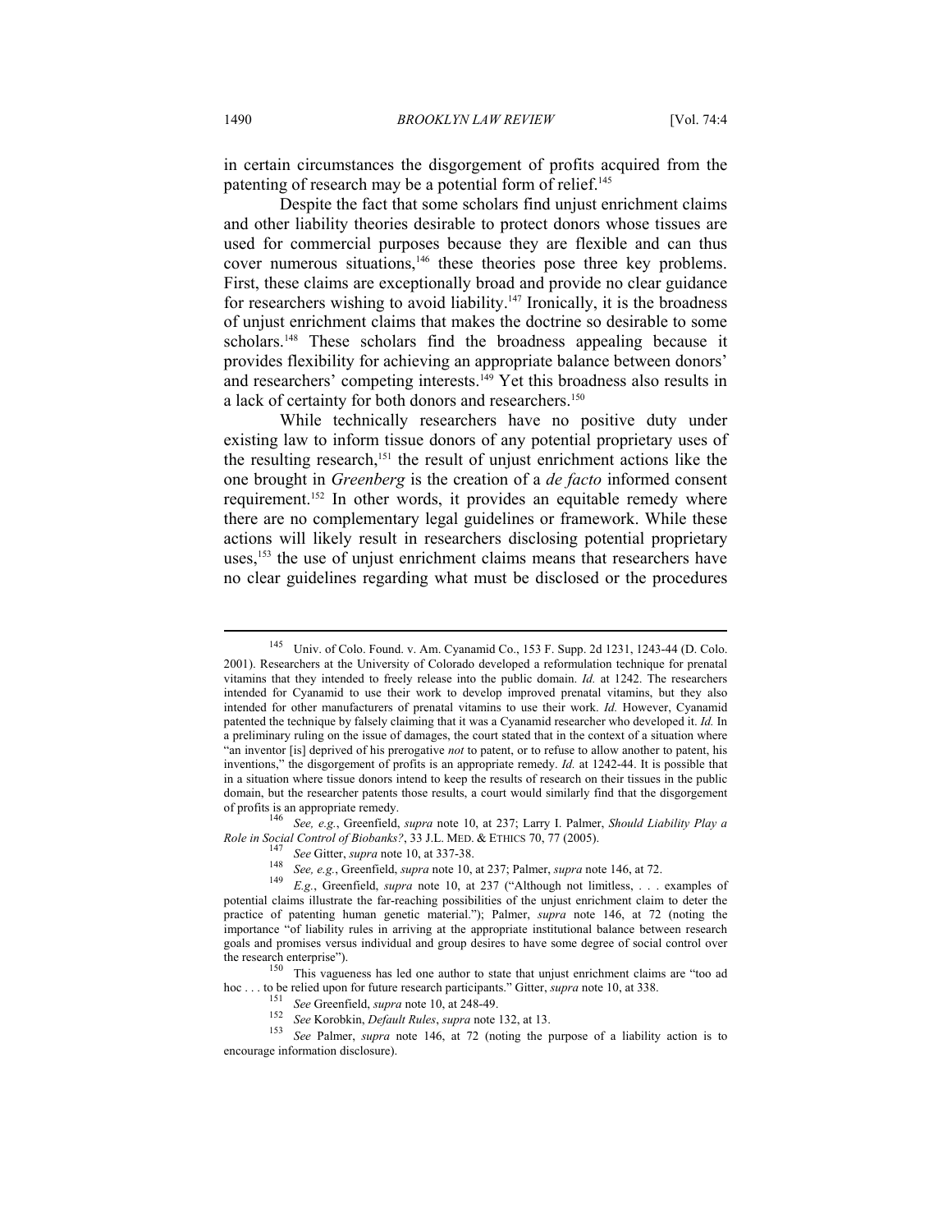in certain circumstances the disgorgement of profits acquired from the patenting of research may be a potential form of relief.[145]

Despite the fact that some scholars find unjust enrichment claims and other liability theories desirable to protect donors whose tissues are used for commercial purposes because they are flexible and can thus cover numerous situations,[146] these theories pose three key problems. First, these claims are exceptionally broad and provide no clear guidance for researchers wishing to avoid liability.[147] Ironically, it is the broadness of unjust enrichment claims that makes the doctrine so desirable to some scholars.[148] These scholars find the broadness appealing because it provides flexibility for achieving an appropriate balance between donors' and researchers' competing interests.[149] Yet this broadness also results in a lack of certainty for both donors and researchers.[150]

While technically researchers have no positive duty under existing law to inform tissue donors of any potential proprietary uses of the resulting research,[151] the result of unjust enrichment actions like the one brought in *Greenberg* is the creation of a *de facto* informed consent requirement.[152] In other words, it provides an equitable remedy where there are no complementary legal guidelines or framework. While these actions will likely result in researchers disclosing potential proprietary uses,[153] the use of unjust enrichment claims means that researchers have no clear guidelines regarding what must be disclosed or the procedures

---

[145] Univ. of Colo. Found. v. Am. Cyanamid Co., 153 F. Supp. 2d 1231, 1243-44 (D. Colo. 2001). Researchers at the University of Colorado developed a reformulation technique for prenatal vitamins that they intended to freely release into the public domain. *Id.* at 1242. The researchers intended for Cyanamid to use their work to develop improved prenatal vitamins, but they also intended for other manufacturers of prenatal vitamins to use their work. *Id.* However, Cyanamid patented the technique by falsely claiming that it was a Cyanamid researcher who developed it. *Id.* In a preliminary ruling on the issue of damages, the court stated that in the context of a situation where "an inventor [is] deprived of his prerogative *not* to patent, or to refuse to allow another to patent, his inventions," the disgorgement of profits is an appropriate remedy. *Id.* at 1242-44. It is possible that in a situation where tissue donors intend to keep the results of research on their tissues in the public domain, but the researcher patents those results, a court would similarly find that the disgorgement of profits is an appropriate remedy.

[146] *See, e.g.*, Greenfield, *supra* note 10, at 237; Larry I. Palmer, *Should Liability Play a Role in Social Control of Biobanks?*, 33 J.L. MED. & ETHICS 70, 77 (2005).

[147] *See* Gitter, *supra* note 10, at 337-38.

[148] *See, e.g.*, Greenfield, *supra* note 10, at 237; Palmer, *supra* note 146, at 72.

[149] *E.g.*, Greenfield, *supra* note 10, at 237 ("Although not limitless, . . . examples of potential claims illustrate the far-reaching possibilities of the unjust enrichment claim to deter the practice of patenting human genetic material."); Palmer, *supra* note 146, at 72 (noting the importance "of liability rules in arriving at the appropriate institutional balance between research goals and promises versus individual and group desires to have some degree of social control over the research enterprise").

[150] This vagueness has led one author to state that unjust enrichment claims are "too ad hoc . . . to be relied upon for future research participants." Gitter, *supra* note 10, at 338.

[151] *See* Greenfield, *supra* note 10, at 248-49.

[152] *See* Korobkin, *Default Rules*, *supra* note 132, at 13.

[153] *See* Palmer, *supra* note 146, at 72 (noting the purpose of a liability action is to encourage information disclosure).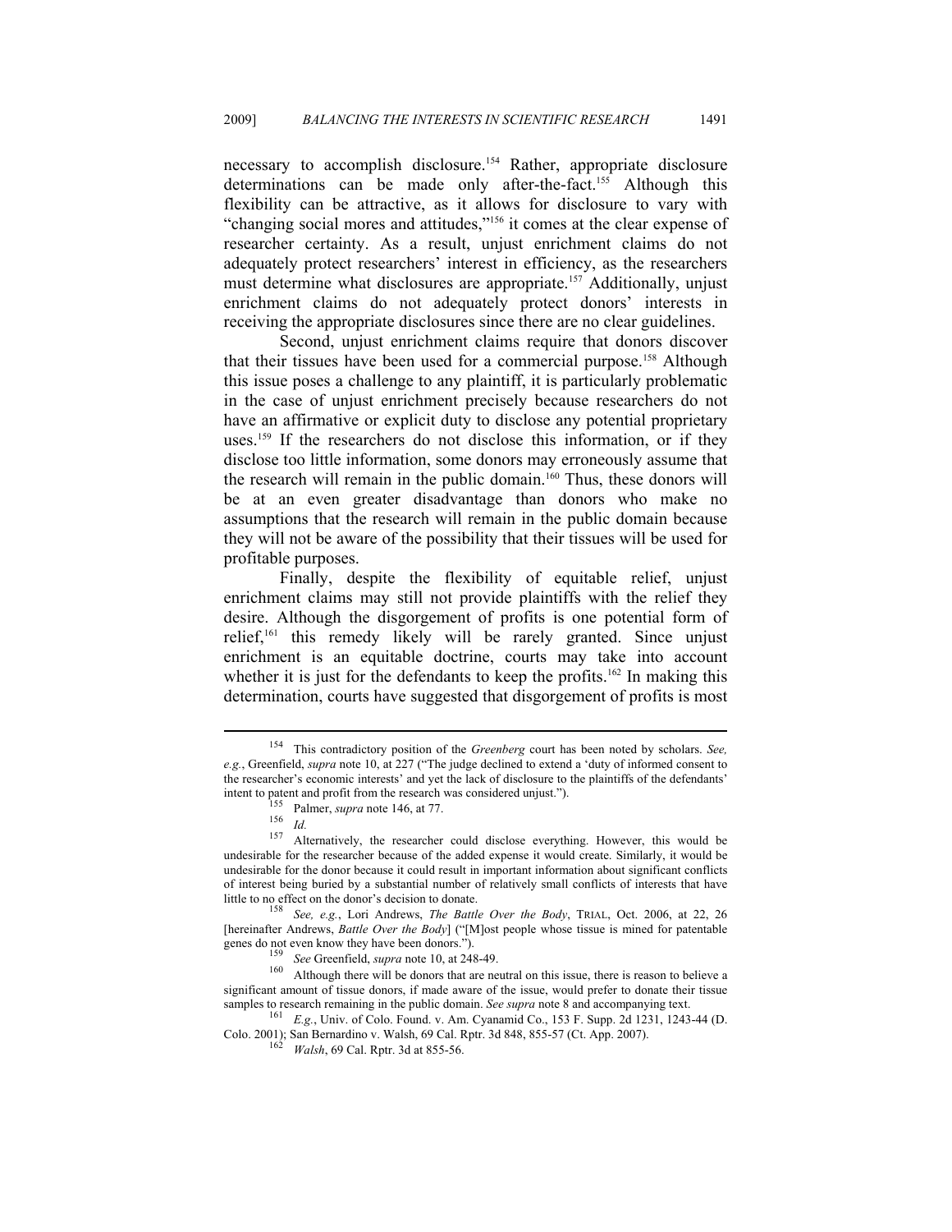necessary to accomplish disclosure.[154] Rather, appropriate disclosure determinations can be made only after-the-fact.[155] Although this flexibility can be attractive, as it allows for disclosure to vary with "changing social mores and attitudes,"[156] it comes at the clear expense of researcher certainty. As a result, unjust enrichment claims do not adequately protect researchers' interest in efficiency, as the researchers must determine what disclosures are appropriate.[157] Additionally, unjust enrichment claims do not adequately protect donors' interests in receiving the appropriate disclosures since there are no clear guidelines.

Second, unjust enrichment claims require that donors discover that their tissues have been used for a commercial purpose.[158] Although this issue poses a challenge to any plaintiff, it is particularly problematic in the case of unjust enrichment precisely because researchers do not have an affirmative or explicit duty to disclose any potential proprietary uses.[159] If the researchers do not disclose this information, or if they disclose too little information, some donors may erroneously assume that the research will remain in the public domain.[160] Thus, these donors will be at an even greater disadvantage than donors who make no assumptions that the research will remain in the public domain because they will not be aware of the possibility that their tissues will be used for profitable purposes.

Finally, despite the flexibility of equitable relief, unjust enrichment claims may still not provide plaintiffs with the relief they desire. Although the disgorgement of profits is one potential form of relief,[161] this remedy likely will be rarely granted. Since unjust enrichment is an equitable doctrine, courts may take into account whether it is just for the defendants to keep the profits.[162] In making this determination, courts have suggested that disgorgement of profits is most

---

[154] This contradictory position of the *Greenberg* court has been noted by scholars. *See, e.g.*, Greenfield, *supra* note 10, at 227 ("The judge declined to extend a 'duty of informed consent to the researcher's economic interests' and yet the lack of disclosure to the plaintiffs of the defendants' intent to patent and profit from the research was considered unjust.").

[155] Palmer, *supra* note 146, at 77.

[156] *Id.*

[157] Alternatively, the researcher could disclose everything. However, this would be undesirable for the researcher because of the added expense it would create. Similarly, it would be undesirable for the donor because it could result in important information about significant conflicts of interest being buried by a substantial number of relatively small conflicts of interests that have little to no effect on the donor's decision to donate.

[158] *See, e.g.*, Lori Andrews, *The Battle Over the Body*, TRIAL, Oct. 2006, at 22, 26 [hereinafter Andrews, *Battle Over the Body*] ("[M]ost people whose tissue is mined for patentable genes do not even know they have been donors.").

[159] *See* Greenfield, *supra* note 10, at 248-49.

[160] Although there will be donors that are neutral on this issue, there is reason to believe a significant amount of tissue donors, if made aware of the issue, would prefer to donate their tissue samples to research remaining in the public domain. *See supra* note 8 and accompanying text.

[161] *E.g.*, Univ. of Colo. Found. v. Am. Cyanamid Co., 153 F. Supp. 2d 1231, 1243-44 (D. Colo. 2001); San Bernardino v. Walsh, 69 Cal. Rptr. 3d 848, 855-57 (Ct. App. 2007).

[162] *Walsh*, 69 Cal. Rptr. 3d at 855-56.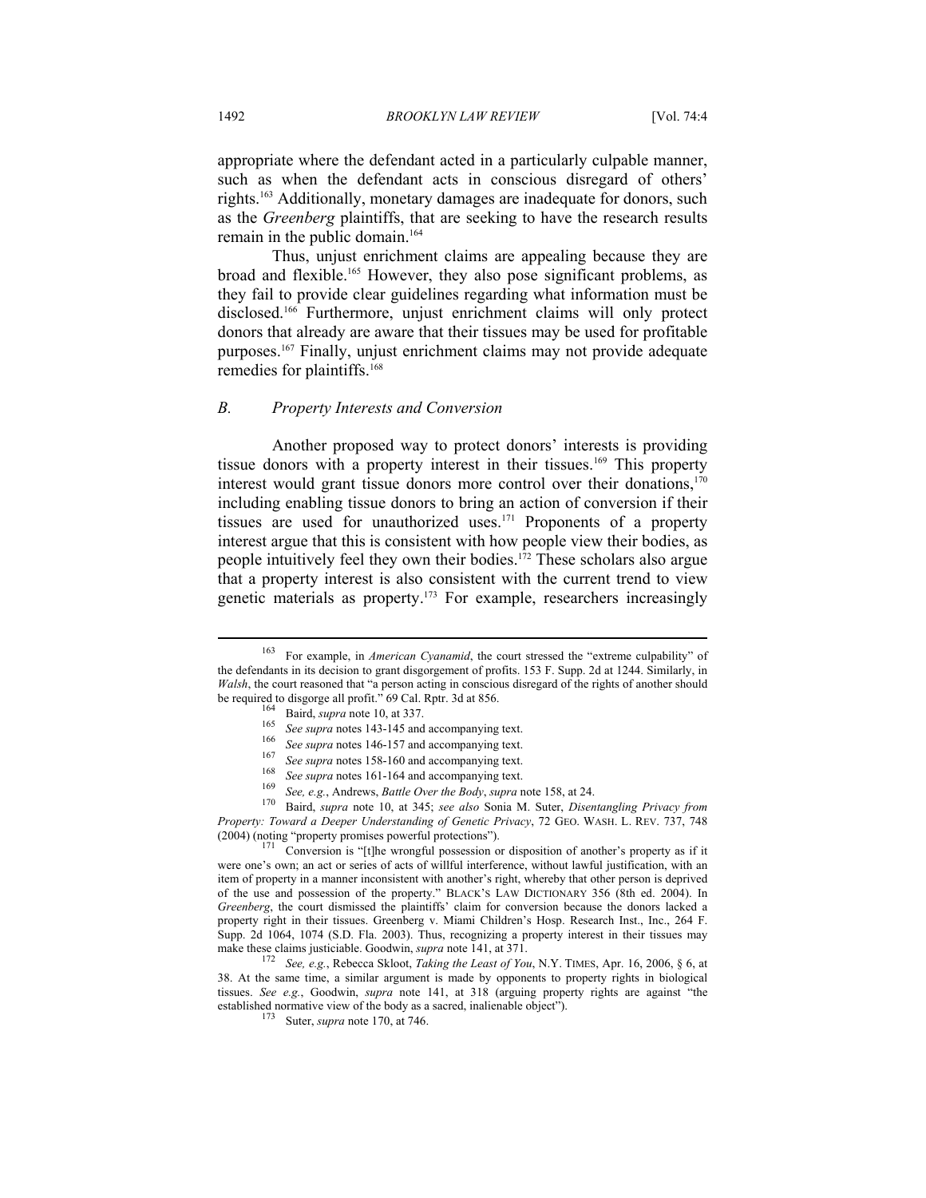appropriate where the defendant acted in a particularly culpable manner, such as when the defendant acts in conscious disregard of others' rights.[163] Additionally, monetary damages are inadequate for donors, such as the *Greenberg* plaintiffs, that are seeking to have the research results remain in the public domain.[164]

Thus, unjust enrichment claims are appealing because they are broad and flexible.[165] However, they also pose significant problems, as they fail to provide clear guidelines regarding what information must be disclosed.[166] Furthermore, unjust enrichment claims will only protect donors that already are aware that their tissues may be used for profitable purposes.[167] Finally, unjust enrichment claims may not provide adequate remedies for plaintiffs.[168]

### *B. Property Interests and Conversion*

Another proposed way to protect donors' interests is providing tissue donors with a property interest in their tissues.[169] This property interest would grant tissue donors more control over their donations,[170] including enabling tissue donors to bring an action of conversion if their tissues are used for unauthorized uses.[171] Proponents of a property interest argue that this is consistent with how people view their bodies, as people intuitively feel they own their bodies.[172] These scholars also argue that a property interest is also consistent with the current trend to view genetic materials as property.[173] For example, researchers increasingly

---

[163] For example, in *American Cyanamid*, the court stressed the "extreme culpability" of the defendants in its decision to grant disgorgement of profits. 153 F. Supp. 2d at 1244. Similarly, in *Walsh*, the court reasoned that "a person acting in conscious disregard of the rights of another should be required to disgorge all profit." 69 Cal. Rptr. 3d at 856.

[164] Baird, *supra* note 10, at 337.

[165] *See supra* notes 143-145 and accompanying text.

[166] *See supra* notes 146-157 and accompanying text.

[167] *See supra* notes 158-160 and accompanying text.

[168] *See supra* notes 161-164 and accompanying text.

[169] *See, e.g.*, Andrews, *Battle Over the Body*, *supra* note 158, at 24.

[170] Baird, *supra* note 10, at 345; *see also* Sonia M. Suter, *Disentangling Privacy from Property: Toward a Deeper Understanding of Genetic Privacy*, 72 GEO. WASH. L. REV. 737, 748 (2004) (noting "property promises powerful protections").

[171] Conversion is "[t]he wrongful possession or disposition of another's property as if it were one's own; an act or series of acts of willful interference, without lawful justification, with an item of property in a manner inconsistent with another's right, whereby that other person is deprived of the use and possession of the property." BLACK'S LAW DICTIONARY 356 (8th ed. 2004). In *Greenberg*, the court dismissed the plaintiffs' claim for conversion because the donors lacked a property right in their tissues. Greenberg v. Miami Children's Hosp. Research Inst., Inc., 264 F. Supp. 2d 1064, 1074 (S.D. Fla. 2003). Thus, recognizing a property interest in their tissues may make these claims justiciable. Goodwin, *supra* note 141, at 371.

[172] *See, e.g.*, Rebecca Skloot, *Taking the Least of You*, N.Y. TIMES, Apr. 16, 2006, § 6, at 38. At the same time, a similar argument is made by opponents to property rights in biological tissues. *See e.g.*, Goodwin, *supra* note 141, at 318 (arguing property rights are against "the established normative view of the body as a sacred, inalienable object").

[173] Suter, *supra* note 170, at 746.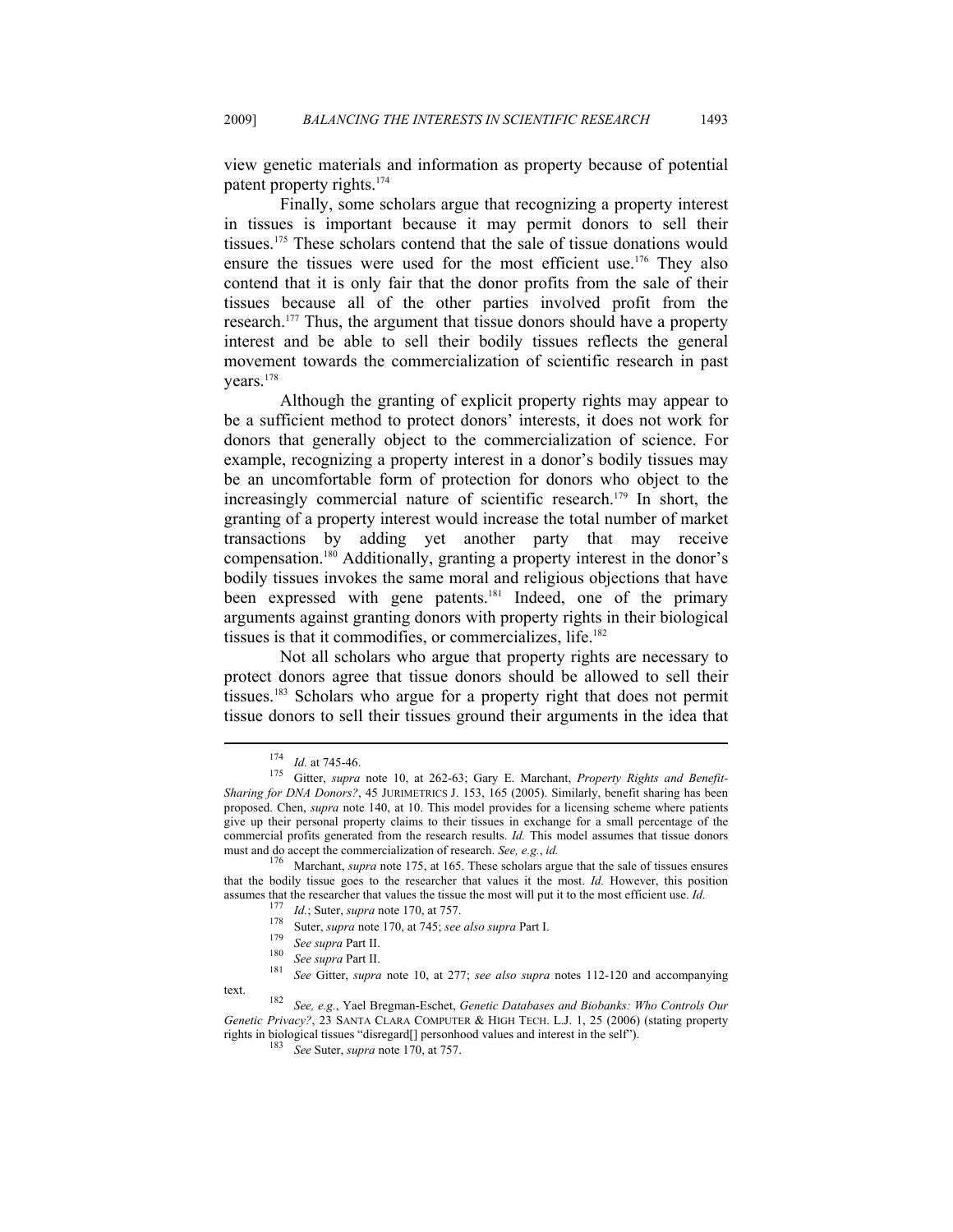view genetic materials and information as property because of potential patent property rights.[174]

Finally, some scholars argue that recognizing a property interest in tissues is important because it may permit donors to sell their tissues.[175] These scholars contend that the sale of tissue donations would ensure the tissues were used for the most efficient use.[176] They also contend that it is only fair that the donor profits from the sale of their tissues because all of the other parties involved profit from the research.[177] Thus, the argument that tissue donors should have a property interest and be able to sell their bodily tissues reflects the general movement towards the commercialization of scientific research in past years.[178]

Although the granting of explicit property rights may appear to be a sufficient method to protect donors' interests, it does not work for donors that generally object to the commercialization of science. For example, recognizing a property interest in a donor's bodily tissues may be an uncomfortable form of protection for donors who object to the increasingly commercial nature of scientific research.[179] In short, the granting of a property interest would increase the total number of market transactions by adding yet another party that may receive compensation.[180] Additionally, granting a property interest in the donor's bodily tissues invokes the same moral and religious objections that have been expressed with gene patents.[181] Indeed, one of the primary arguments against granting donors with property rights in their biological tissues is that it commodifies, or commercializes, life.[182]

Not all scholars who argue that property rights are necessary to protect donors agree that tissue donors should be allowed to sell their tissues.[183] Scholars who argue for a property right that does not permit tissue donors to sell their tissues ground their arguments in the idea that

---

[174] *Id.* at 745-46.

[175] Gitter, *supra* note 10, at 262-63; Gary E. Marchant, *Property Rights and Benefit-Sharing for DNA Donors?*, 45 JURIMETRICS J. 153, 165 (2005). Similarly, benefit sharing has been proposed. Chen, *supra* note 140, at 10. This model provides for a licensing scheme where patients give up their personal property claims to their tissues in exchange for a small percentage of the commercial profits generated from the research results. *Id.* This model assumes that tissue donors must and do accept the commercialization of research. *See, e.g.*, *id.*

[176] Marchant, *supra* note 175, at 165. These scholars argue that the sale of tissues ensures that the bodily tissue goes to the researcher that values it the most. *Id.* However, this position assumes that the researcher that values the tissue the most will put it to the most efficient use. *Id.*

[177] *Id.*; Suter, *supra* note 170, at 757.

[178] Suter, *supra* note 170, at 745; *see also supra* Part I.

[179] *See supra* Part II.

[180] *See supra* Part II.

[181] *See* Gitter, *supra* note 10, at 277; *see also supra* notes 112-120 and accompanying text.

[182] *See, e.g.*, Yael Bregman-Eschet, *Genetic Databases and Biobanks: Who Controls Our Genetic Privacy?*, 23 SANTA CLARA COMPUTER & HIGH TECH. L.J. 1, 25 (2006) (stating property rights in biological tissues "disregard[] personhood values and interest in the self").

[183] *See* Suter, *supra* note 170, at 757.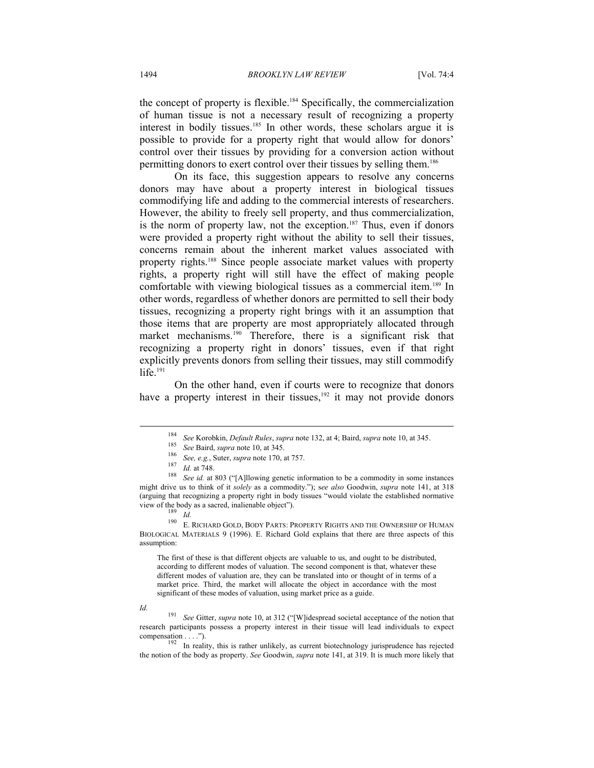the concept of property is flexible.[184] Specifically, the commercialization of human tissue is not a necessary result of recognizing a property interest in bodily tissues.[185] In other words, these scholars argue it is possible to provide for a property right that would allow for donors' control over their tissues by providing for a conversion action without permitting donors to exert control over their tissues by selling them.[186]

On its face, this suggestion appears to resolve any concerns donors may have about a property interest in biological tissues commodifying life and adding to the commercial interests of researchers. However, the ability to freely sell property, and thus commercialization, is the norm of property law, not the exception.[187] Thus, even if donors were provided a property right without the ability to sell their tissues, concerns remain about the inherent market values associated with property rights.[188] Since people associate market values with property rights, a property right will still have the effect of making people comfortable with viewing biological tissues as a commercial item.[189] In other words, regardless of whether donors are permitted to sell their body tissues, recognizing a property right brings with it an assumption that those items that are property are most appropriately allocated through market mechanisms.[190] Therefore, there is a significant risk that recognizing a property right in donors' tissues, even if that right explicitly prevents donors from selling their tissues, may still commodify life.[191]

On the other hand, even if courts were to recognize that donors have a property interest in their tissues,[192] it may not provide donors

---

[184] *See* Korobkin, *Default Rules*, *supra* note 132, at 4; Baird, *supra* note 10, at 345.

[185] *See* Baird, *supra* note 10, at 345.

[186] *See, e.g.*, Suter, *supra* note 170, at 757.

[187] *Id.* at 748.

[188] *See id.* at 803 ("[A]llowing genetic information to be a commodity in some instances might drive us to think of it *solely* as a commodity."); s*ee also* Goodwin, *supra* note 141, at 318 (arguing that recognizing a property right in body tissues "would violate the established normative view of the body as a sacred, inalienable object").

[189] *Id.*

[190] E. RICHARD GOLD, BODY PARTS: PROPERTY RIGHTS AND THE OWNERSHIP OF HUMAN BIOLOGICAL MATERIALS 9 (1996). E. Richard Gold explains that there are three aspects of this assumption:

> The first of these is that different objects are valuable to us, and ought to be distributed, according to different modes of valuation. The second component is that, whatever these different modes of valuation are, they can be translated into or thought of in terms of a market price. Third, the market will allocate the object in accordance with the most significant of these modes of valuation, using market price as a guide.

*Id.*

[191] *See* Gitter, *supra* note 10, at 312 ("[W]idespread societal acceptance of the notion that research participants possess a property interest in their tissue will lead individuals to expect compensation . . . .").

[192] In reality, this is rather unlikely, as current biotechnology jurisprudence has rejected the notion of the body as property. *See* Goodwin, *supra* note 141, at 319. It is much more likely that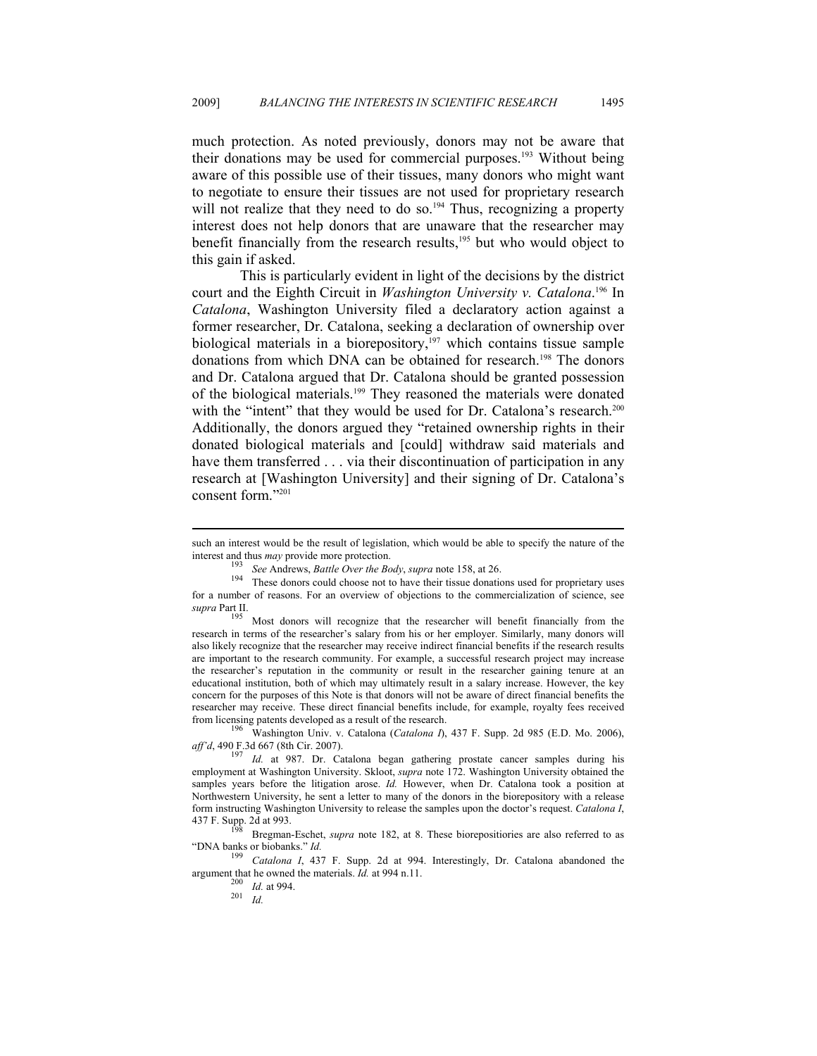much protection. As noted previously, donors may not be aware that their donations may be used for commercial purposes.[193] Without being aware of this possible use of their tissues, many donors who might want to negotiate to ensure their tissues are not used for proprietary research will not realize that they need to do so.[194] Thus, recognizing a property interest does not help donors that are unaware that the researcher may benefit financially from the research results,[195] but who would object to this gain if asked.

This is particularly evident in light of the decisions by the district court and the Eighth Circuit in *Washington University v. Catalona*.[196] In *Catalona*, Washington University filed a declaratory action against a former researcher, Dr. Catalona, seeking a declaration of ownership over biological materials in a biorepository,[197] which contains tissue sample donations from which DNA can be obtained for research.[198] The donors and Dr. Catalona argued that Dr. Catalona should be granted possession of the biological materials.[199] They reasoned the materials were donated with the "intent" that they would be used for Dr. Catalona's research.[200] Additionally, the donors argued they "retained ownership rights in their donated biological materials and [could] withdraw said materials and have them transferred . . . via their discontinuation of participation in any research at [Washington University] and their signing of Dr. Catalona's consent form."[201]

---

such an interest would be the result of legislation, which would be able to specify the nature of the interest and thus *may* provide more protection.

[193] *See* Andrews, *Battle Over the Body*, *supra* note 158, at 26.

[194] These donors could choose not to have their tissue donations used for proprietary uses for a number of reasons. For an overview of objections to the commercialization of science, see *supra* Part II.

[195] Most donors will recognize that the researcher will benefit financially from the research in terms of the researcher's salary from his or her employer. Similarly, many donors will also likely recognize that the researcher may receive indirect financial benefits if the research results are important to the research community. For example, a successful research project may increase the researcher's reputation in the community or result in the researcher gaining tenure at an educational institution, both of which may ultimately result in a salary increase. However, the key concern for the purposes of this Note is that donors will not be aware of direct financial benefits the researcher may receive. These direct financial benefits include, for example, royalty fees received from licensing patents developed as a result of the research.

[196] Washington Univ. v. Catalona (*Catalona I*), 437 F. Supp. 2d 985 (E.D. Mo. 2006), *aff'd*, 490 F.3d 667 (8th Cir. 2007).

[197] *Id.* at 987. Dr. Catalona began gathering prostate cancer samples during his employment at Washington University. Skloot, *supra* note 172. Washington University obtained the samples years before the litigation arose. *Id.* However, when Dr. Catalona took a position at Northwestern University, he sent a letter to many of the donors in the biorepository with a release form instructing Washington University to release the samples upon the doctor's request. *Catalona I*, 437 F. Supp. 2d at 993.

[198] Bregman-Eschet, *supra* note 182, at 8. These biorepositiories are also referred to as "DNA banks or biobanks." *Id.*

[199] *Catalona I*, 437 F. Supp. 2d at 994. Interestingly, Dr. Catalona abandoned the argument that he owned the materials. *Id.* at 994 n.11.

[200] *Id.* at 994.

[201] *Id.*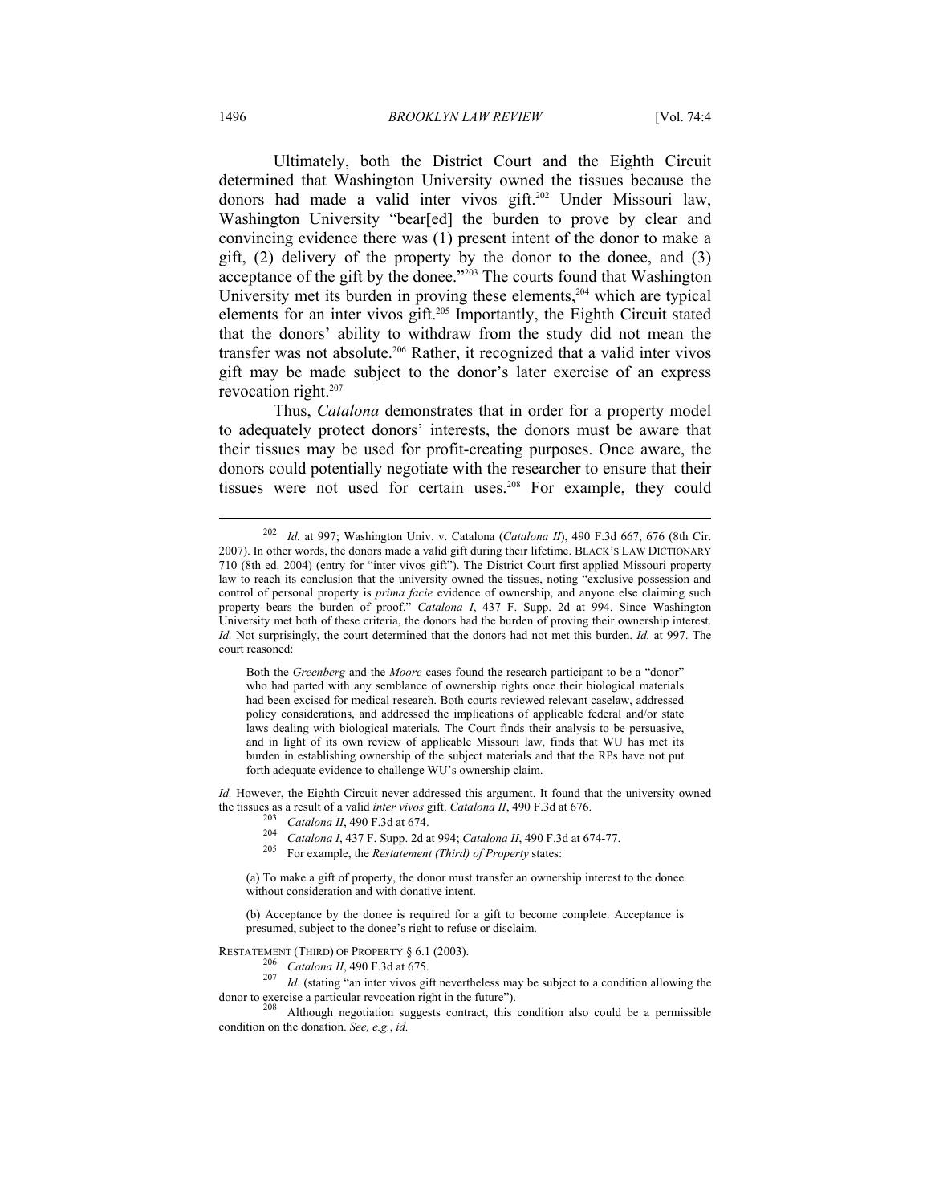Ultimately, both the District Court and the Eighth Circuit determined that Washington University owned the tissues because the donors had made a valid inter vivos gift.[202] Under Missouri law, Washington University "bear[ed] the burden to prove by clear and convincing evidence there was (1) present intent of the donor to make a gift, (2) delivery of the property by the donor to the donee, and (3) acceptance of the gift by the donee."[203] The courts found that Washington University met its burden in proving these elements,[204] which are typical elements for an inter vivos gift.[205] Importantly, the Eighth Circuit stated that the donors' ability to withdraw from the study did not mean the transfer was not absolute.[206] Rather, it recognized that a valid inter vivos gift may be made subject to the donor's later exercise of an express revocation right.[207]

Thus, *Catalona* demonstrates that in order for a property model to adequately protect donors' interests, the donors must be aware that their tissues may be used for profit-creating purposes. Once aware, the donors could potentially negotiate with the researcher to ensure that their tissues were not used for certain uses.[208] For example, they could

---

[202] *Id.* at 997; Washington Univ. v. Catalona (*Catalona II*), 490 F.3d 667, 676 (8th Cir. 2007). In other words, the donors made a valid gift during their lifetime. BLACK'S LAW DICTIONARY 710 (8th ed. 2004) (entry for "inter vivos gift"). The District Court first applied Missouri property law to reach its conclusion that the university owned the tissues, noting "exclusive possession and control of personal property is *prima facie* evidence of ownership, and anyone else claiming such property bears the burden of proof." *Catalona I*, 437 F. Supp. 2d at 994. Since Washington University met both of these criteria, the donors had the burden of proving their ownership interest. *Id.* Not surprisingly, the court determined that the donors had not met this burden. *Id.* at 997. The court reasoned:

> Both the *Greenberg* and the *Moore* cases found the research participant to be a "donor" who had parted with any semblance of ownership rights once their biological materials had been excised for medical research. Both courts reviewed relevant caselaw, addressed policy considerations, and addressed the implications of applicable federal and/or state laws dealing with biological materials. The Court finds their analysis to be persuasive, and in light of its own review of applicable Missouri law, finds that WU has met its burden in establishing ownership of the subject materials and that the RPs have not put forth adequate evidence to challenge WU's ownership claim.

*Id.* However, the Eighth Circuit never addressed this argument. It found that the university owned the tissues as a result of a valid *inter vivos* gift. *Catalona II*, 490 F.3d at 676.

[203] *Catalona II*, 490 F.3d at 674.

[204] *Catalona I*, 437 F. Supp. 2d at 994; *Catalona II*, 490 F.3d at 674-77.

[205] For example, the *Restatement (Third) of Property* states:

> (a) To make a gift of property, the donor must transfer an ownership interest to the donee without consideration and with donative intent.
>
> (b) Acceptance by the donee is required for a gift to become complete. Acceptance is presumed, subject to the donee's right to refuse or disclaim.

RESTATEMENT (THIRD) OF PROPERTY § 6.1 (2003).

[206] *Catalona II*, 490 F.3d at 675.

[207] *Id.* (stating "an inter vivos gift nevertheless may be subject to a condition allowing the donor to exercise a particular revocation right in the future").

[208] Although negotiation suggests contract, this condition also could be a permissible condition on the donation. *See, e.g.*, *id.*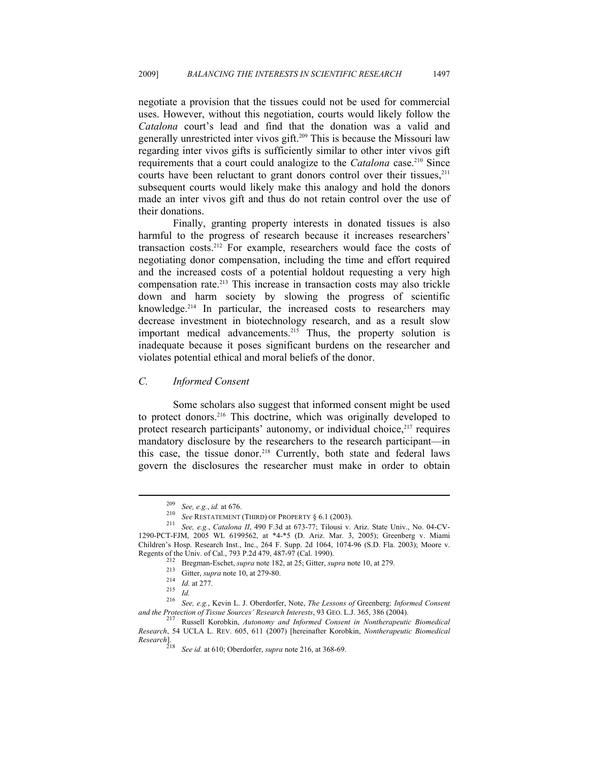negotiate a provision that the tissues could not be used for commercial uses. However, without this negotiation, courts would likely follow the *Catalona* court's lead and find that the donation was a valid and generally unrestricted inter vivos gift.[209] This is because the Missouri law regarding inter vivos gifts is sufficiently similar to other inter vivos gift requirements that a court could analogize to the *Catalona* case.[210] Since courts have been reluctant to grant donors control over their tissues,[211] subsequent courts would likely make this analogy and hold the donors made an inter vivos gift and thus do not retain control over the use of their donations.

Finally, granting property interests in donated tissues is also harmful to the progress of research because it increases researchers' transaction costs.[212] For example, researchers would face the costs of negotiating donor compensation, including the time and effort required and the increased costs of a potential holdout requesting a very high compensation rate.[213] This increase in transaction costs may also trickle down and harm society by slowing the progress of scientific knowledge.[214] In particular, the increased costs to researchers may decrease investment in biotechnology research, and as a result slow important medical advancements.[215] Thus, the property solution is inadequate because it poses significant burdens on the researcher and violates potential ethical and moral beliefs of the donor.

### *C. Informed Consent*

Some scholars also suggest that informed consent might be used to protect donors.[216] This doctrine, which was originally developed to protect research participants' autonomy, or individual choice,[217] requires mandatory disclosure by the researchers to the research participant—in this case, the tissue donor.[218] Currently, both state and federal laws govern the disclosures the researcher must make in order to obtain

---

[209] *See, e.g.*, *id.* at 676.

[210] *See* RESTATEMENT (THIRD) OF PROPERTY § 6.1 (2003).

[211] *See, e.g.*, *Catalona II*, 490 F.3d at 673-77; Tilousi v. Ariz. State Univ., No. 04-CV-1290-PCT-FJM, 2005 WL 6199562, at *4-*5 (D. Ariz. Mar. 3, 2005); Greenberg v. Miami Children's Hosp. Research Inst., Inc., 264 F. Supp. 2d 1064, 1074-96 (S.D. Fla. 2003); Moore v. Regents of the Univ. of Cal., 793 P.2d 479, 487-97 (Cal. 1990).

[212] Bregman-Eschet, *supra* note 182, at 25; Gitter, *supra* note 10, at 279.

[213] Gitter, *supra* note 10, at 279-80.

[214] *Id.* at 277.

[215] *Id.*

[216] *See, e.g.*, Kevin L. J. Oberdorfer, Note, *The Lessons of* Greenberg: *Informed Consent and the Protection of Tissue Sources' Research Interests*, 93 GEO. L.J. 365, 386 (2004).

[217] Russell Korobkin, *Autonomy and Informed Consent in Nontherapeutic Biomedical Research*, 54 UCLA L. REV. 605, 611 (2007) [hereinafter Korobkin, *Nontherapeutic Biomedical Research*].

[218] *See id.* at 610; Oberdorfer, *supra* note 216, at 368-69.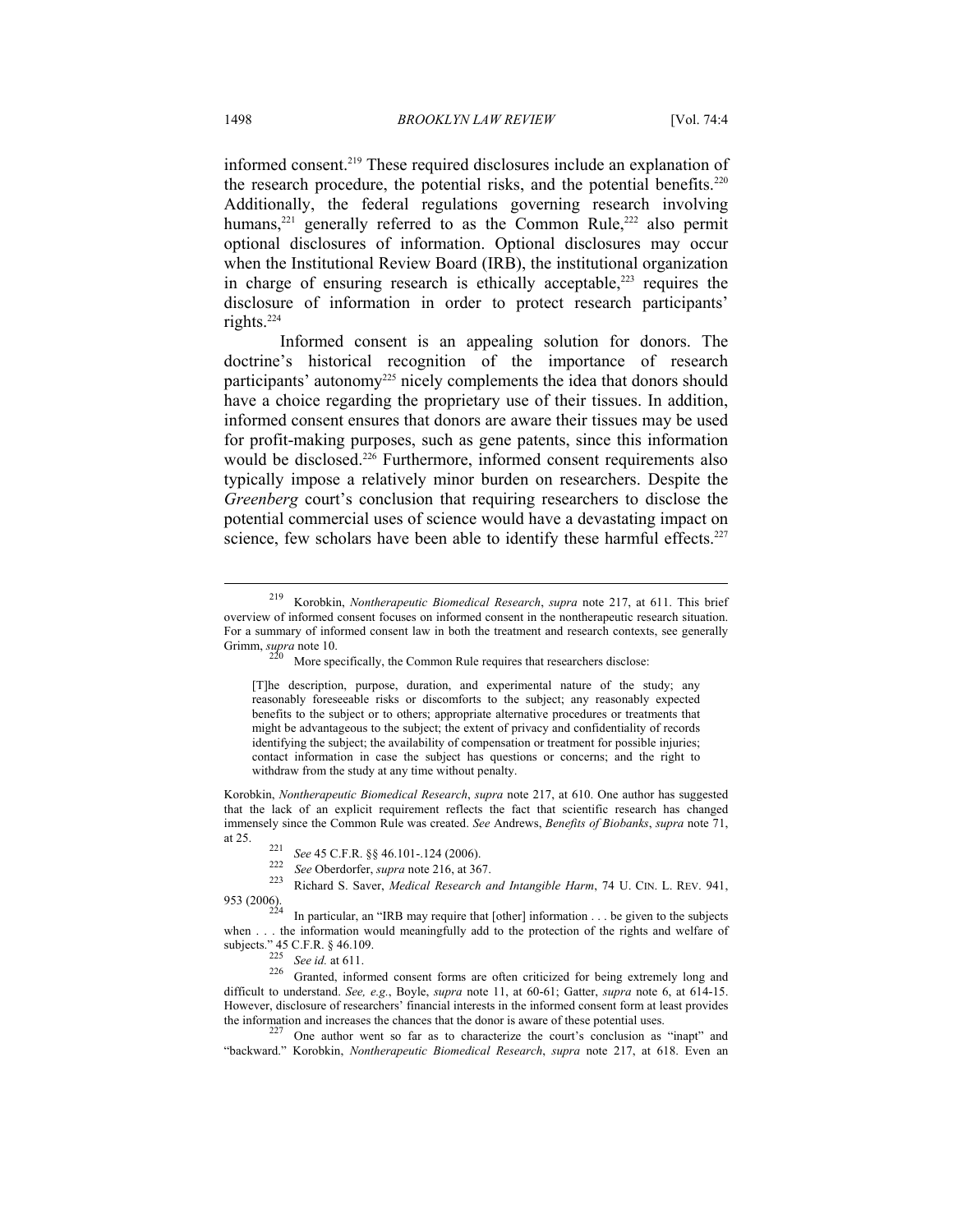informed consent.[219] These required disclosures include an explanation of the research procedure, the potential risks, and the potential benefits.[220] Additionally, the federal regulations governing research involving humans,[221] generally referred to as the Common Rule,[222] also permit optional disclosures of information. Optional disclosures may occur when the Institutional Review Board (IRB), the institutional organization in charge of ensuring research is ethically acceptable,[223] requires the disclosure of information in order to protect research participants' rights.[224]

Informed consent is an appealing solution for donors. The doctrine's historical recognition of the importance of research participants' autonomy[225] nicely complements the idea that donors should have a choice regarding the proprietary use of their tissues. In addition, informed consent ensures that donors are aware their tissues may be used for profit-making purposes, such as gene patents, since this information would be disclosed.[226] Furthermore, informed consent requirements also typically impose a relatively minor burden on researchers. Despite the *Greenberg* court's conclusion that requiring researchers to disclose the potential commercial uses of science would have a devastating impact on science, few scholars have been able to identify these harmful effects.[227]

---

[219] Korobkin, *Nontherapeutic Biomedical Research*, *supra* note 217, at 611. This brief overview of informed consent focuses on informed consent in the nontherapeutic research situation. For a summary of informed consent law in both the treatment and research contexts, see generally Grimm, *supra* note 10.

[220] More specifically, the Common Rule requires that researchers disclose:

> [T]he description, purpose, duration, and experimental nature of the study; any reasonably foreseeable risks or discomforts to the subject; any reasonably expected benefits to the subject or to others; appropriate alternative procedures or treatments that might be advantageous to the subject; the extent of privacy and confidentiality of records identifying the subject; the availability of compensation or treatment for possible injuries; contact information in case the subject has questions or concerns; and the right to withdraw from the study at any time without penalty.

Korobkin, *Nontherapeutic Biomedical Research*, *supra* note 217, at 610. One author has suggested that the lack of an explicit requirement reflects the fact that scientific research has changed immensely since the Common Rule was created. *See* Andrews, *Benefits of Biobanks*, *supra* note 71, at 25.

[221] *See* 45 C.F.R. §§ 46.101-.124 (2006).

[222] *See* Oberdorfer, *supra* note 216, at 367.

[223] Richard S. Saver, *Medical Research and Intangible Harm*, 74 U. CIN. L. REV. 941, 953 (2006).

[224] In particular, an "IRB may require that [other] information . . . be given to the subjects when . . . the information would meaningfully add to the protection of the rights and welfare of subjects." 45 C.F.R. § 46.109.

[225] *See id.* at 611.

[226] Granted, informed consent forms are often criticized for being extremely long and difficult to understand. *See, e.g.*, Boyle, *supra* note 11, at 60-61; Gatter, *supra* note 6, at 614-15. However, disclosure of researchers' financial interests in the informed consent form at least provides the information and increases the chances that the donor is aware of these potential uses.

[227] One author went so far as to characterize the court's conclusion as "inapt" and "backward." Korobkin, *Nontherapeutic Biomedical Research*, *supra* note 217, at 618. Even an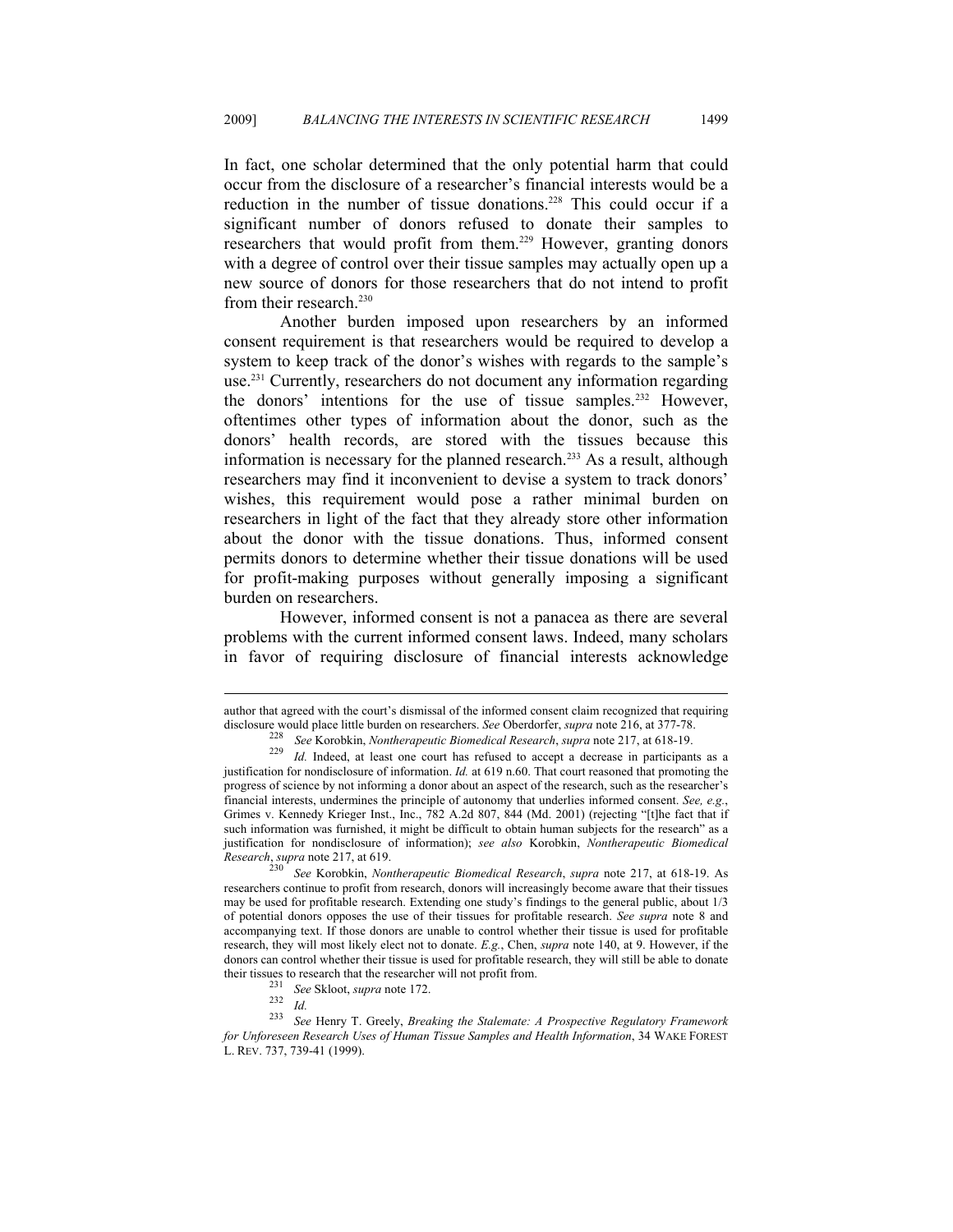In fact, one scholar determined that the only potential harm that could occur from the disclosure of a researcher's financial interests would be a reduction in the number of tissue donations.[228] This could occur if a significant number of donors refused to donate their samples to researchers that would profit from them.[229] However, granting donors with a degree of control over their tissue samples may actually open up a new source of donors for those researchers that do not intend to profit from their research.[230]

Another burden imposed upon researchers by an informed consent requirement is that researchers would be required to develop a system to keep track of the donor's wishes with regards to the sample's use.[231] Currently, researchers do not document any information regarding the donors' intentions for the use of tissue samples.[232] However, oftentimes other types of information about the donor, such as the donors' health records, are stored with the tissues because this information is necessary for the planned research.[233] As a result, although researchers may find it inconvenient to devise a system to track donors' wishes, this requirement would pose a rather minimal burden on researchers in light of the fact that they already store other information about the donor with the tissue donations. Thus, informed consent permits donors to determine whether their tissue donations will be used for profit-making purposes without generally imposing a significant burden on researchers.

However, informed consent is not a panacea as there are several problems with the current informed consent laws. Indeed, many scholars in favor of requiring disclosure of financial interests acknowledge

---

author that agreed with the court's dismissal of the informed consent claim recognized that requiring disclosure would place little burden on researchers. *See* Oberdorfer, *supra* note 216, at 377-78.

[228] *See* Korobkin, *Nontherapeutic Biomedical Research*, *supra* note 217, at 618-19.

[229] *Id.* Indeed, at least one court has refused to accept a decrease in participants as a justification for nondisclosure of information. *Id.* at 619 n.60. That court reasoned that promoting the progress of science by not informing a donor about an aspect of the research, such as the researcher's financial interests, undermines the principle of autonomy that underlies informed consent. *See, e.g.*, Grimes v. Kennedy Krieger Inst., Inc., 782 A.2d 807, 844 (Md. 2001) (rejecting "[t]he fact that if such information was furnished, it might be difficult to obtain human subjects for the research" as a justification for nondisclosure of information); *see also* Korobkin, *Nontherapeutic Biomedical Research*, *supra* note 217, at 619.

[230] *See* Korobkin, *Nontherapeutic Biomedical Research*, *supra* note 217, at 618-19. As researchers continue to profit from research, donors will increasingly become aware that their tissues may be used for profitable research. Extending one study's findings to the general public, about 1/3 of potential donors opposes the use of their tissues for profitable research. *See supra* note 8 and accompanying text. If those donors are unable to control whether their tissue is used for profitable research, they will most likely elect not to donate. *E.g.*, Chen, *supra* note 140, at 9. However, if the donors can control whether their tissue is used for profitable research, they will still be able to donate their tissues to research that the researcher will not profit from.

[231] *See* Skloot, *supra* note 172.

[232] *Id.*

[233] *See* Henry T. Greely, *Breaking the Stalemate: A Prospective Regulatory Framework for Unforeseen Research Uses of Human Tissue Samples and Health Information*, 34 WAKE FOREST L. REV. 737, 739-41 (1999).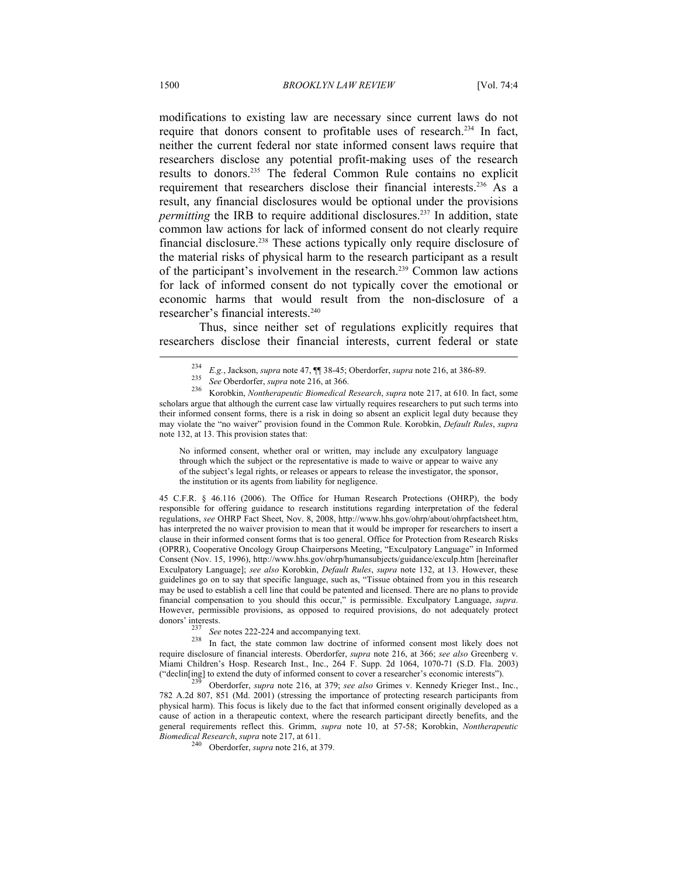modifications to existing law are necessary since current laws do not require that donors consent to profitable uses of research.[234] In fact, neither the current federal nor state informed consent laws require that researchers disclose any potential profit-making uses of the research results to donors.[235] The federal Common Rule contains no explicit requirement that researchers disclose their financial interests.[236] As a result, any financial disclosures would be optional under the provisions *permitting* the IRB to require additional disclosures.[237] In addition, state common law actions for lack of informed consent do not clearly require financial disclosure.[238] These actions typically only require disclosure of the material risks of physical harm to the research participant as a result of the participant's involvement in the research.[239] Common law actions for lack of informed consent do not typically cover the emotional or economic harms that would result from the non-disclosure of a researcher's financial interests.[240]

Thus, since neither set of regulations explicitly requires that researchers disclose their financial interests, current federal or state

---

[234] *E.g.*, Jackson, *supra* note 47, ¶¶ 38-45; Oberdorfer, *supra* note 216, at 386-89.

[235] *See* Oberdorfer, *supra* note 216, at 366.

[236] Korobkin, *Nontherapeutic Biomedical Research*, *supra* note 217, at 610. In fact, some scholars argue that although the current case law virtually requires researchers to put such terms into their informed consent forms, there is a risk in doing so absent an explicit legal duty because they may violate the "no waiver" provision found in the Common Rule. Korobkin, *Default Rules*, *supra* note 132, at 13. This provision states that:

> No informed consent, whether oral or written, may include any exculpatory language through which the subject or the representative is made to waive or appear to waive any of the subject's legal rights, or releases or appears to release the investigator, the sponsor, the institution or its agents from liability for negligence.

45 C.F.R. § 46.116 (2006). The Office for Human Research Protections (OHRP), the body responsible for offering guidance to research institutions regarding interpretation of the federal regulations, *see* OHRP Fact Sheet, Nov. 8, 2008, http://www.hhs.gov/ohrp/about/ohrpfactsheet.htm, has interpreted the no waiver provision to mean that it would be improper for researchers to insert a clause in their informed consent forms that is too general. Office for Protection from Research Risks (OPRR), Cooperative Oncology Group Chairpersons Meeting, "Exculpatory Language" in Informed Consent (Nov. 15, 1996), http://www.hhs.gov/ohrp/humansubjects/guidance/exculp.htm [hereinafter Exculpatory Language]; *see also* Korobkin, *Default Rules*, *supra* note 132, at 13. However, these guidelines go on to say that specific language, such as, "Tissue obtained from you in this research may be used to establish a cell line that could be patented and licensed. There are no plans to provide financial compensation to you should this occur," is permissible. Exculpatory Language, *supra*. However, permissible provisions, as opposed to required provisions, do not adequately protect donors' interests.

[237] *See* notes 222-224 and accompanying text.

[238] In fact, the state common law doctrine of informed consent most likely does not require disclosure of financial interests. Oberdorfer, *supra* note 216, at 366; *see also* Greenberg v. Miami Children's Hosp. Research Inst., Inc., 264 F. Supp. 2d 1064, 1070-71 (S.D. Fla. 2003) ("declin[ing] to extend the duty of informed consent to cover a researcher's economic interests").

[239] Oberdorfer, *supra* note 216, at 379; *see also* Grimes v. Kennedy Krieger Inst., Inc., 782 A.2d 807, 851 (Md. 2001) (stressing the importance of protecting research participants from physical harm). This focus is likely due to the fact that informed consent originally developed as a cause of action in a therapeutic context, where the research participant directly benefits, and the general requirements reflect this. Grimm, *supra* note 10, at 57-58; Korobkin, *Nontherapeutic Biomedical Research*, *supra* note 217, at 611.

[240] Oberdorfer, *supra* note 216, at 379.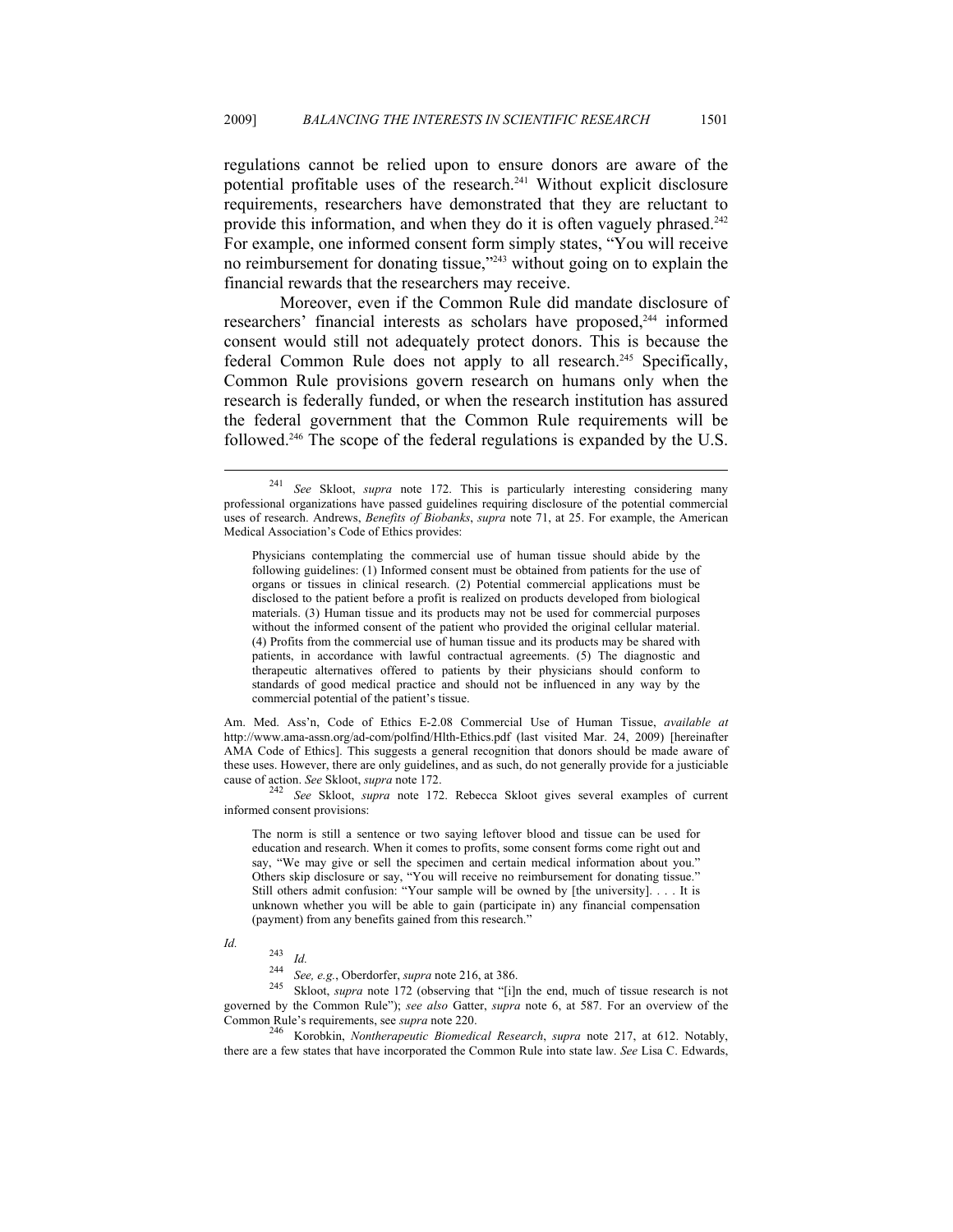regulations cannot be relied upon to ensure donors are aware of the potential profitable uses of the research.[241] Without explicit disclosure requirements, researchers have demonstrated that they are reluctant to provide this information, and when they do it is often vaguely phrased.[242] For example, one informed consent form simply states, "You will receive no reimbursement for donating tissue,"[243] without going on to explain the financial rewards that the researchers may receive.

Moreover, even if the Common Rule did mandate disclosure of researchers' financial interests as scholars have proposed,[244] informed consent would still not adequately protect donors. This is because the federal Common Rule does not apply to all research.[245] Specifically, Common Rule provisions govern research on humans only when the research is federally funded, or when the research institution has assured the federal government that the Common Rule requirements will be followed.[246] The scope of the federal regulations is expanded by the U.S.

---

[241] *See* Skloot, *supra* note 172. This is particularly interesting considering many professional organizations have passed guidelines requiring disclosure of the potential commercial uses of research. Andrews, *Benefits of Biobanks*, *supra* note 71, at 25. For example, the American Medical Association's Code of Ethics provides:

> Physicians contemplating the commercial use of human tissue should abide by the following guidelines: (1) Informed consent must be obtained from patients for the use of organs or tissues in clinical research. (2) Potential commercial applications must be disclosed to the patient before a profit is realized on products developed from biological materials. (3) Human tissue and its products may not be used for commercial purposes without the informed consent of the patient who provided the original cellular material. (4) Profits from the commercial use of human tissue and its products may be shared with patients, in accordance with lawful contractual agreements. (5) The diagnostic and therapeutic alternatives offered to patients by their physicians should conform to standards of good medical practice and should not be influenced in any way by the commercial potential of the patient's tissue.

Am. Med. Ass'n, Code of Ethics E-2.08 Commercial Use of Human Tissue, *available at* http://www.ama-assn.org/ad-com/polfind/Hlth-Ethics.pdf (last visited Mar. 24, 2009) [hereinafter AMA Code of Ethics]. This suggests a general recognition that donors should be made aware of these uses. However, there are only guidelines, and as such, do not generally provide for a justiciable cause of action. *See* Skloot, *supra* note 172.

[242] *See* Skloot, *supra* note 172. Rebecca Skloot gives several examples of current informed consent provisions:

> The norm is still a sentence or two saying leftover blood and tissue can be used for education and research. When it comes to profits, some consent forms come right out and say, "We may give or sell the specimen and certain medical information about you." Others skip disclosure or say, "You will receive no reimbursement for donating tissue." Still others admit confusion: "Your sample will be owned by [the university]. . . . It is unknown whether you will be able to gain (participate in) any financial compensation (payment) from any benefits gained from this research."

*Id.*

[243] *Id.*

[244] *See, e.g.*, Oberdorfer, *supra* note 216, at 386.

[245] Skloot, *supra* note 172 (observing that "[i]n the end, much of tissue research is not governed by the Common Rule"); *see also* Gatter, *supra* note 6, at 587. For an overview of the Common Rule's requirements, see *supra* note 220.

[246] Korobkin, *Nontherapeutic Biomedical Research*, *supra* note 217, at 612. Notably, there are a few states that have incorporated the Common Rule into state law. *See* Lisa C. Edwards,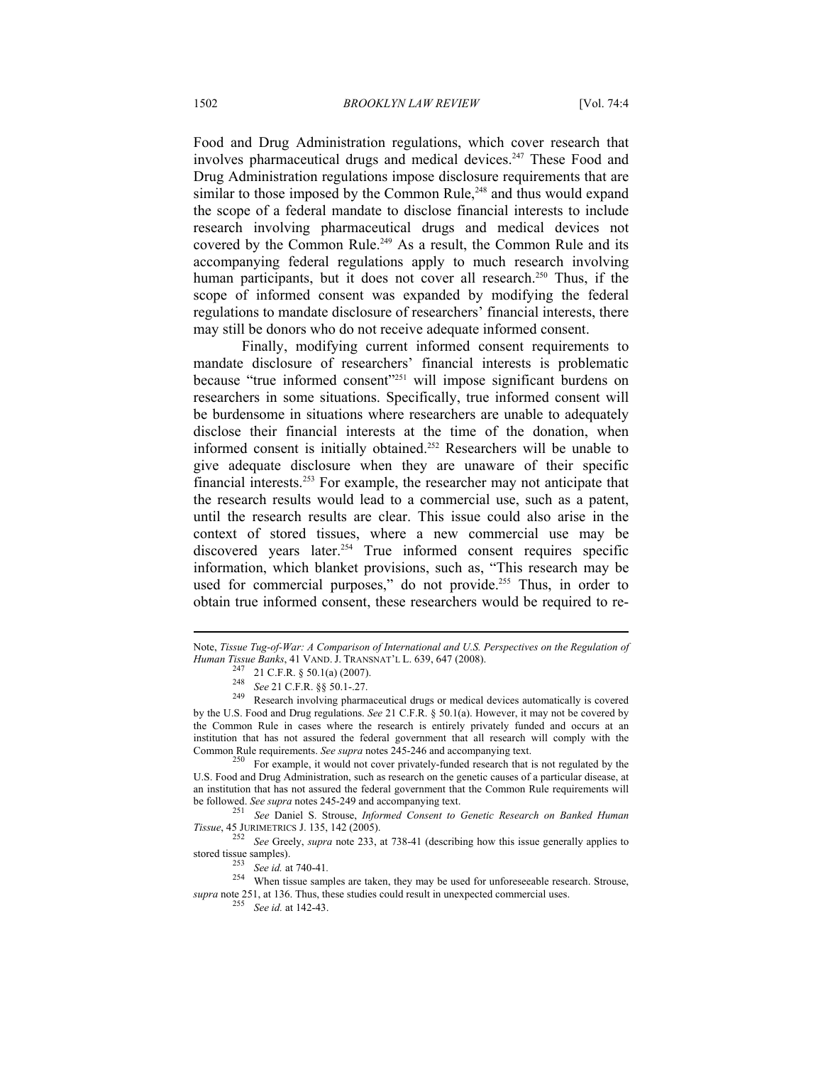Food and Drug Administration regulations, which cover research that involves pharmaceutical drugs and medical devices.[247] These Food and Drug Administration regulations impose disclosure requirements that are similar to those imposed by the Common Rule,[248] and thus would expand the scope of a federal mandate to disclose financial interests to include research involving pharmaceutical drugs and medical devices not covered by the Common Rule.[249] As a result, the Common Rule and its accompanying federal regulations apply to much research involving human participants, but it does not cover all research.[250] Thus, if the scope of informed consent was expanded by modifying the federal regulations to mandate disclosure of researchers' financial interests, there may still be donors who do not receive adequate informed consent.

Finally, modifying current informed consent requirements to mandate disclosure of researchers' financial interests is problematic because "true informed consent"[251] will impose significant burdens on researchers in some situations. Specifically, true informed consent will be burdensome in situations where researchers are unable to adequately disclose their financial interests at the time of the donation, when informed consent is initially obtained.[252] Researchers will be unable to give adequate disclosure when they are unaware of their specific financial interests.[253] For example, the researcher may not anticipate that the research results would lead to a commercial use, such as a patent, until the research results are clear. This issue could also arise in the context of stored tissues, where a new commercial use may be discovered years later.[254] True informed consent requires specific information, which blanket provisions, such as, "This research may be used for commercial purposes," do not provide.[255] Thus, in order to obtain true informed consent, these researchers would be required to re-

---

Note, *Tissue Tug-of-War: A Comparison of International and U.S. Perspectives on the Regulation of Human Tissue Banks*, 41 VAND. J. TRANSNAT'L L. 639, 647 (2008).

[247] 21 C.F.R. § 50.1(a) (2007).

[248] *See* 21 C.F.R. §§ 50.1-.27.

[249] Research involving pharmaceutical drugs or medical devices automatically is covered by the U.S. Food and Drug regulations. *See* 21 C.F.R. § 50.1(a). However, it may not be covered by the Common Rule in cases where the research is entirely privately funded and occurs at an institution that has not assured the federal government that all research will comply with the Common Rule requirements. *See supra* notes 245-246 and accompanying text.

[250] For example, it would not cover privately-funded research that is not regulated by the U.S. Food and Drug Administration, such as research on the genetic causes of a particular disease, at an institution that has not assured the federal government that the Common Rule requirements will be followed. *See supra* notes 245-249 and accompanying text.

[251] *See* Daniel S. Strouse, *Informed Consent to Genetic Research on Banked Human Tissue*, 45 JURIMETRICS J. 135, 142 (2005).

[252] *See* Greely, *supra* note 233, at 738-41 (describing how this issue generally applies to stored tissue samples).

[253] *See id.* at 740-41.

[254] When tissue samples are taken, they may be used for unforeseeable research. Strouse, *supra* note 251, at 136. Thus, these studies could result in unexpected commercial uses.

[255] *See id.* at 142-43.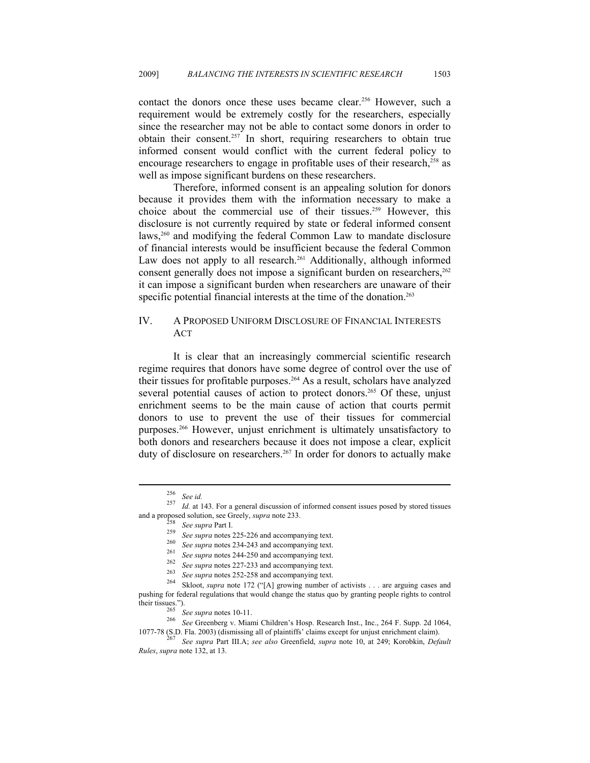contact the donors once these uses became clear.[256] However, such a requirement would be extremely costly for the researchers, especially since the researcher may not be able to contact some donors in order to obtain their consent.[257] In short, requiring researchers to obtain true informed consent would conflict with the current federal policy to encourage researchers to engage in profitable uses of their research,[258] as well as impose significant burdens on these researchers.

Therefore, informed consent is an appealing solution for donors because it provides them with the information necessary to make a choice about the commercial use of their tissues.[259] However, this disclosure is not currently required by state or federal informed consent laws,[260] and modifying the federal Common Law to mandate disclosure of financial interests would be insufficient because the federal Common Law does not apply to all research.[261] Additionally, although informed consent generally does not impose a significant burden on researchers,[262] it can impose a significant burden when researchers are unaware of their specific potential financial interests at the time of the donation.[263]

## IV. A PROPOSED UNIFORM DISCLOSURE OF FINANCIAL INTERESTS ACT

It is clear that an increasingly commercial scientific research regime requires that donors have some degree of control over the use of their tissues for profitable purposes.[264] As a result, scholars have analyzed several potential causes of action to protect donors.[265] Of these, unjust enrichment seems to be the main cause of action that courts permit donors to use to prevent the use of their tissues for commercial purposes.[266] However, unjust enrichment is ultimately unsatisfactory to both donors and researchers because it does not impose a clear, explicit duty of disclosure on researchers.[267] In order for donors to actually make

---

[256] *See id.*

[257] *Id.* at 143. For a general discussion of informed consent issues posed by stored tissues and a proposed solution, see Greely, *supra* note 233.

[258] *See supra* Part I.

[259] *See supra* notes 225-226 and accompanying text.

[260] *See supra* notes 234-243 and accompanying text.

[261] *See supra* notes 244-250 and accompanying text.

[262] *See supra* notes 227-233 and accompanying text.

[263] *See supra* notes 252-258 and accompanying text.

[264] Skloot, *supra* note 172 ("[A] growing number of activists . . . are arguing cases and pushing for federal regulations that would change the status quo by granting people rights to control their tissues.").

[265] *See supra* notes 10-11.

[266] *See* Greenberg v. Miami Children's Hosp. Research Inst., Inc., 264 F. Supp. 2d 1064, 1077-78 (S.D. Fla. 2003) (dismissing all of plaintiffs' claims except for unjust enrichment claim).

[267] *See supra* Part III.A; *see also* Greenfield, *supra* note 10, at 249; Korobkin, *Default Rules*, *supra* note 132, at 13.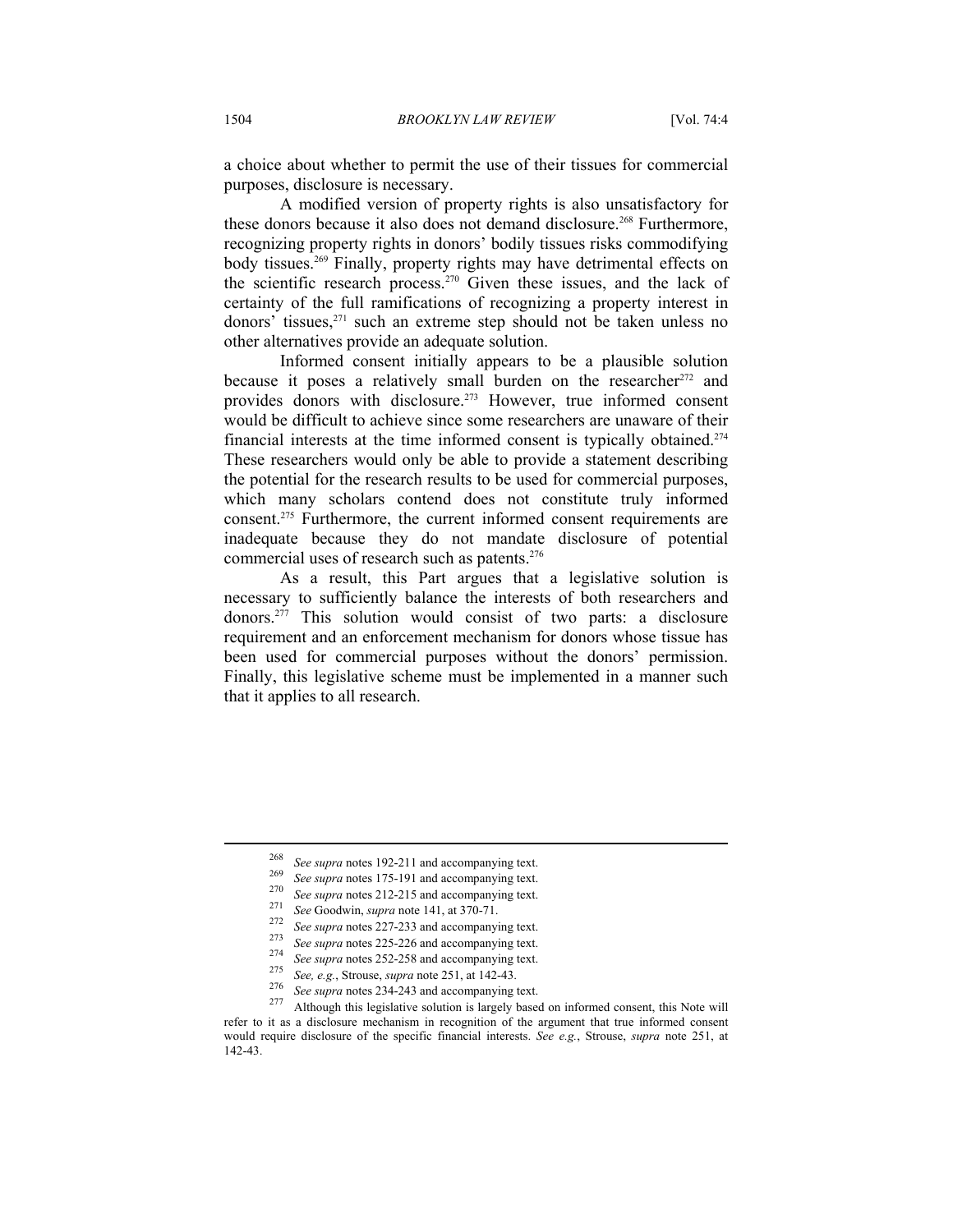a choice about whether to permit the use of their tissues for commercial purposes, disclosure is necessary.

A modified version of property rights is also unsatisfactory for these donors because it also does not demand disclosure.[268] Furthermore, recognizing property rights in donors' bodily tissues risks commodifying body tissues.[269] Finally, property rights may have detrimental effects on the scientific research process.[270] Given these issues, and the lack of certainty of the full ramifications of recognizing a property interest in donors' tissues,[271] such an extreme step should not be taken unless no other alternatives provide an adequate solution.

Informed consent initially appears to be a plausible solution because it poses a relatively small burden on the researcher[272] and provides donors with disclosure.[273] However, true informed consent would be difficult to achieve since some researchers are unaware of their financial interests at the time informed consent is typically obtained.[274] These researchers would only be able to provide a statement describing the potential for the research results to be used for commercial purposes, which many scholars contend does not constitute truly informed consent.[275] Furthermore, the current informed consent requirements are inadequate because they do not mandate disclosure of potential commercial uses of research such as patents.[276]

As a result, this Part argues that a legislative solution is necessary to sufficiently balance the interests of both researchers and donors.[277] This solution would consist of two parts: a disclosure requirement and an enforcement mechanism for donors whose tissue has been used for commercial purposes without the donors' permission. Finally, this legislative scheme must be implemented in a manner such that it applies to all research.

---

[268] *See supra* notes 192-211 and accompanying text.

[269] *See supra* notes 175-191 and accompanying text.

[270] *See supra* notes 212-215 and accompanying text.

[271] *See* Goodwin, *supra* note 141, at 370-71.

[272] *See supra* notes 227-233 and accompanying text.

[273] *See supra* notes 225-226 and accompanying text.

[274] *See supra* notes 252-258 and accompanying text.

[275] *See, e.g.*, Strouse, *supra* note 251, at 142-43.

[276] *See supra* notes 234-243 and accompanying text.

[277] Although this legislative solution is largely based on informed consent, this Note will refer to it as a disclosure mechanism in recognition of the argument that true informed consent would require disclosure of the specific financial interests. *See e.g.*, Strouse, *supra* note 251, at 142-43.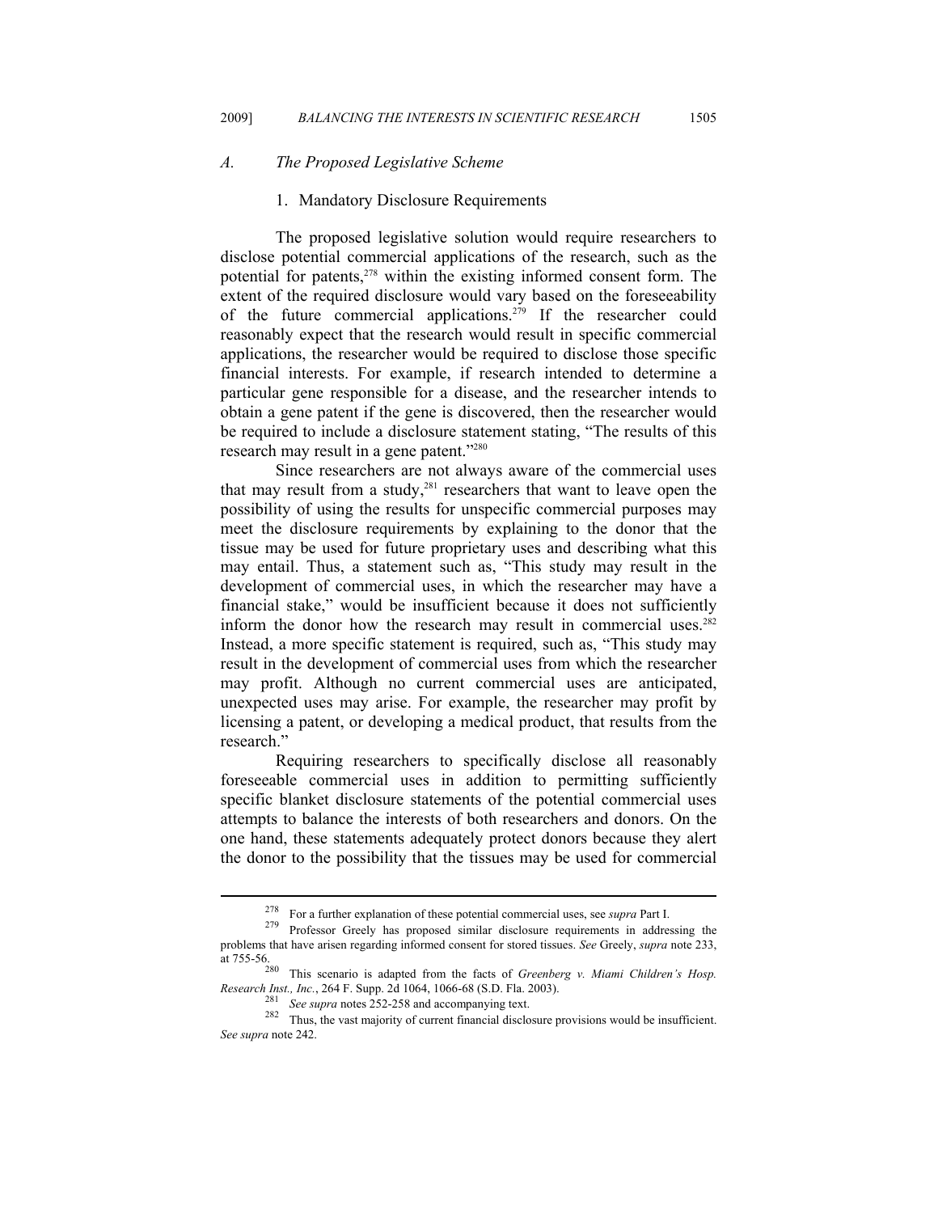### *A. The Proposed Legislative Scheme*

#### 1. Mandatory Disclosure Requirements

The proposed legislative solution would require researchers to disclose potential commercial applications of the research, such as the potential for patents,[278] within the existing informed consent form. The extent of the required disclosure would vary based on the foreseeability of the future commercial applications.[279] If the researcher could reasonably expect that the research would result in specific commercial applications, the researcher would be required to disclose those specific financial interests. For example, if research intended to determine a particular gene responsible for a disease, and the researcher intends to obtain a gene patent if the gene is discovered, then the researcher would be required to include a disclosure statement stating, "The results of this research may result in a gene patent."[280]

Since researchers are not always aware of the commercial uses that may result from a study,[281] researchers that want to leave open the possibility of using the results for unspecific commercial purposes may meet the disclosure requirements by explaining to the donor that the tissue may be used for future proprietary uses and describing what this may entail. Thus, a statement such as, "This study may result in the development of commercial uses, in which the researcher may have a financial stake," would be insufficient because it does not sufficiently inform the donor how the research may result in commercial uses.[282] Instead, a more specific statement is required, such as, "This study may result in the development of commercial uses from which the researcher may profit. Although no current commercial uses are anticipated, unexpected uses may arise. For example, the researcher may profit by licensing a patent, or developing a medical product, that results from the research."

Requiring researchers to specifically disclose all reasonably foreseeable commercial uses in addition to permitting sufficiently specific blanket disclosure statements of the potential commercial uses attempts to balance the interests of both researchers and donors. On the one hand, these statements adequately protect donors because they alert the donor to the possibility that the tissues may be used for commercial

---

[278] For a further explanation of these potential commercial uses, see *supra* Part I.

[279] Professor Greely has proposed similar disclosure requirements in addressing the problems that have arisen regarding informed consent for stored tissues. *See* Greely, *supra* note 233, at 755-56.

[280] This scenario is adapted from the facts of *Greenberg v. Miami Children's Hosp. Research Inst., Inc.*, 264 F. Supp. 2d 1064, 1066-68 (S.D. Fla. 2003).

[281] *See supra* notes 252-258 and accompanying text.

[282] Thus, the vast majority of current financial disclosure provisions would be insufficient. *See supra* note 242.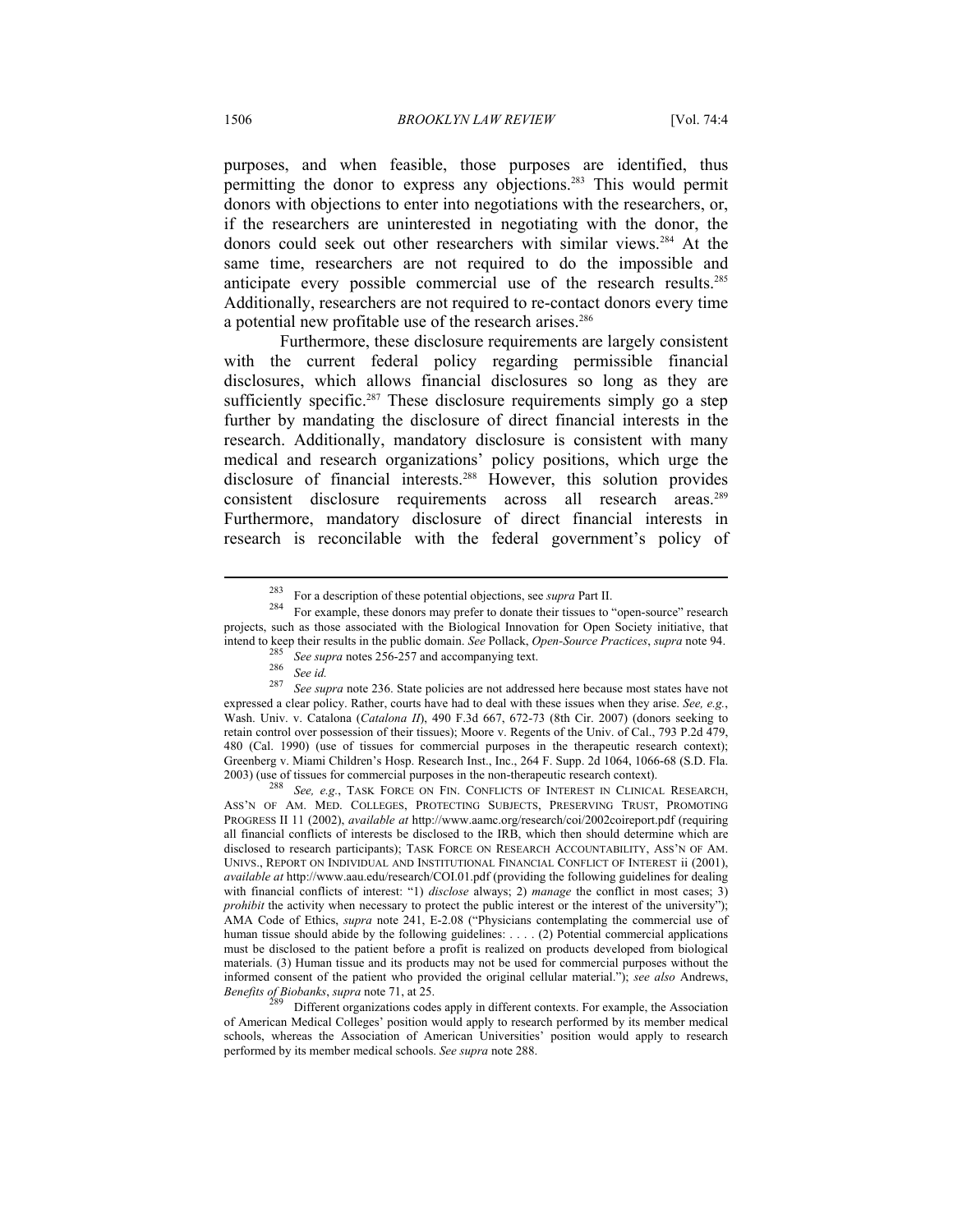purposes, and when feasible, those purposes are identified, thus permitting the donor to express any objections.[283] This would permit donors with objections to enter into negotiations with the researchers, or, if the researchers are uninterested in negotiating with the donor, the donors could seek out other researchers with similar views.[284] At the same time, researchers are not required to do the impossible and anticipate every possible commercial use of the research results.[285] Additionally, researchers are not required to re-contact donors every time a potential new profitable use of the research arises.[286]

Furthermore, these disclosure requirements are largely consistent with the current federal policy regarding permissible financial disclosures, which allows financial disclosures so long as they are sufficiently specific.[287] These disclosure requirements simply go a step further by mandating the disclosure of direct financial interests in the research. Additionally, mandatory disclosure is consistent with many medical and research organizations' policy positions, which urge the disclosure of financial interests.[288] However, this solution provides consistent disclosure requirements across all research areas.[289] Furthermore, mandatory disclosure of direct financial interests in research is reconcilable with the federal government's policy of

---

[283] For a description of these potential objections, see *supra* Part II.

[284] For example, these donors may prefer to donate their tissues to "open-source" research projects, such as those associated with the Biological Innovation for Open Society initiative, that intend to keep their results in the public domain. *See* Pollack, *Open-Source Practices*, *supra* note 94.

[285] *See supra* notes 256-257 and accompanying text.

[286] *See id.*

[287] *See supra* note 236. State policies are not addressed here because most states have not expressed a clear policy. Rather, courts have had to deal with these issues when they arise. *See, e.g.*, Wash. Univ. v. Catalona (*Catalona II*), 490 F.3d 667, 672-73 (8th Cir. 2007) (donors seeking to retain control over possession of their tissues); Moore v. Regents of the Univ. of Cal., 793 P.2d 479, 480 (Cal. 1990) (use of tissues for commercial purposes in the therapeutic research context); Greenberg v. Miami Children's Hosp. Research Inst., Inc., 264 F. Supp. 2d 1064, 1066-68 (S.D. Fla. 2003) (use of tissues for commercial purposes in the non-therapeutic research context).

[288] *See, e.g.*, TASK FORCE ON FIN. CONFLICTS OF INTEREST IN CLINICAL RESEARCH, ASS'N OF AM. MED. COLLEGES, PROTECTING SUBJECTS, PRESERVING TRUST, PROMOTING PROGRESS II 11 (2002), *available at* http://www.aamc.org/research/coi/2002coireport.pdf (requiring all financial conflicts of interests be disclosed to the IRB, which then should determine which are disclosed to research participants); TASK FORCE ON RESEARCH ACCOUNTABILITY, ASS'N OF AM. UNIVS., REPORT ON INDIVIDUAL AND INSTITUTIONAL FINANCIAL CONFLICT OF INTEREST ii (2001), *available at* http://www.aau.edu/research/COI.01.pdf (providing the following guidelines for dealing with financial conflicts of interest: "1) *disclose* always; 2) *manage* the conflict in most cases; 3) *prohibit* the activity when necessary to protect the public interest or the interest of the university"); AMA Code of Ethics, *supra* note 241, E-2.08 ("Physicians contemplating the commercial use of human tissue should abide by the following guidelines: . . . . (2) Potential commercial applications must be disclosed to the patient before a profit is realized on products developed from biological materials. (3) Human tissue and its products may not be used for commercial purposes without the informed consent of the patient who provided the original cellular material."); *see also* Andrews, *Benefits of Biobanks*, *supra* note 71, at 25.

[289] Different organizations codes apply in different contexts. For example, the Association of American Medical Colleges' position would apply to research performed by its member medical schools, whereas the Association of American Universities' position would apply to research performed by its member medical schools. *See supra* note 288.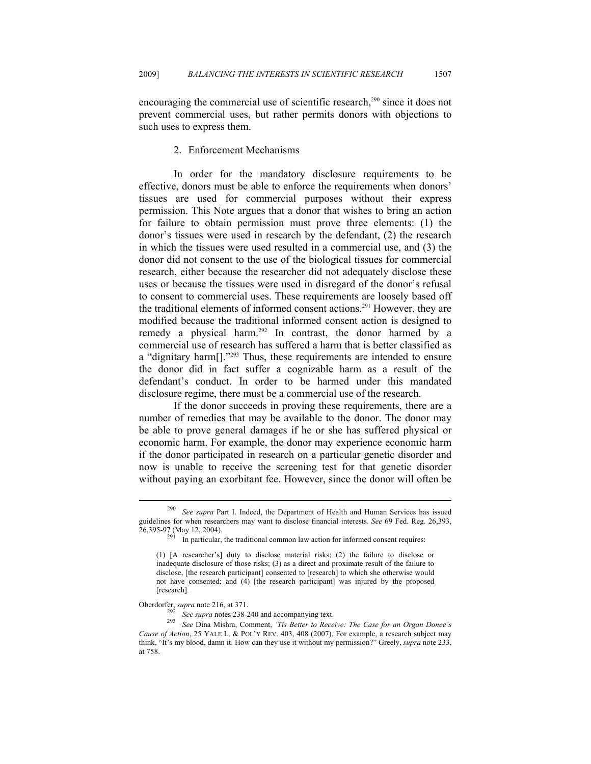encouraging the commercial use of scientific research,[290] since it does not prevent commercial uses, but rather permits donors with objections to such uses to express them.

### 2. Enforcement Mechanisms

In order for the mandatory disclosure requirements to be effective, donors must be able to enforce the requirements when donors' tissues are used for commercial purposes without their express permission. This Note argues that a donor that wishes to bring an action for failure to obtain permission must prove three elements: (1) the donor's tissues were used in research by the defendant, (2) the research in which the tissues were used resulted in a commercial use, and (3) the donor did not consent to the use of the biological tissues for commercial research, either because the researcher did not adequately disclose these uses or because the tissues were used in disregard of the donor's refusal to consent to commercial uses. These requirements are loosely based off the traditional elements of informed consent actions.[291] However, they are modified because the traditional informed consent action is designed to remedy a physical harm.[292] In contrast, the donor harmed by a commercial use of research has suffered a harm that is better classified as a "dignitary harm[]."[293] Thus, these requirements are intended to ensure the donor did in fact suffer a cognizable harm as a result of the defendant's conduct. In order to be harmed under this mandated disclosure regime, there must be a commercial use of the research.

If the donor succeeds in proving these requirements, there are a number of remedies that may be available to the donor. The donor may be able to prove general damages if he or she has suffered physical or economic harm. For example, the donor may experience economic harm if the donor participated in research on a particular genetic disorder and now is unable to receive the screening test for that genetic disorder without paying an exorbitant fee. However, since the donor will often be

---

[290] *See supra* Part I. Indeed, the Department of Health and Human Services has issued guidelines for when researchers may want to disclose financial interests. *See* 69 Fed. Reg. 26,393, 26,395-97 (May 12, 2004).

[291] In particular, the traditional common law action for informed consent requires:

> (1) [A researcher's] duty to disclose material risks; (2) the failure to disclose or inadequate disclosure of those risks; (3) as a direct and proximate result of the failure to disclose, [the research participant] consented to [research] to which she otherwise would not have consented; and (4) [the research participant] was injured by the proposed [research].

Oberdorfer, *supra* note 216, at 371.

[292] *See supra* notes 238-240 and accompanying text.

[293] *See* Dina Mishra, Comment, *'Tis Better to Receive: The Case for an Organ Donee's Cause of Action*, 25 YALE L. & POL'Y REV. 403, 408 (2007). For example, a research subject may think, "It's my blood, damn it. How can they use it without my permission?" Greely, *supra* note 233, at 758.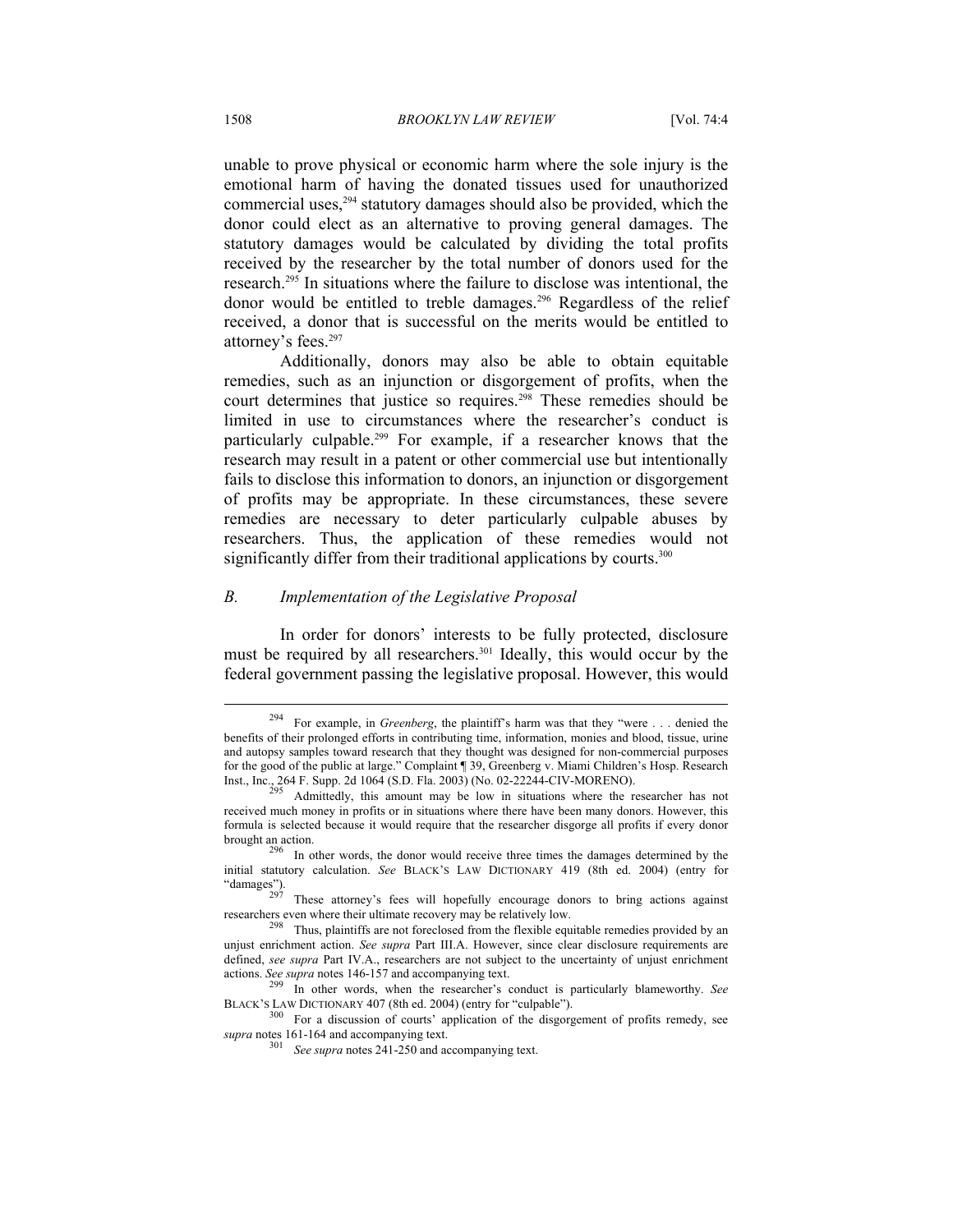unable to prove physical or economic harm where the sole injury is the emotional harm of having the donated tissues used for unauthorized commercial uses,[294] statutory damages should also be provided, which the donor could elect as an alternative to proving general damages. The statutory damages would be calculated by dividing the total profits received by the researcher by the total number of donors used for the research.[295] In situations where the failure to disclose was intentional, the donor would be entitled to treble damages.[296] Regardless of the relief received, a donor that is successful on the merits would be entitled to attorney's fees.[297]

Additionally, donors may also be able to obtain equitable remedies, such as an injunction or disgorgement of profits, when the court determines that justice so requires.[298] These remedies should be limited in use to circumstances where the researcher's conduct is particularly culpable.[299] For example, if a researcher knows that the research may result in a patent or other commercial use but intentionally fails to disclose this information to donors, an injunction or disgorgement of profits may be appropriate. In these circumstances, these severe remedies are necessary to deter particularly culpable abuses by researchers. Thus, the application of these remedies would not significantly differ from their traditional applications by courts.[300]

### *B. Implementation of the Legislative Proposal*

In order for donors' interests to be fully protected, disclosure must be required by all researchers.[301] Ideally, this would occur by the federal government passing the legislative proposal. However, this would

---

[294] For example, in *Greenberg*, the plaintiff's harm was that they "were . . . denied the benefits of their prolonged efforts in contributing time, information, monies and blood, tissue, urine and autopsy samples toward research that they thought was designed for non-commercial purposes for the good of the public at large." Complaint ¶ 39, Greenberg v. Miami Children's Hosp. Research Inst., Inc., 264 F. Supp. 2d 1064 (S.D. Fla. 2003) (No. 02-22244-CIV-MORENO).

[295] Admittedly, this amount may be low in situations where the researcher has not received much money in profits or in situations where there have been many donors. However, this formula is selected because it would require that the researcher disgorge all profits if every donor brought an action.

[296] In other words, the donor would receive three times the damages determined by the initial statutory calculation. *See* BLACK'S LAW DICTIONARY 419 (8th ed. 2004) (entry for "damages").

[297] These attorney's fees will hopefully encourage donors to bring actions against researchers even where their ultimate recovery may be relatively low.

[298] Thus, plaintiffs are not foreclosed from the flexible equitable remedies provided by an unjust enrichment action. *See supra* Part III.A. However, since clear disclosure requirements are defined, *see supra* Part IV.A., researchers are not subject to the uncertainty of unjust enrichment actions. *See supra* notes 146-157 and accompanying text.

[299] In other words, when the researcher's conduct is particularly blameworthy. *See* BLACK'S LAW DICTIONARY 407 (8th ed. 2004) (entry for "culpable").

[300] For a discussion of courts' application of the disgorgement of profits remedy, see *supra* notes 161-164 and accompanying text.

[301] *See supra* notes 241-250 and accompanying text.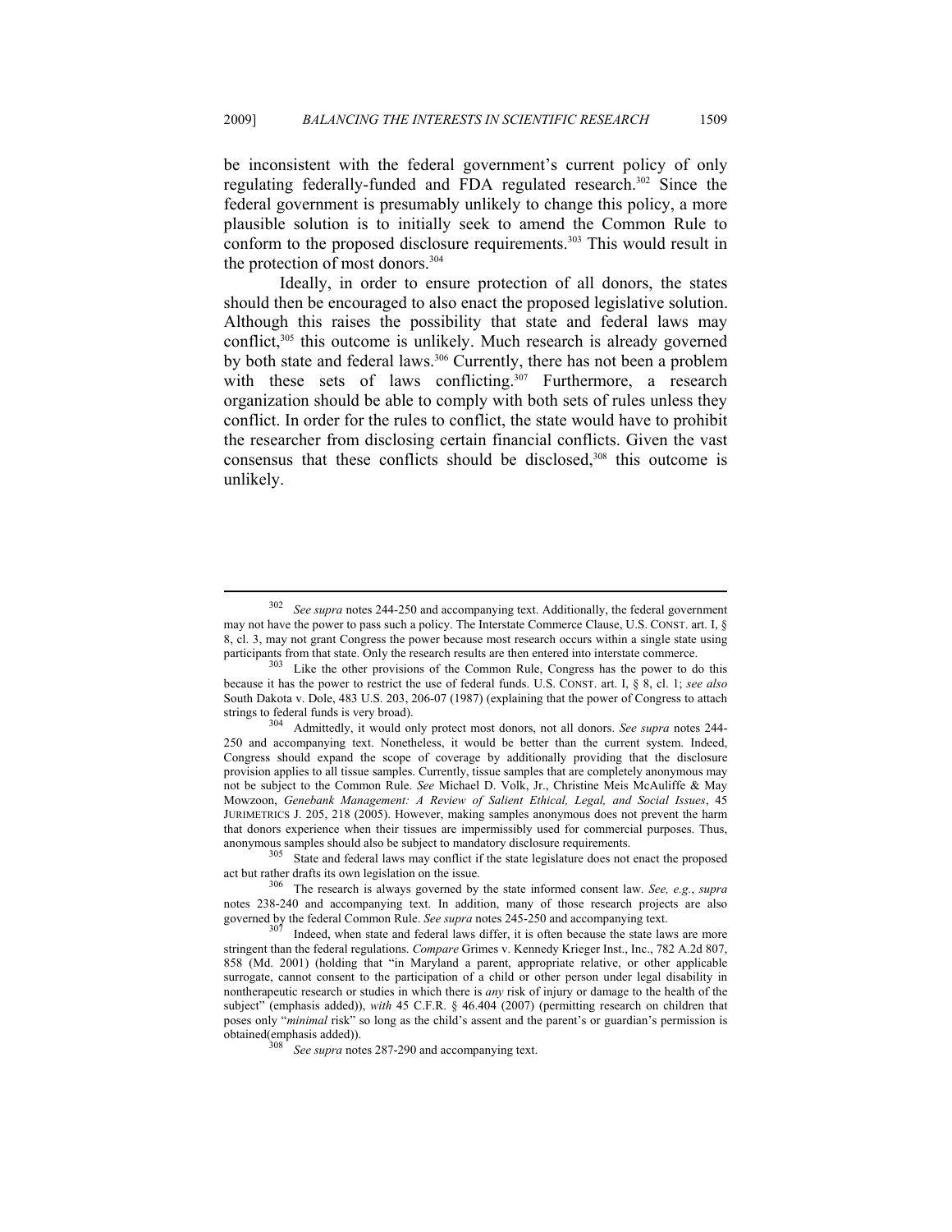be inconsistent with the federal government's current policy of only regulating federally-funded and FDA regulated research.[302] Since the federal government is presumably unlikely to change this policy, a more plausible solution is to initially seek to amend the Common Rule to conform to the proposed disclosure requirements.[303] This would result in the protection of most donors.[304]

Ideally, in order to ensure protection of all donors, the states should then be encouraged to also enact the proposed legislative solution. Although this raises the possibility that state and federal laws may conflict,[305] this outcome is unlikely. Much research is already governed by both state and federal laws.[306] Currently, there has not been a problem with these sets of laws conflicting.[307] Furthermore, a research organization should be able to comply with both sets of rules unless they conflict. In order for the rules to conflict, the state would have to prohibit the researcher from disclosing certain financial conflicts. Given the vast consensus that these conflicts should be disclosed,[308] this outcome is unlikely.

---

[302] *See supra* notes 244-250 and accompanying text. Additionally, the federal government may not have the power to pass such a policy. The Interstate Commerce Clause, U.S. CONST. art. I, § 8, cl. 3, may not grant Congress the power because most research occurs within a single state using participants from that state. Only the research results are then entered into interstate commerce.

[303] Like the other provisions of the Common Rule, Congress has the power to do this because it has the power to restrict the use of federal funds. U.S. CONST. art. I, § 8, cl. 1; *see also* South Dakota v. Dole, 483 U.S. 203, 206-07 (1987) (explaining that the power of Congress to attach strings to federal funds is very broad).

[304] Admittedly, it would only protect most donors, not all donors. *See supra* notes 244-250 and accompanying text. Nonetheless, it would be better than the current system. Indeed, Congress should expand the scope of coverage by additionally providing that the disclosure provision applies to all tissue samples. Currently, tissue samples that are completely anonymous may not be subject to the Common Rule. *See* Michael D. Volk, Jr., Christine Meis McAuliffe & May Mowzoon, *Genebank Management: A Review of Salient Ethical, Legal, and Social Issues*, 45 JURIMETRICS J. 205, 218 (2005). However, making samples anonymous does not prevent the harm that donors experience when their tissues are impermissibly used for commercial purposes. Thus, anonymous samples should also be subject to mandatory disclosure requirements.

[305] State and federal laws may conflict if the state legislature does not enact the proposed act but rather drafts its own legislation on the issue.

[306] The research is always governed by the state informed consent law. *See, e.g.*, *supra* notes 238-240 and accompanying text. In addition, many of those research projects are also governed by the federal Common Rule. *See supra* notes 245-250 and accompanying text.

[307] Indeed, when state and federal laws differ, it is often because the state laws are more stringent than the federal regulations. *Compare* Grimes v. Kennedy Krieger Inst., Inc., 782 A.2d 807, 858 (Md. 2001) (holding that "in Maryland a parent, appropriate relative, or other applicable surrogate, cannot consent to the participation of a child or other person under legal disability in nontherapeutic research or studies in which there is *any* risk of injury or damage to the health of the subject" (emphasis added)), *with* 45 C.F.R. § 46.404 (2007) (permitting research on children that poses only "*minimal* risk" so long as the child's assent and the parent's or guardian's permission is obtained(emphasis added)).

[308] *See supra* notes 287-290 and accompanying text.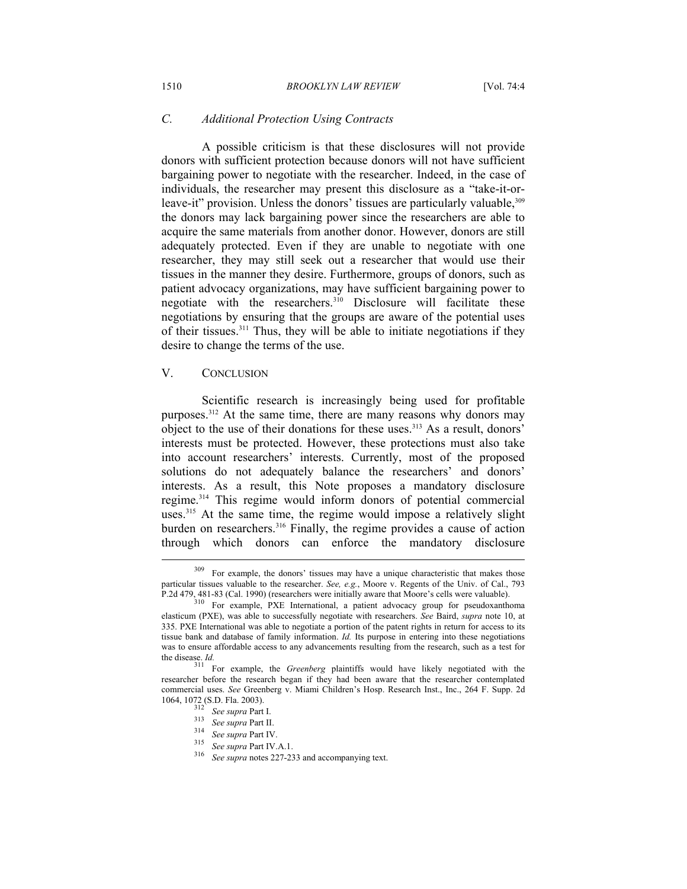### C. Additional Protection Using Contracts

A possible criticism is that these disclosures will not provide donors with sufficient protection because donors will not have sufficient bargaining power to negotiate with the researcher. Indeed, in the case of individuals, the researcher may present this disclosure as a "take-it-or-leave-it" provision. Unless the donors' tissues are particularly valuable,[309] the donors may lack bargaining power since the researchers are able to acquire the same materials from another donor. However, donors are still adequately protected. Even if they are unable to negotiate with one researcher, they may still seek out a researcher that would use their tissues in the manner they desire. Furthermore, groups of donors, such as patient advocacy organizations, may have sufficient bargaining power to negotiate with the researchers.[310] Disclosure will facilitate these negotiations by ensuring that the groups are aware of the potential uses of their tissues.[311] Thus, they will be able to initiate negotiations if they desire to change the terms of the use.

## V. CONCLUSION

Scientific research is increasingly being used for profitable purposes.[312] At the same time, there are many reasons why donors may object to the use of their donations for these uses.[313] As a result, donors' interests must be protected. However, these protections must also take into account researchers' interests. Currently, most of the proposed solutions do not adequately balance the researchers' and donors' interests. As a result, this Note proposes a mandatory disclosure regime.[314] This regime would inform donors of potential commercial uses.[315] At the same time, the regime would impose a relatively slight burden on researchers.[316] Finally, the regime provides a cause of action through which donors can enforce the mandatory disclosure

---

[309] For example, the donors' tissues may have a unique characteristic that makes those particular tissues valuable to the researcher. *See, e.g.*, Moore v. Regents of the Univ. of Cal., 793 P.2d 479, 481-83 (Cal. 1990) (researchers were initially aware that Moore's cells were valuable).

[310] For example, PXE International, a patient advocacy group for pseudoxanthoma elasticum (PXE), was able to successfully negotiate with researchers. *See* Baird, *supra* note 10, at 335. PXE International was able to negotiate a portion of the patent rights in return for access to its tissue bank and database of family information. *Id.* Its purpose in entering into these negotiations was to ensure affordable access to any advancements resulting from the research, such as a test for the disease. *Id.*

[311] For example, the *Greenberg* plaintiffs would have likely negotiated with the researcher before the research began if they had been aware that the researcher contemplated commercial uses. *See* Greenberg v. Miami Children's Hosp. Research Inst., Inc., 264 F. Supp. 2d 1064, 1072 (S.D. Fla. 2003).

[312] *See supra* Part I.

[313] *See supra* Part II.

[314] *See supra* Part IV.

[315] *See supra* Part IV.A.1.

[316] *See supra* notes 227-233 and accompanying text.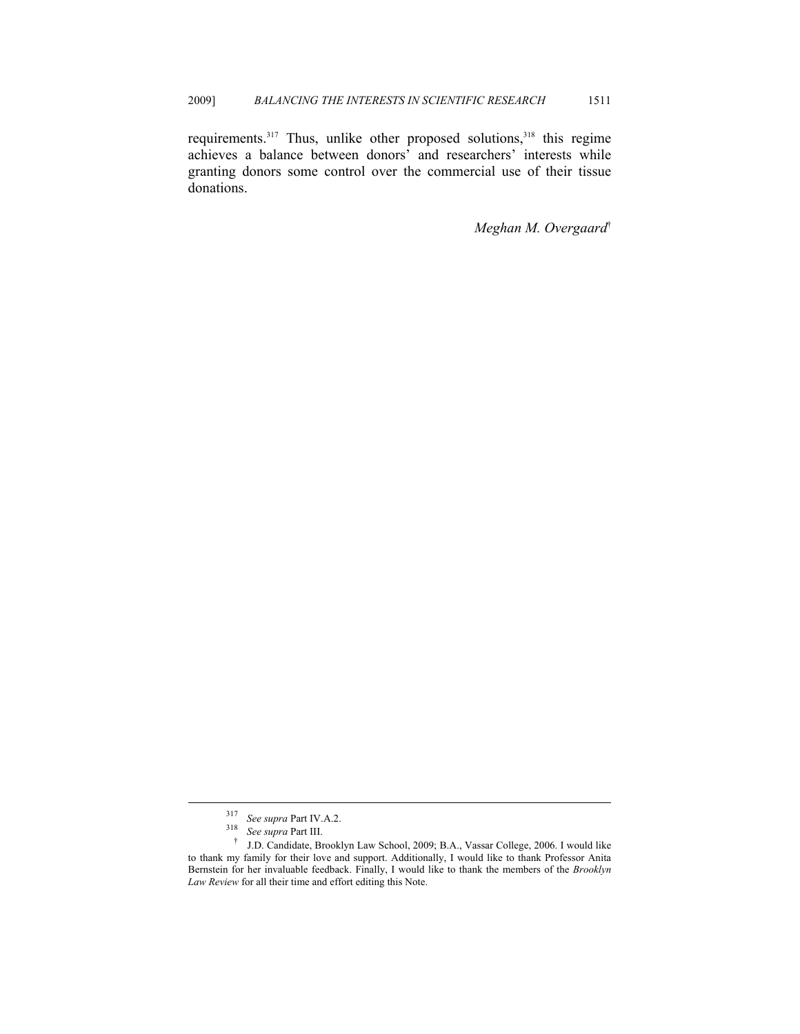requirements.[317] Thus, unlike other proposed solutions,[318] this regime achieves a balance between donors' and researchers' interests while granting donors some control over the commercial use of their tissue donations.

*Meghan M. Overgaard*[†]

---

[317] *See supra* Part IV.A.2.

[318] *See supra* Part III.

[†] J.D. Candidate, Brooklyn Law School, 2009; B.A., Vassar College, 2006. I would like to thank my family for their love and support. Additionally, I would like to thank Professor Anita Bernstein for her invaluable feedback. Finally, I would like to thank the members of the *Brooklyn Law Review* for all their time and effort editing this Note.